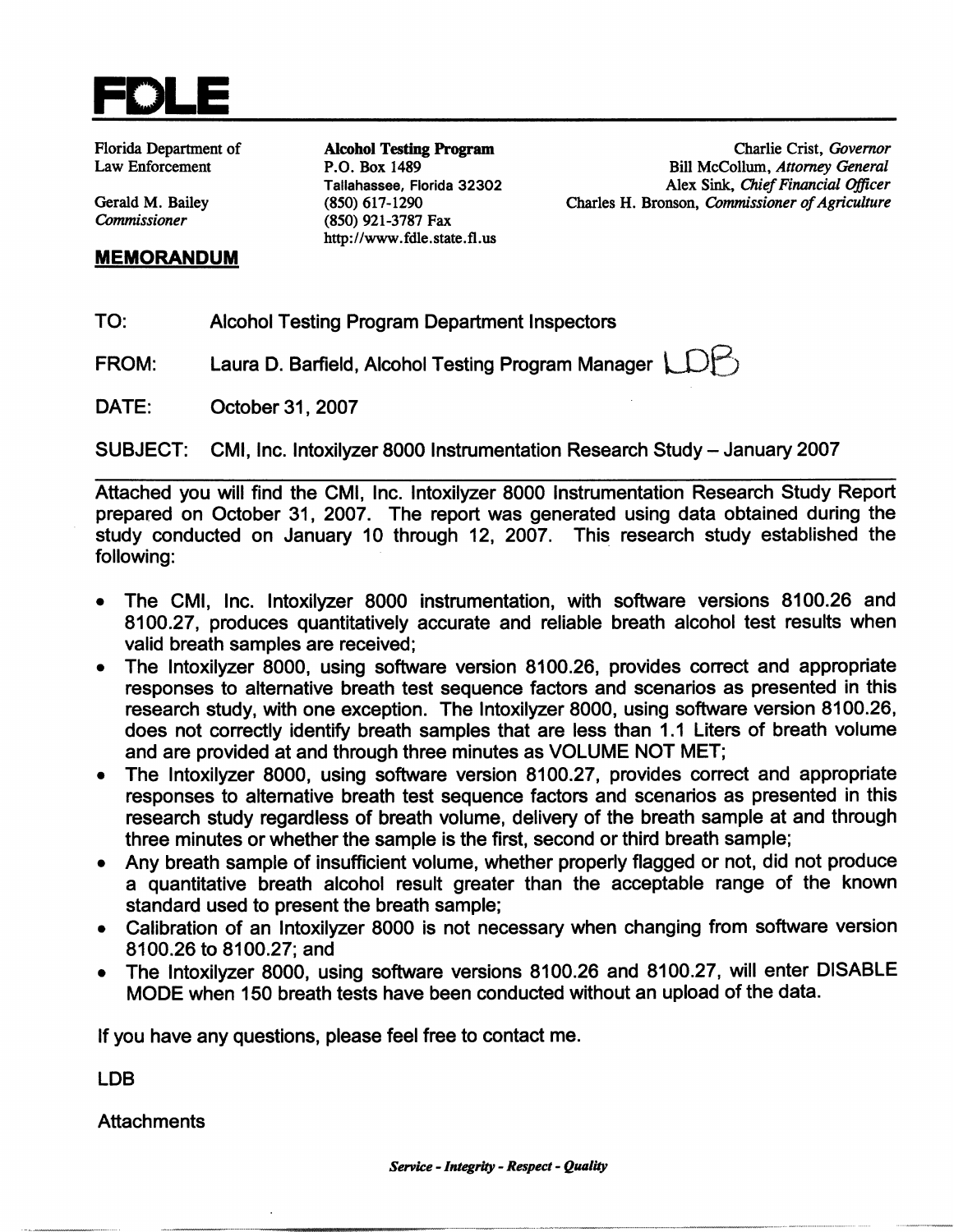# FDLE

Florida Department of Law Enforcement

Gerald M. Bailey
*Commissioner*

**Alcohol Testing Program**
P.O. Box 1489
Tallahassee, Florida 32302
(850) 617-1290
(850) 921-3787 Fax
http://www.fdle.state.fl.us

Charlie Crist, *Governor*
Bill McCollum, *Attorney General*
Alex Sink, *Chief Financial Officer*
Charles H. Bronson, *Commissioner of Agriculture*

## MEMORANDUM

TO: Alcohol Testing Program Department Inspectors

FROM: Laura D. Barfield, Alcohol Testing Program Manager LDB

DATE: October 31, 2007

SUBJECT: CMI, Inc. Intoxilyzer 8000 Instrumentation Research Study – January 2007

---

Attached you will find the CMI, Inc. Intoxilyzer 8000 Instrumentation Research Study Report prepared on October 31, 2007. The report was generated using data obtained during the study conducted on January 10 through 12, 2007. This research study established the following:

- The CMI, Inc. Intoxilyzer 8000 instrumentation, with software versions 8100.26 and 8100.27, produces quantitatively accurate and reliable breath alcohol test results when valid breath samples are received;
- The Intoxilyzer 8000, using software version 8100.26, provides correct and appropriate responses to alternative breath test sequence factors and scenarios as presented in this research study, with one exception. The Intoxilyzer 8000, using software version 8100.26, does not correctly identify breath samples that are less than 1.1 Liters of breath volume and are provided at and through three minutes as VOLUME NOT MET;
- The Intoxilyzer 8000, using software version 8100.27, provides correct and appropriate responses to alternative breath test sequence factors and scenarios as presented in this research study regardless of breath volume, delivery of the breath sample at and through three minutes or whether the sample is the first, second or third breath sample;
- Any breath sample of insufficient volume, whether properly flagged or not, did not produce a quantitative breath alcohol result greater than the acceptable range of the known standard used to present the breath sample;
- Calibration of an Intoxilyzer 8000 is not necessary when changing from software version 8100.26 to 8100.27; and
- The Intoxilyzer 8000, using software versions 8100.26 and 8100.27, will enter DISABLE MODE when 150 breath tests have been conducted without an upload of the data.

If you have any questions, please feel free to contact me.

LDB

Attachments

*Service - Integrity - Respect - Quality*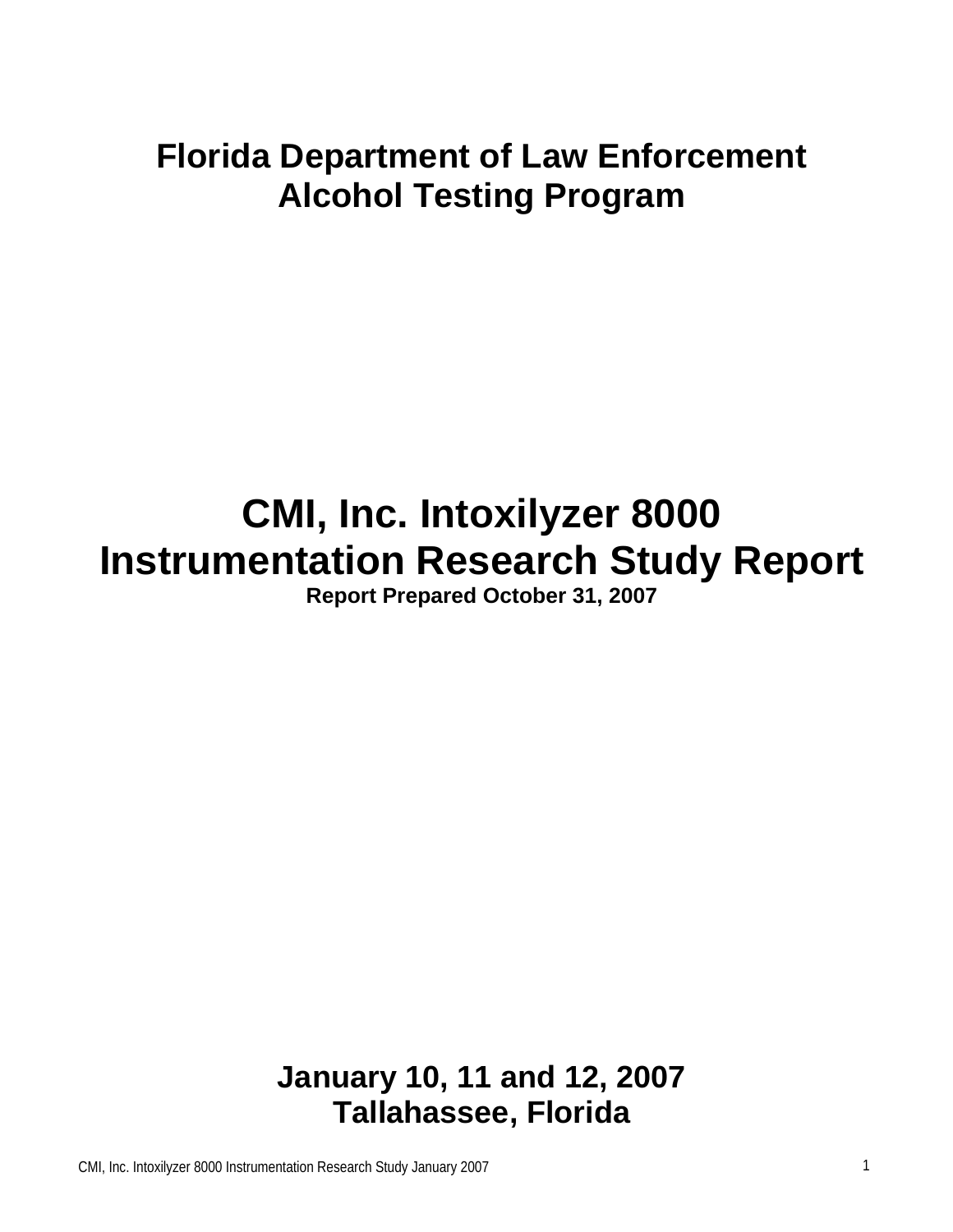# Florida Department of Law Enforcement
# Alcohol Testing Program

# CMI, Inc. Intoxilyzer 8000
# Instrumentation Research Study Report

**Report Prepared October 31, 2007**

## January 10, 11 and 12, 2007
## Tallahassee, Florida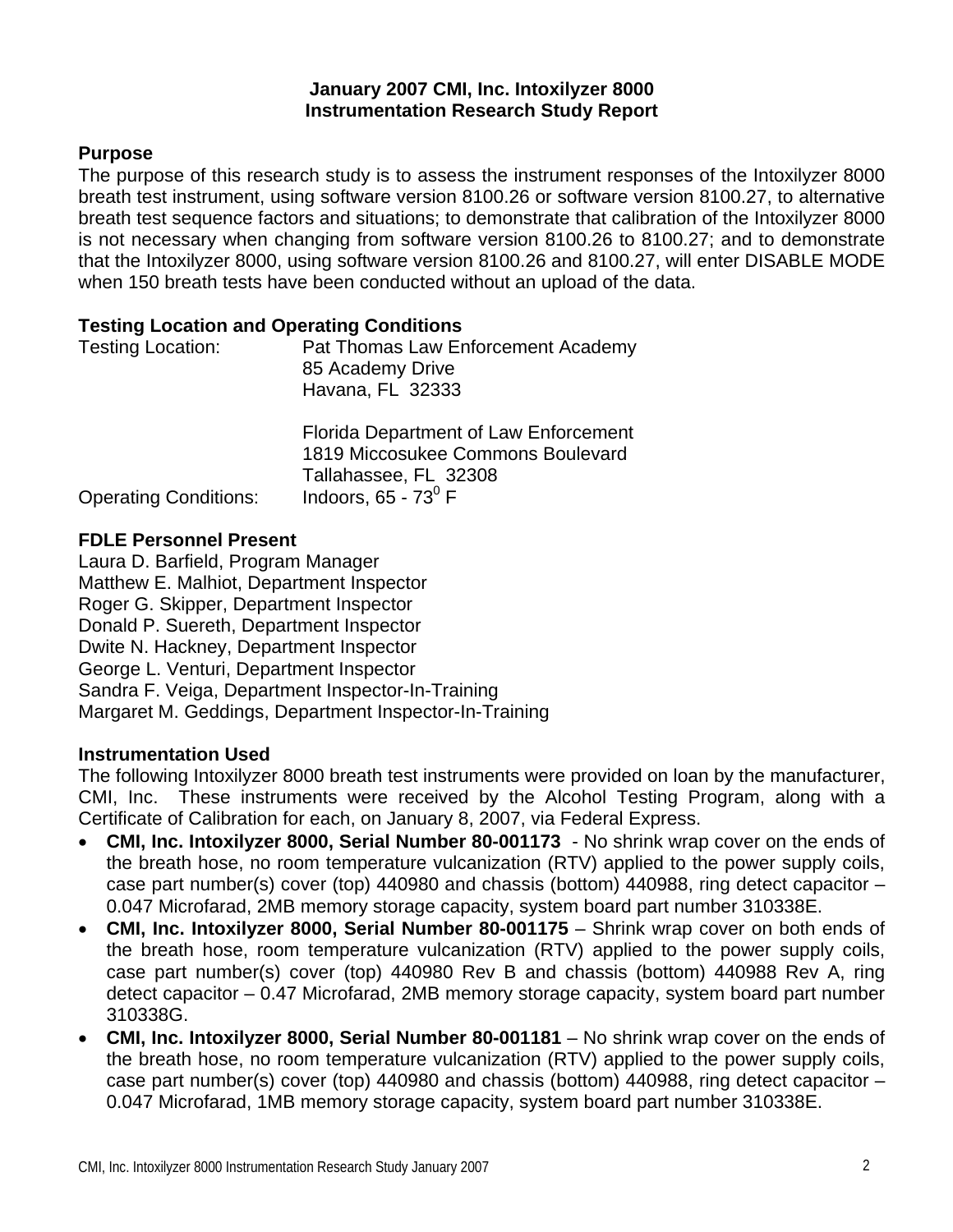**January 2007 CMI, Inc. Intoxilyzer 8000**
**Instrumentation Research Study Report**

## Purpose

The purpose of this research study is to assess the instrument responses of the Intoxilyzer 8000 breath test instrument, using software version 8100.26 or software version 8100.27, to alternative breath test sequence factors and situations; to demonstrate that calibration of the Intoxilyzer 8000 is not necessary when changing from software version 8100.26 to 8100.27; and to demonstrate that the Intoxilyzer 8000, using software version 8100.26 and 8100.27, will enter DISABLE MODE when 150 breath tests have been conducted without an upload of the data.

## Testing Location and Operating Conditions

Testing Location:
Pat Thomas Law Enforcement Academy
85 Academy Drive
Havana, FL 32333

Florida Department of Law Enforcement
1819 Miccosukee Commons Boulevard
Tallahassee, FL 32308

Operating Conditions: Indoors, 65 - 73$^0$ F

## FDLE Personnel Present

Laura D. Barfield, Program Manager
Matthew E. Malhiot, Department Inspector
Roger G. Skipper, Department Inspector
Donald P. Suereth, Department Inspector
Dwite N. Hackney, Department Inspector
George L. Venturi, Department Inspector
Sandra F. Veiga, Department Inspector-In-Training
Margaret M. Geddings, Department Inspector-In-Training

## Instrumentation Used

The following Intoxilyzer 8000 breath test instruments were provided on loan by the manufacturer, CMI, Inc. These instruments were received by the Alcohol Testing Program, along with a Certificate of Calibration for each, on January 8, 2007, via Federal Express.

- **CMI, Inc. Intoxilyzer 8000, Serial Number 80-001173** - No shrink wrap cover on the ends of the breath hose, no room temperature vulcanization (RTV) applied to the power supply coils, case part number(s) cover (top) 440980 and chassis (bottom) 440988, ring detect capacitor – 0.047 Microfarad, 2MB memory storage capacity, system board part number 310338E.
- **CMI, Inc. Intoxilyzer 8000, Serial Number 80-001175** – Shrink wrap cover on both ends of the breath hose, room temperature vulcanization (RTV) applied to the power supply coils, case part number(s) cover (top) 440980 Rev B and chassis (bottom) 440988 Rev A, ring detect capacitor – 0.47 Microfarad, 2MB memory storage capacity, system board part number 310338G.
- **CMI, Inc. Intoxilyzer 8000, Serial Number 80-001181** – No shrink wrap cover on the ends of the breath hose, no room temperature vulcanization (RTV) applied to the power supply coils, case part number(s) cover (top) 440980 and chassis (bottom) 440988, ring detect capacitor – 0.047 Microfarad, 1MB memory storage capacity, system board part number 310338E.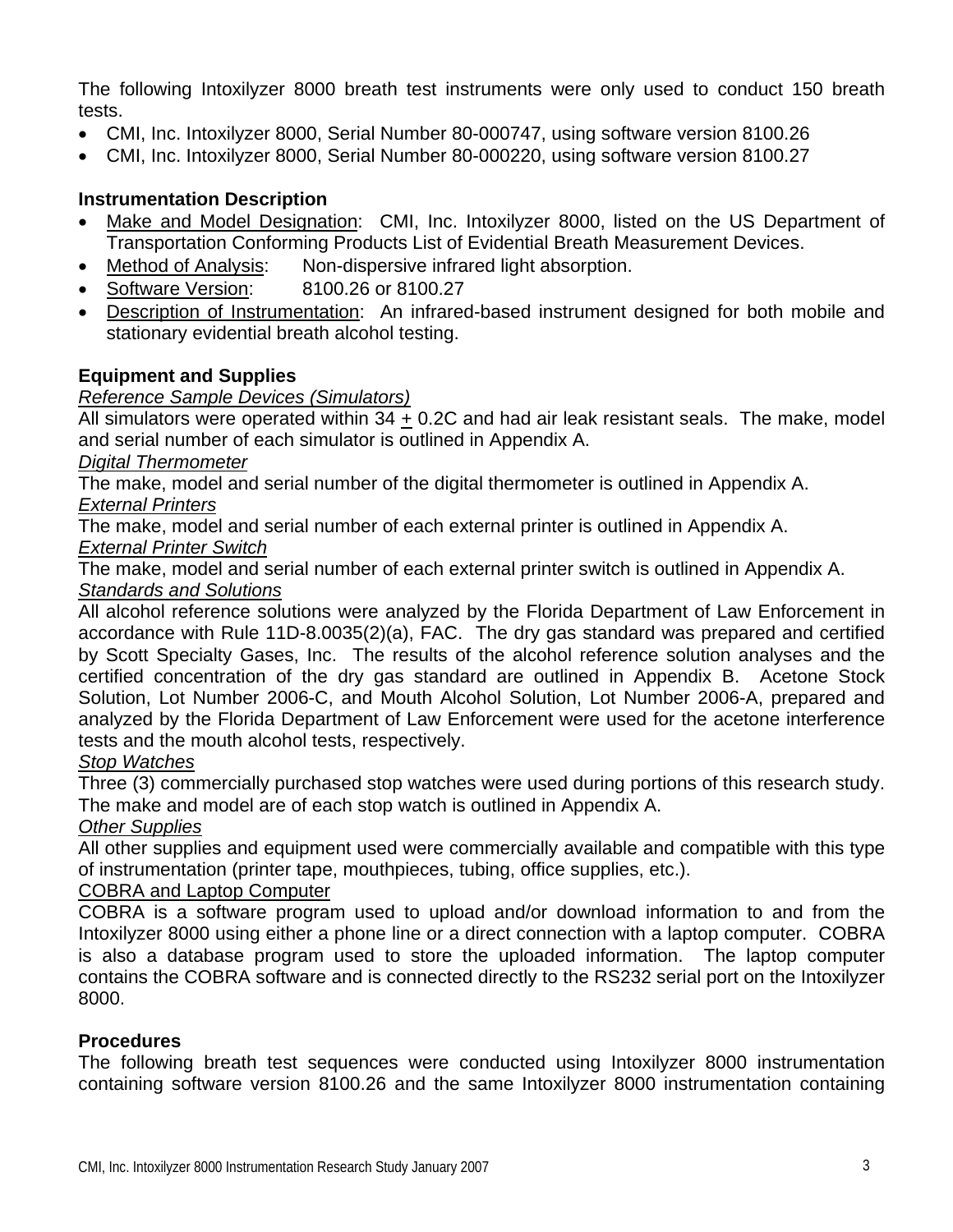The following Intoxilyzer 8000 breath test instruments were only used to conduct 150 breath tests.

- CMI, Inc. Intoxilyzer 8000, Serial Number 80-000747, using software version 8100.26
- CMI, Inc. Intoxilyzer 8000, Serial Number 80-000220, using software version 8100.27

**Instrumentation Description**

- Make and Model Designation: CMI, Inc. Intoxilyzer 8000, listed on the US Department of Transportation Conforming Products List of Evidential Breath Measurement Devices.
- Method of Analysis: Non-dispersive infrared light absorption.
- Software Version: 8100.26 or 8100.27
- Description of Instrumentation: An infrared-based instrument designed for both mobile and stationary evidential breath alcohol testing.

**Equipment and Supplies**

*Reference Sample Devices (Simulators)*

All simulators were operated within 34 ± 0.2C and had air leak resistant seals. The make, model and serial number of each simulator is outlined in Appendix A.

*Digital Thermometer*

The make, model and serial number of the digital thermometer is outlined in Appendix A.

*External Printers*

The make, model and serial number of each external printer is outlined in Appendix A.

*External Printer Switch*

The make, model and serial number of each external printer switch is outlined in Appendix A.

*Standards and Solutions*

All alcohol reference solutions were analyzed by the Florida Department of Law Enforcement in accordance with Rule 11D-8.0035(2)(a), FAC. The dry gas standard was prepared and certified by Scott Specialty Gases, Inc. The results of the alcohol reference solution analyses and the certified concentration of the dry gas standard are outlined in Appendix B. Acetone Stock Solution, Lot Number 2006-C, and Mouth Alcohol Solution, Lot Number 2006-A, prepared and analyzed by the Florida Department of Law Enforcement were used for the acetone interference tests and the mouth alcohol tests, respectively.

*Stop Watches*

Three (3) commercially purchased stop watches were used during portions of this research study. The make and model are of each stop watch is outlined in Appendix A.

*Other Supplies*

All other supplies and equipment used were commercially available and compatible with this type of instrumentation (printer tape, mouthpieces, tubing, office supplies, etc.).

COBRA and Laptop Computer

COBRA is a software program used to upload and/or download information to and from the Intoxilyzer 8000 using either a phone line or a direct connection with a laptop computer. COBRA is also a database program used to store the uploaded information. The laptop computer contains the COBRA software and is connected directly to the RS232 serial port on the Intoxilyzer 8000.

**Procedures**

The following breath test sequences were conducted using Intoxilyzer 8000 instrumentation containing software version 8100.26 and the same Intoxilyzer 8000 instrumentation containing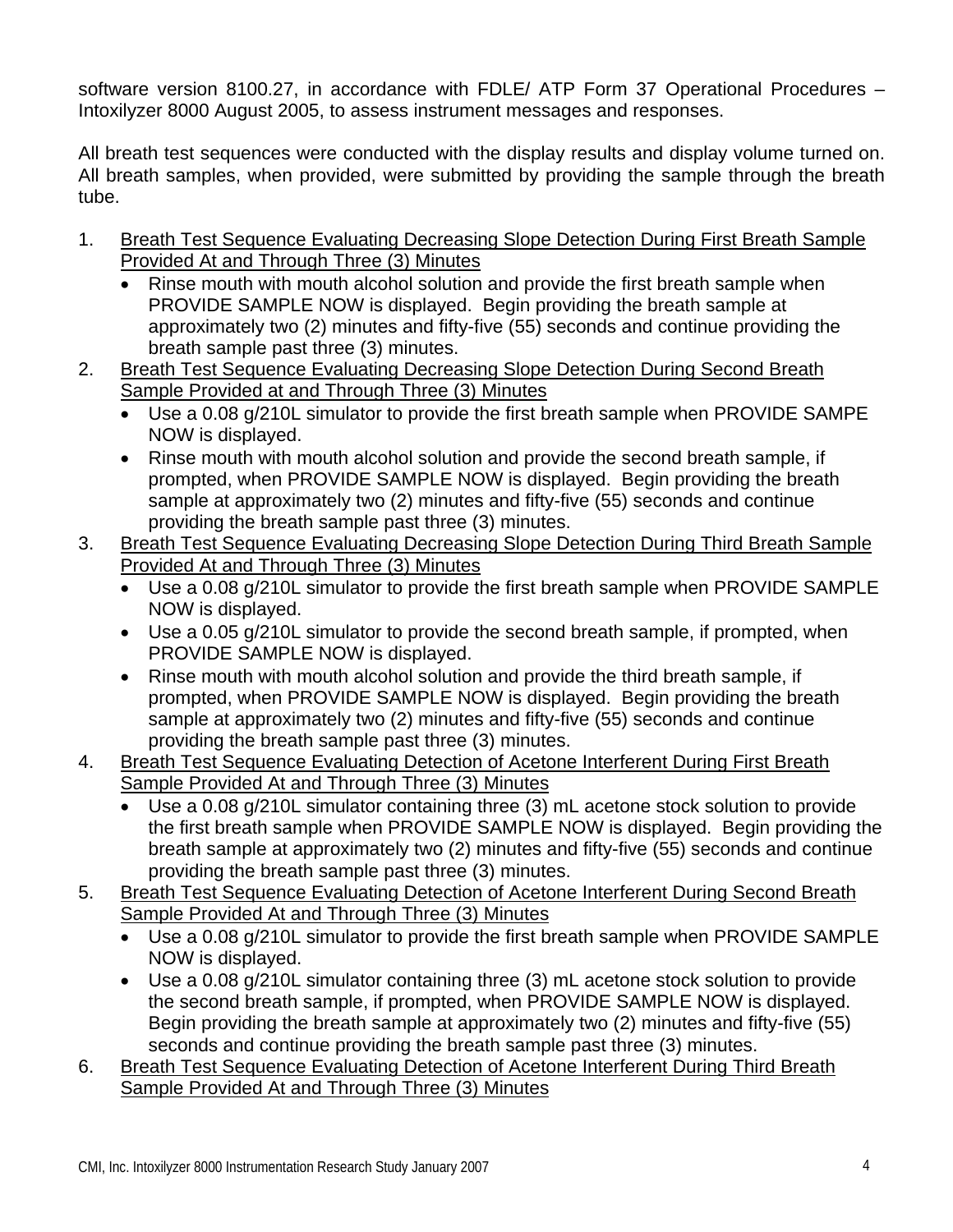software version 8100.27, in accordance with FDLE/ ATP Form 37 Operational Procedures – Intoxilyzer 8000 August 2005, to assess instrument messages and responses.

All breath test sequences were conducted with the display results and display volume turned on. All breath samples, when provided, were submitted by providing the sample through the breath tube.

1. <u>Breath Test Sequence Evaluating Decreasing Slope Detection During First Breath Sample Provided At and Through Three (3) Minutes</u>
   - Rinse mouth with mouth alcohol solution and provide the first breath sample when PROVIDE SAMPLE NOW is displayed. Begin providing the breath sample at approximately two (2) minutes and fifty-five (55) seconds and continue providing the breath sample past three (3) minutes.
2. <u>Breath Test Sequence Evaluating Decreasing Slope Detection During Second Breath Sample Provided at and Through Three (3) Minutes</u>
   - Use a 0.08 g/210L simulator to provide the first breath sample when PROVIDE SAMPE NOW is displayed.
   - Rinse mouth with mouth alcohol solution and provide the second breath sample, if prompted, when PROVIDE SAMPLE NOW is displayed. Begin providing the breath sample at approximately two (2) minutes and fifty-five (55) seconds and continue providing the breath sample past three (3) minutes.
3. <u>Breath Test Sequence Evaluating Decreasing Slope Detection During Third Breath Sample Provided At and Through Three (3) Minutes</u>
   - Use a 0.08 g/210L simulator to provide the first breath sample when PROVIDE SAMPLE NOW is displayed.
   - Use a 0.05 g/210L simulator to provide the second breath sample, if prompted, when PROVIDE SAMPLE NOW is displayed.
   - Rinse mouth with mouth alcohol solution and provide the third breath sample, if prompted, when PROVIDE SAMPLE NOW is displayed. Begin providing the breath sample at approximately two (2) minutes and fifty-five (55) seconds and continue providing the breath sample past three (3) minutes.
4. <u>Breath Test Sequence Evaluating Detection of Acetone Interferent During First Breath Sample Provided At and Through Three (3) Minutes</u>
   - Use a 0.08 g/210L simulator containing three (3) mL acetone stock solution to provide the first breath sample when PROVIDE SAMPLE NOW is displayed. Begin providing the breath sample at approximately two (2) minutes and fifty-five (55) seconds and continue providing the breath sample past three (3) minutes.
5. <u>Breath Test Sequence Evaluating Detection of Acetone Interferent During Second Breath Sample Provided At and Through Three (3) Minutes</u>
   - Use a 0.08 g/210L simulator to provide the first breath sample when PROVIDE SAMPLE NOW is displayed.
   - Use a 0.08 g/210L simulator containing three (3) mL acetone stock solution to provide the second breath sample, if prompted, when PROVIDE SAMPLE NOW is displayed. Begin providing the breath sample at approximately two (2) minutes and fifty-five (55) seconds and continue providing the breath sample past three (3) minutes.
6. <u>Breath Test Sequence Evaluating Detection of Acetone Interferent During Third Breath Sample Provided At and Through Three (3) Minutes</u>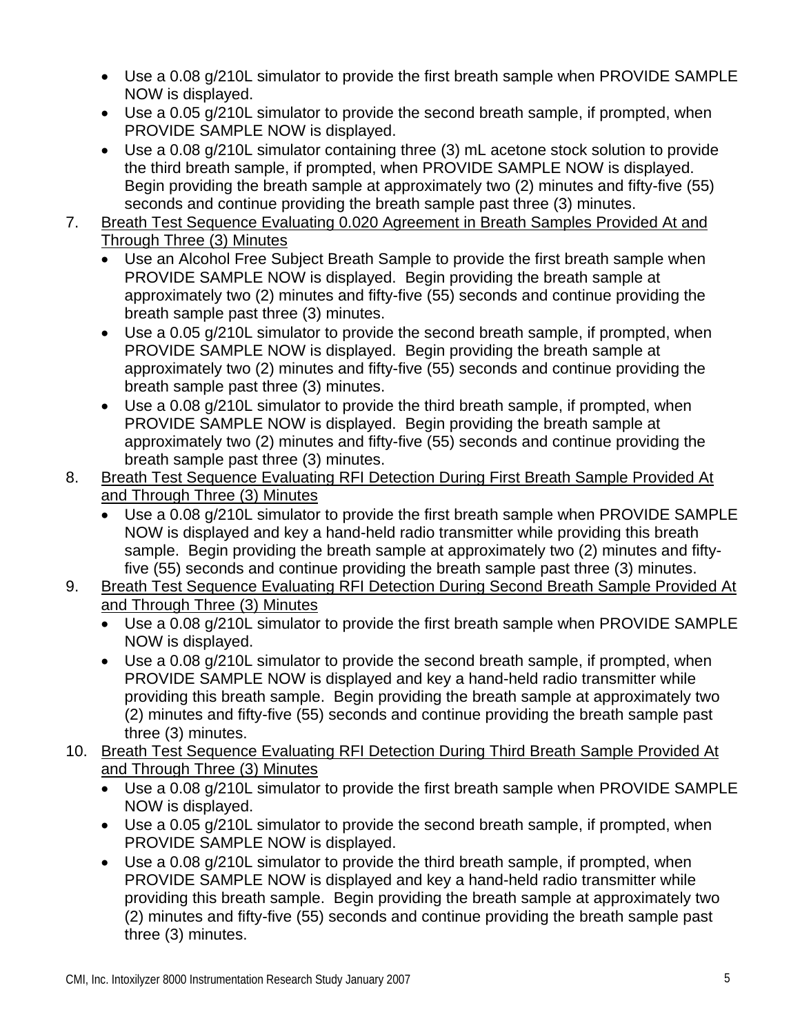- Use a 0.08 g/210L simulator to provide the first breath sample when PROVIDE SAMPLE NOW is displayed.
- Use a 0.05 g/210L simulator to provide the second breath sample, if prompted, when PROVIDE SAMPLE NOW is displayed.
- Use a 0.08 g/210L simulator containing three (3) mL acetone stock solution to provide the third breath sample, if prompted, when PROVIDE SAMPLE NOW is displayed. Begin providing the breath sample at approximately two (2) minutes and fifty-five (55) seconds and continue providing the breath sample past three (3) minutes.

7. Breath Test Sequence Evaluating 0.020 Agreement in Breath Samples Provided At and Through Three (3) Minutes
   - Use an Alcohol Free Subject Breath Sample to provide the first breath sample when PROVIDE SAMPLE NOW is displayed. Begin providing the breath sample at approximately two (2) minutes and fifty-five (55) seconds and continue providing the breath sample past three (3) minutes.
   - Use a 0.05 g/210L simulator to provide the second breath sample, if prompted, when PROVIDE SAMPLE NOW is displayed. Begin providing the breath sample at approximately two (2) minutes and fifty-five (55) seconds and continue providing the breath sample past three (3) minutes.
   - Use a 0.08 g/210L simulator to provide the third breath sample, if prompted, when PROVIDE SAMPLE NOW is displayed. Begin providing the breath sample at approximately two (2) minutes and fifty-five (55) seconds and continue providing the breath sample past three (3) minutes.
8. Breath Test Sequence Evaluating RFI Detection During First Breath Sample Provided At and Through Three (3) Minutes
   - Use a 0.08 g/210L simulator to provide the first breath sample when PROVIDE SAMPLE NOW is displayed and key a hand-held radio transmitter while providing this breath sample. Begin providing the breath sample at approximately two (2) minutes and fifty-five (55) seconds and continue providing the breath sample past three (3) minutes.
9. Breath Test Sequence Evaluating RFI Detection During Second Breath Sample Provided At and Through Three (3) Minutes
   - Use a 0.08 g/210L simulator to provide the first breath sample when PROVIDE SAMPLE NOW is displayed.
   - Use a 0.08 g/210L simulator to provide the second breath sample, if prompted, when PROVIDE SAMPLE NOW is displayed and key a hand-held radio transmitter while providing this breath sample. Begin providing the breath sample at approximately two (2) minutes and fifty-five (55) seconds and continue providing the breath sample past three (3) minutes.
10. Breath Test Sequence Evaluating RFI Detection During Third Breath Sample Provided At and Through Three (3) Minutes
    - Use a 0.08 g/210L simulator to provide the first breath sample when PROVIDE SAMPLE NOW is displayed.
    - Use a 0.05 g/210L simulator to provide the second breath sample, if prompted, when PROVIDE SAMPLE NOW is displayed.
    - Use a 0.08 g/210L simulator to provide the third breath sample, if prompted, when PROVIDE SAMPLE NOW is displayed and key a hand-held radio transmitter while providing this breath sample. Begin providing the breath sample at approximately two (2) minutes and fifty-five (55) seconds and continue providing the breath sample past three (3) minutes.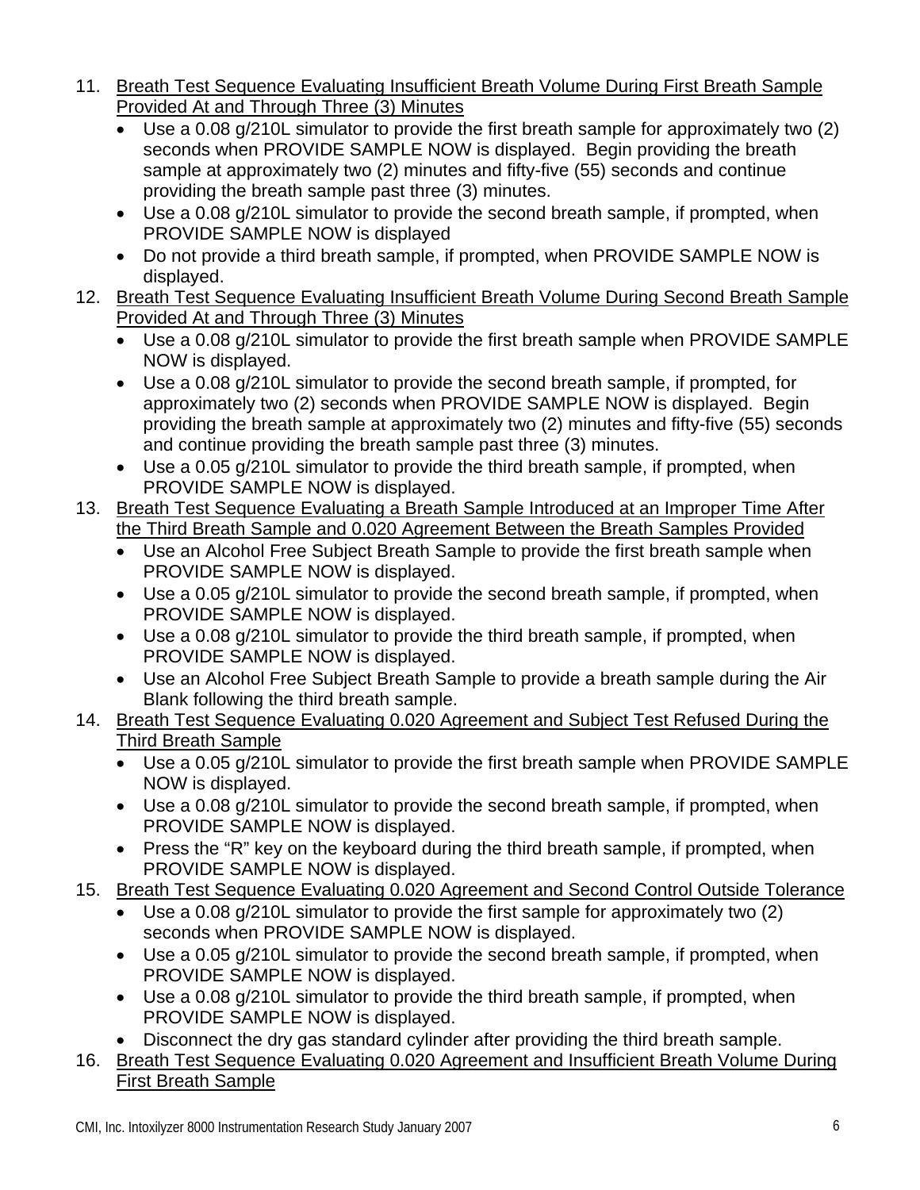11. Breath Test Sequence Evaluating Insufficient Breath Volume During First Breath Sample Provided At and Through Three (3) Minutes
    - Use a 0.08 g/210L simulator to provide the first breath sample for approximately two (2) seconds when PROVIDE SAMPLE NOW is displayed. Begin providing the breath sample at approximately two (2) minutes and fifty-five (55) seconds and continue providing the breath sample past three (3) minutes.
    - Use a 0.08 g/210L simulator to provide the second breath sample, if prompted, when PROVIDE SAMPLE NOW is displayed
    - Do not provide a third breath sample, if prompted, when PROVIDE SAMPLE NOW is displayed.
12. Breath Test Sequence Evaluating Insufficient Breath Volume During Second Breath Sample Provided At and Through Three (3) Minutes
    - Use a 0.08 g/210L simulator to provide the first breath sample when PROVIDE SAMPLE NOW is displayed.
    - Use a 0.08 g/210L simulator to provide the second breath sample, if prompted, for approximately two (2) seconds when PROVIDE SAMPLE NOW is displayed. Begin providing the breath sample at approximately two (2) minutes and fifty-five (55) seconds and continue providing the breath sample past three (3) minutes.
    - Use a 0.05 g/210L simulator to provide the third breath sample, if prompted, when PROVIDE SAMPLE NOW is displayed.
13. Breath Test Sequence Evaluating a Breath Sample Introduced at an Improper Time After the Third Breath Sample and 0.020 Agreement Between the Breath Samples Provided
    - Use an Alcohol Free Subject Breath Sample to provide the first breath sample when PROVIDE SAMPLE NOW is displayed.
    - Use a 0.05 g/210L simulator to provide the second breath sample, if prompted, when PROVIDE SAMPLE NOW is displayed.
    - Use a 0.08 g/210L simulator to provide the third breath sample, if prompted, when PROVIDE SAMPLE NOW is displayed.
    - Use an Alcohol Free Subject Breath Sample to provide a breath sample during the Air Blank following the third breath sample.
14. Breath Test Sequence Evaluating 0.020 Agreement and Subject Test Refused During the Third Breath Sample
    - Use a 0.05 g/210L simulator to provide the first breath sample when PROVIDE SAMPLE NOW is displayed.
    - Use a 0.08 g/210L simulator to provide the second breath sample, if prompted, when PROVIDE SAMPLE NOW is displayed.
    - Press the "R" key on the keyboard during the third breath sample, if prompted, when PROVIDE SAMPLE NOW is displayed.
15. Breath Test Sequence Evaluating 0.020 Agreement and Second Control Outside Tolerance
    - Use a 0.08 g/210L simulator to provide the first sample for approximately two (2) seconds when PROVIDE SAMPLE NOW is displayed.
    - Use a 0.05 g/210L simulator to provide the second breath sample, if prompted, when PROVIDE SAMPLE NOW is displayed.
    - Use a 0.08 g/210L simulator to provide the third breath sample, if prompted, when PROVIDE SAMPLE NOW is displayed.
    - Disconnect the dry gas standard cylinder after providing the third breath sample.
16. Breath Test Sequence Evaluating 0.020 Agreement and Insufficient Breath Volume During First Breath Sample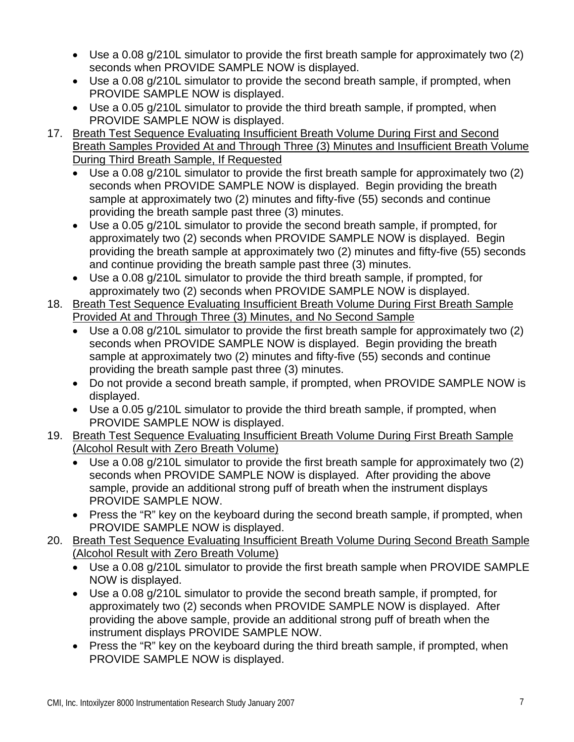- Use a 0.08 g/210L simulator to provide the first breath sample for approximately two (2) seconds when PROVIDE SAMPLE NOW is displayed.
- Use a 0.08 g/210L simulator to provide the second breath sample, if prompted, when PROVIDE SAMPLE NOW is displayed.
- Use a 0.05 g/210L simulator to provide the third breath sample, if prompted, when PROVIDE SAMPLE NOW is displayed.

17. <u>Breath Test Sequence Evaluating Insufficient Breath Volume During First and Second Breath Samples Provided At and Through Three (3) Minutes and Insufficient Breath Volume During Third Breath Sample, If Requested</u>
    - Use a 0.08 g/210L simulator to provide the first breath sample for approximately two (2) seconds when PROVIDE SAMPLE NOW is displayed. Begin providing the breath sample at approximately two (2) minutes and fifty-five (55) seconds and continue providing the breath sample past three (3) minutes.
    - Use a 0.05 g/210L simulator to provide the second breath sample, if prompted, for approximately two (2) seconds when PROVIDE SAMPLE NOW is displayed. Begin providing the breath sample at approximately two (2) minutes and fifty-five (55) seconds and continue providing the breath sample past three (3) minutes.
    - Use a 0.08 g/210L simulator to provide the third breath sample, if prompted, for approximately two (2) seconds when PROVIDE SAMPLE NOW is displayed.

18. <u>Breath Test Sequence Evaluating Insufficient Breath Volume During First Breath Sample Provided At and Through Three (3) Minutes, and No Second Sample</u>
    - Use a 0.08 g/210L simulator to provide the first breath sample for approximately two (2) seconds when PROVIDE SAMPLE NOW is displayed. Begin providing the breath sample at approximately two (2) minutes and fifty-five (55) seconds and continue providing the breath sample past three (3) minutes.
    - Do not provide a second breath sample, if prompted, when PROVIDE SAMPLE NOW is displayed.
    - Use a 0.05 g/210L simulator to provide the third breath sample, if prompted, when PROVIDE SAMPLE NOW is displayed.

19. <u>Breath Test Sequence Evaluating Insufficient Breath Volume During First Breath Sample (Alcohol Result with Zero Breath Volume)</u>
    - Use a 0.08 g/210L simulator to provide the first breath sample for approximately two (2) seconds when PROVIDE SAMPLE NOW is displayed. After providing the above sample, provide an additional strong puff of breath when the instrument displays PROVIDE SAMPLE NOW.
    - Press the "R" key on the keyboard during the second breath sample, if prompted, when PROVIDE SAMPLE NOW is displayed.

20. <u>Breath Test Sequence Evaluating Insufficient Breath Volume During Second Breath Sample (Alcohol Result with Zero Breath Volume)</u>
    - Use a 0.08 g/210L simulator to provide the first breath sample when PROVIDE SAMPLE NOW is displayed.
    - Use a 0.08 g/210L simulator to provide the second breath sample, if prompted, for approximately two (2) seconds when PROVIDE SAMPLE NOW is displayed. After providing the above sample, provide an additional strong puff of breath when the instrument displays PROVIDE SAMPLE NOW.
    - Press the "R" key on the keyboard during the third breath sample, if prompted, when PROVIDE SAMPLE NOW is displayed.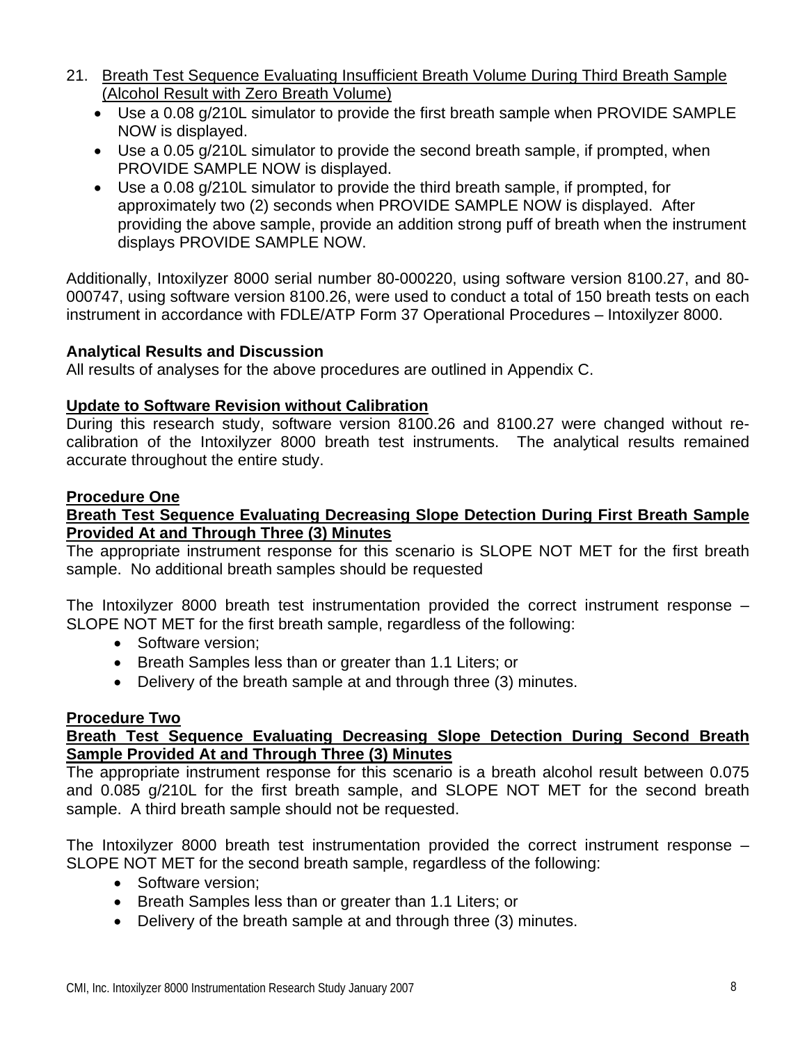21. Breath Test Sequence Evaluating Insufficient Breath Volume During Third Breath Sample (Alcohol Result with Zero Breath Volume)
    - Use a 0.08 g/210L simulator to provide the first breath sample when PROVIDE SAMPLE NOW is displayed.
    - Use a 0.05 g/210L simulator to provide the second breath sample, if prompted, when PROVIDE SAMPLE NOW is displayed.
    - Use a 0.08 g/210L simulator to provide the third breath sample, if prompted, for approximately two (2) seconds when PROVIDE SAMPLE NOW is displayed. After providing the above sample, provide an addition strong puff of breath when the instrument displays PROVIDE SAMPLE NOW.

Additionally, Intoxilyzer 8000 serial number 80-000220, using software version 8100.27, and 80-000747, using software version 8100.26, were used to conduct a total of 150 breath tests on each instrument in accordance with FDLE/ATP Form 37 Operational Procedures – Intoxilyzer 8000.

**Analytical Results and Discussion**

All results of analyses for the above procedures are outlined in Appendix C.

**Update to Software Revision without Calibration**

During this research study, software version 8100.26 and 8100.27 were changed without re-calibration of the Intoxilyzer 8000 breath test instruments. The analytical results remained accurate throughout the entire study.

**Procedure One**

**Breath Test Sequence Evaluating Decreasing Slope Detection During First Breath Sample Provided At and Through Three (3) Minutes**

The appropriate instrument response for this scenario is SLOPE NOT MET for the first breath sample. No additional breath samples should be requested

The Intoxilyzer 8000 breath test instrumentation provided the correct instrument response – SLOPE NOT MET for the first breath sample, regardless of the following:

- Software version;
- Breath Samples less than or greater than 1.1 Liters; or
- Delivery of the breath sample at and through three (3) minutes.

**Procedure Two**

**Breath Test Sequence Evaluating Decreasing Slope Detection During Second Breath Sample Provided At and Through Three (3) Minutes**

The appropriate instrument response for this scenario is a breath alcohol result between 0.075 and 0.085 g/210L for the first breath sample, and SLOPE NOT MET for the second breath sample. A third breath sample should not be requested.

The Intoxilyzer 8000 breath test instrumentation provided the correct instrument response – SLOPE NOT MET for the second breath sample, regardless of the following:

- Software version;
- Breath Samples less than or greater than 1.1 Liters; or
- Delivery of the breath sample at and through three (3) minutes.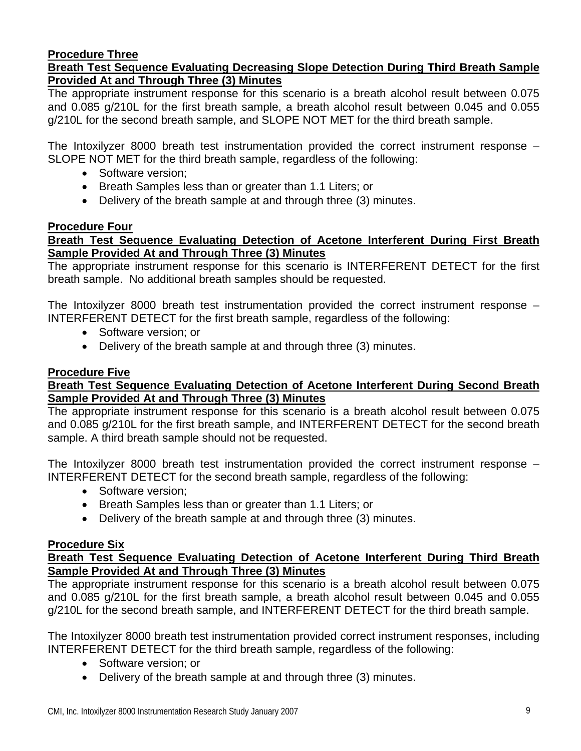**Procedure Three**

**Breath Test Sequence Evaluating Decreasing Slope Detection During Third Breath Sample Provided At and Through Three (3) Minutes**

The appropriate instrument response for this scenario is a breath alcohol result between 0.075 and 0.085 g/210L for the first breath sample, a breath alcohol result between 0.045 and 0.055 g/210L for the second breath sample, and SLOPE NOT MET for the third breath sample.

The Intoxilyzer 8000 breath test instrumentation provided the correct instrument response – SLOPE NOT MET for the third breath sample, regardless of the following:

- Software version;
- Breath Samples less than or greater than 1.1 Liters; or
- Delivery of the breath sample at and through three (3) minutes.

**Procedure Four**

**Breath Test Sequence Evaluating Detection of Acetone Interferent During First Breath Sample Provided At and Through Three (3) Minutes**

The appropriate instrument response for this scenario is INTERFERENT DETECT for the first breath sample. No additional breath samples should be requested.

The Intoxilyzer 8000 breath test instrumentation provided the correct instrument response – INTERFERENT DETECT for the first breath sample, regardless of the following:

- Software version; or
- Delivery of the breath sample at and through three (3) minutes.

**Procedure Five**

**Breath Test Sequence Evaluating Detection of Acetone Interferent During Second Breath Sample Provided At and Through Three (3) Minutes**

The appropriate instrument response for this scenario is a breath alcohol result between 0.075 and 0.085 g/210L for the first breath sample, and INTERFERENT DETECT for the second breath sample. A third breath sample should not be requested.

The Intoxilyzer 8000 breath test instrumentation provided the correct instrument response – INTERFERENT DETECT for the second breath sample, regardless of the following:

- Software version;
- Breath Samples less than or greater than 1.1 Liters; or
- Delivery of the breath sample at and through three (3) minutes.

**Procedure Six**

**Breath Test Sequence Evaluating Detection of Acetone Interferent During Third Breath Sample Provided At and Through Three (3) Minutes**

The appropriate instrument response for this scenario is a breath alcohol result between 0.075 and 0.085 g/210L for the first breath sample, a breath alcohol result between 0.045 and 0.055 g/210L for the second breath sample, and INTERFERENT DETECT for the third breath sample.

The Intoxilyzer 8000 breath test instrumentation provided correct instrument responses, including INTERFERENT DETECT for the third breath sample, regardless of the following:

- Software version; or
- Delivery of the breath sample at and through three (3) minutes.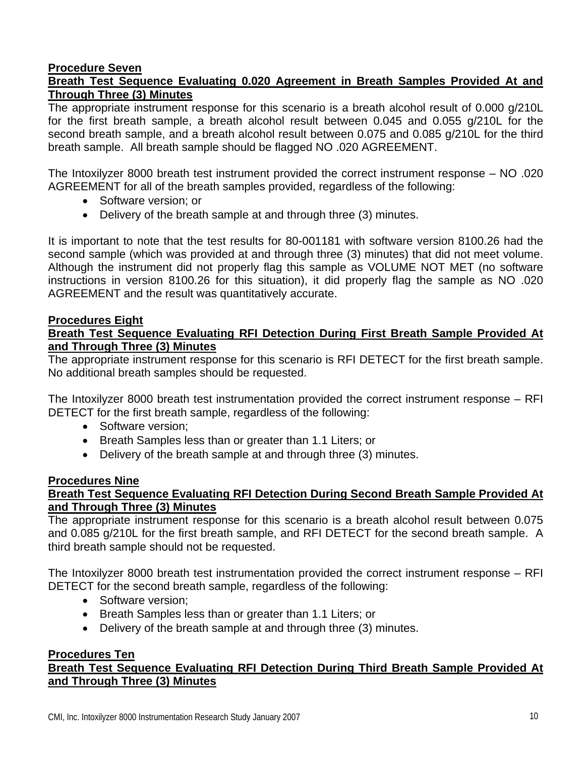**Procedure Seven**

**Breath Test Sequence Evaluating 0.020 Agreement in Breath Samples Provided At and Through Three (3) Minutes**

The appropriate instrument response for this scenario is a breath alcohol result of 0.000 g/210L for the first breath sample, a breath alcohol result between 0.045 and 0.055 g/210L for the second breath sample, and a breath alcohol result between 0.075 and 0.085 g/210L for the third breath sample. All breath sample should be flagged NO .020 AGREEMENT.

The Intoxilyzer 8000 breath test instrument provided the correct instrument response – NO .020 AGREEMENT for all of the breath samples provided, regardless of the following:

- Software version; or
- Delivery of the breath sample at and through three (3) minutes.

It is important to note that the test results for 80-001181 with software version 8100.26 had the second sample (which was provided at and through three (3) minutes) that did not meet volume. Although the instrument did not properly flag this sample as VOLUME NOT MET (no software instructions in version 8100.26 for this situation), it did properly flag the sample as NO .020 AGREEMENT and the result was quantitatively accurate.

**Procedures Eight**

**Breath Test Sequence Evaluating RFI Detection During First Breath Sample Provided At and Through Three (3) Minutes**

The appropriate instrument response for this scenario is RFI DETECT for the first breath sample. No additional breath samples should be requested.

The Intoxilyzer 8000 breath test instrumentation provided the correct instrument response – RFI DETECT for the first breath sample, regardless of the following:

- Software version;
- Breath Samples less than or greater than 1.1 Liters; or
- Delivery of the breath sample at and through three (3) minutes.

**Procedures Nine**

**Breath Test Sequence Evaluating RFI Detection During Second Breath Sample Provided At and Through Three (3) Minutes**

The appropriate instrument response for this scenario is a breath alcohol result between 0.075 and 0.085 g/210L for the first breath sample, and RFI DETECT for the second breath sample. A third breath sample should not be requested.

The Intoxilyzer 8000 breath test instrumentation provided the correct instrument response – RFI DETECT for the second breath sample, regardless of the following:

- Software version;
- Breath Samples less than or greater than 1.1 Liters; or
- Delivery of the breath sample at and through three (3) minutes.

**Procedures Ten**

**Breath Test Sequence Evaluating RFI Detection During Third Breath Sample Provided At and Through Three (3) Minutes**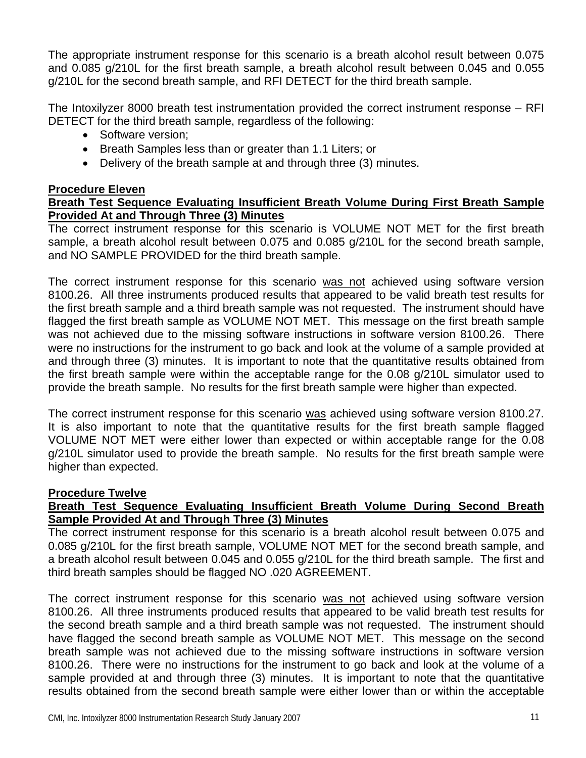The appropriate instrument response for this scenario is a breath alcohol result between 0.075 and 0.085 g/210L for the first breath sample, a breath alcohol result between 0.045 and 0.055 g/210L for the second breath sample, and RFI DETECT for the third breath sample.

The Intoxilyzer 8000 breath test instrumentation provided the correct instrument response – RFI DETECT for the third breath sample, regardless of the following:

- Software version;
- Breath Samples less than or greater than 1.1 Liters; or
- Delivery of the breath sample at and through three (3) minutes.

**Procedure Eleven**

**Breath Test Sequence Evaluating Insufficient Breath Volume During First Breath Sample Provided At and Through Three (3) Minutes**

The correct instrument response for this scenario is VOLUME NOT MET for the first breath sample, a breath alcohol result between 0.075 and 0.085 g/210L for the second breath sample, and NO SAMPLE PROVIDED for the third breath sample.

The correct instrument response for this scenario was not achieved using software version 8100.26. All three instruments produced results that appeared to be valid breath test results for the first breath sample and a third breath sample was not requested. The instrument should have flagged the first breath sample as VOLUME NOT MET. This message on the first breath sample was not achieved due to the missing software instructions in software version 8100.26. There were no instructions for the instrument to go back and look at the volume of a sample provided at and through three (3) minutes. It is important to note that the quantitative results obtained from the first breath sample were within the acceptable range for the 0.08 g/210L simulator used to provide the breath sample. No results for the first breath sample were higher than expected.

The correct instrument response for this scenario was achieved using software version 8100.27. It is also important to note that the quantitative results for the first breath sample flagged VOLUME NOT MET were either lower than expected or within acceptable range for the 0.08 g/210L simulator used to provide the breath sample. No results for the first breath sample were higher than expected.

**Procedure Twelve**

**Breath Test Sequence Evaluating Insufficient Breath Volume During Second Breath Sample Provided At and Through Three (3) Minutes**

The correct instrument response for this scenario is a breath alcohol result between 0.075 and 0.085 g/210L for the first breath sample, VOLUME NOT MET for the second breath sample, and a breath alcohol result between 0.045 and 0.055 g/210L for the third breath sample. The first and third breath samples should be flagged NO .020 AGREEMENT.

The correct instrument response for this scenario was not achieved using software version 8100.26. All three instruments produced results that appeared to be valid breath test results for the second breath sample and a third breath sample was not requested. The instrument should have flagged the second breath sample as VOLUME NOT MET. This message on the second breath sample was not achieved due to the missing software instructions in software version 8100.26. There were no instructions for the instrument to go back and look at the volume of a sample provided at and through three (3) minutes. It is important to note that the quantitative results obtained from the second breath sample were either lower than or within the acceptable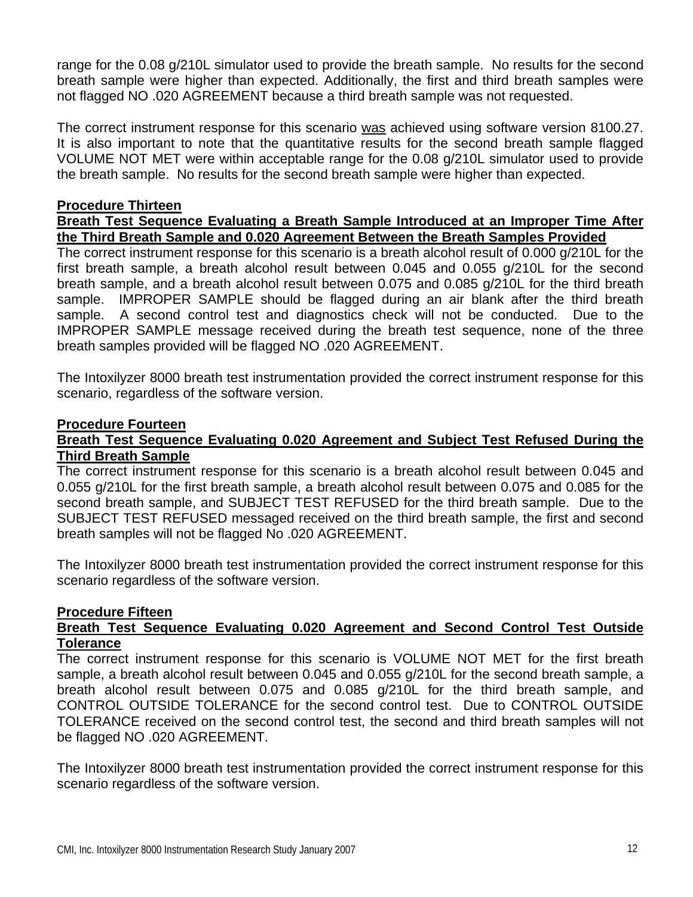range for the 0.08 g/210L simulator used to provide the breath sample. No results for the second breath sample were higher than expected. Additionally, the first and third breath samples were not flagged NO .020 AGREEMENT because a third breath sample was not requested.

The correct instrument response for this scenario was achieved using software version 8100.27. It is also important to note that the quantitative results for the second breath sample flagged VOLUME NOT MET were within acceptable range for the 0.08 g/210L simulator used to provide the breath sample. No results for the second breath sample were higher than expected.

**Procedure Thirteen**

**Breath Test Sequence Evaluating a Breath Sample Introduced at an Improper Time After the Third Breath Sample and 0.020 Agreement Between the Breath Samples Provided**

The correct instrument response for this scenario is a breath alcohol result of 0.000 g/210L for the first breath sample, a breath alcohol result between 0.045 and 0.055 g/210L for the second breath sample, and a breath alcohol result between 0.075 and 0.085 g/210L for the third breath sample. IMPROPER SAMPLE should be flagged during an air blank after the third breath sample. A second control test and diagnostics check will not be conducted. Due to the IMPROPER SAMPLE message received during the breath test sequence, none of the three breath samples provided will be flagged NO .020 AGREEMENT.

The Intoxilyzer 8000 breath test instrumentation provided the correct instrument response for this scenario, regardless of the software version.

**Procedure Fourteen**

**Breath Test Sequence Evaluating 0.020 Agreement and Subject Test Refused During the Third Breath Sample**

The correct instrument response for this scenario is a breath alcohol result between 0.045 and 0.055 g/210L for the first breath sample, a breath alcohol result between 0.075 and 0.085 for the second breath sample, and SUBJECT TEST REFUSED for the third breath sample. Due to the SUBJECT TEST REFUSED messaged received on the third breath sample, the first and second breath samples will not be flagged No .020 AGREEMENT.

The Intoxilyzer 8000 breath test instrumentation provided the correct instrument response for this scenario regardless of the software version.

**Procedure Fifteen**

**Breath Test Sequence Evaluating 0.020 Agreement and Second Control Test Outside Tolerance**

The correct instrument response for this scenario is VOLUME NOT MET for the first breath sample, a breath alcohol result between 0.045 and 0.055 g/210L for the second breath sample, a breath alcohol result between 0.075 and 0.085 g/210L for the third breath sample, and CONTROL OUTSIDE TOLERANCE for the second control test. Due to CONTROL OUTSIDE TOLERANCE received on the second control test, the second and third breath samples will not be flagged NO .020 AGREEMENT.

The Intoxilyzer 8000 breath test instrumentation provided the correct instrument response for this scenario regardless of the software version.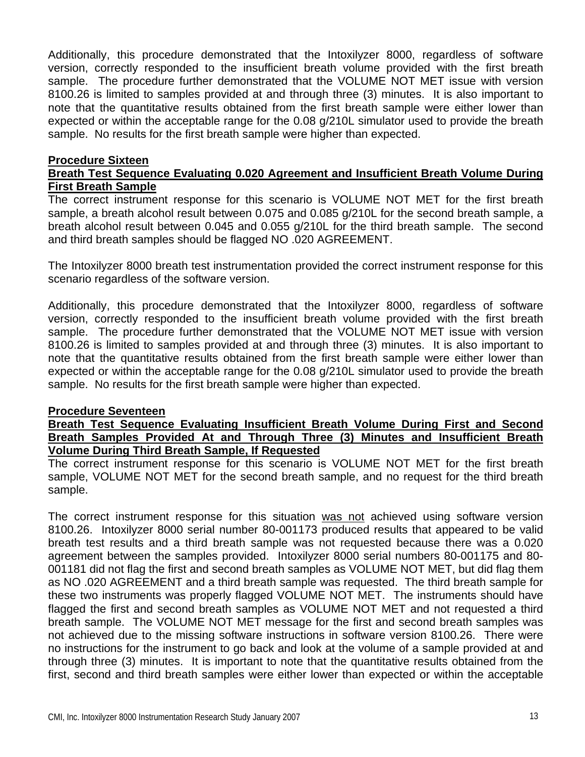Additionally, this procedure demonstrated that the Intoxilyzer 8000, regardless of software version, correctly responded to the insufficient breath volume provided with the first breath sample. The procedure further demonstrated that the VOLUME NOT MET issue with version 8100.26 is limited to samples provided at and through three (3) minutes. It is also important to note that the quantitative results obtained from the first breath sample were either lower than expected or within the acceptable range for the 0.08 g/210L simulator used to provide the breath sample. No results for the first breath sample were higher than expected.

**Procedure Sixteen**

**Breath Test Sequence Evaluating 0.020 Agreement and Insufficient Breath Volume During First Breath Sample**

The correct instrument response for this scenario is VOLUME NOT MET for the first breath sample, a breath alcohol result between 0.075 and 0.085 g/210L for the second breath sample, a breath alcohol result between 0.045 and 0.055 g/210L for the third breath sample. The second and third breath samples should be flagged NO .020 AGREEMENT.

The Intoxilyzer 8000 breath test instrumentation provided the correct instrument response for this scenario regardless of the software version.

Additionally, this procedure demonstrated that the Intoxilyzer 8000, regardless of software version, correctly responded to the insufficient breath volume provided with the first breath sample. The procedure further demonstrated that the VOLUME NOT MET issue with version 8100.26 is limited to samples provided at and through three (3) minutes. It is also important to note that the quantitative results obtained from the first breath sample were either lower than expected or within the acceptable range for the 0.08 g/210L simulator used to provide the breath sample. No results for the first breath sample were higher than expected.

**Procedure Seventeen**

**Breath Test Sequence Evaluating Insufficient Breath Volume During First and Second Breath Samples Provided At and Through Three (3) Minutes and Insufficient Breath Volume During Third Breath Sample, If Requested**

The correct instrument response for this scenario is VOLUME NOT MET for the first breath sample, VOLUME NOT MET for the second breath sample, and no request for the third breath sample.

The correct instrument response for this situation was not achieved using software version 8100.26. Intoxilyzer 8000 serial number 80-001173 produced results that appeared to be valid breath test results and a third breath sample was not requested because there was a 0.020 agreement between the samples provided. Intoxilyzer 8000 serial numbers 80-001175 and 80-001181 did not flag the first and second breath samples as VOLUME NOT MET, but did flag them as NO .020 AGREEMENT and a third breath sample was requested. The third breath sample for these two instruments was properly flagged VOLUME NOT MET. The instruments should have flagged the first and second breath samples as VOLUME NOT MET and not requested a third breath sample. The VOLUME NOT MET message for the first and second breath samples was not achieved due to the missing software instructions in software version 8100.26. There were no instructions for the instrument to go back and look at the volume of a sample provided at and through three (3) minutes. It is important to note that the quantitative results obtained from the first, second and third breath samples were either lower than expected or within the acceptable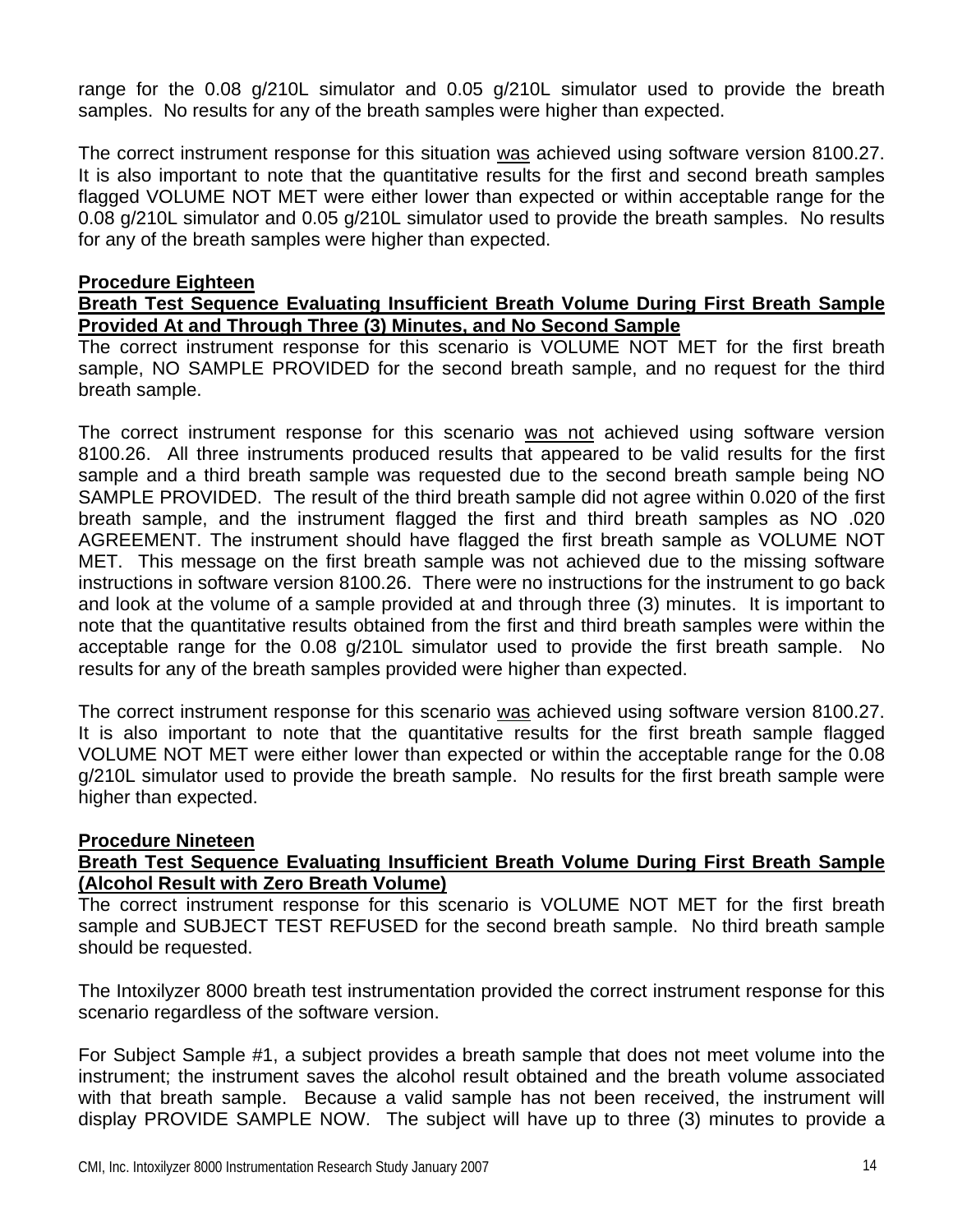range for the 0.08 g/210L simulator and 0.05 g/210L simulator used to provide the breath samples. No results for any of the breath samples were higher than expected.

The correct instrument response for this situation was achieved using software version 8100.27. It is also important to note that the quantitative results for the first and second breath samples flagged VOLUME NOT MET were either lower than expected or within acceptable range for the 0.08 g/210L simulator and 0.05 g/210L simulator used to provide the breath samples. No results for any of the breath samples were higher than expected.

**Procedure Eighteen**

**Breath Test Sequence Evaluating Insufficient Breath Volume During First Breath Sample Provided At and Through Three (3) Minutes, and No Second Sample**

The correct instrument response for this scenario is VOLUME NOT MET for the first breath sample, NO SAMPLE PROVIDED for the second breath sample, and no request for the third breath sample.

The correct instrument response for this scenario was not achieved using software version 8100.26. All three instruments produced results that appeared to be valid results for the first sample and a third breath sample was requested due to the second breath sample being NO SAMPLE PROVIDED. The result of the third breath sample did not agree within 0.020 of the first breath sample, and the instrument flagged the first and third breath samples as NO .020 AGREEMENT. The instrument should have flagged the first breath sample as VOLUME NOT MET. This message on the first breath sample was not achieved due to the missing software instructions in software version 8100.26. There were no instructions for the instrument to go back and look at the volume of a sample provided at and through three (3) minutes. It is important to note that the quantitative results obtained from the first and third breath samples were within the acceptable range for the 0.08 g/210L simulator used to provide the first breath sample. No results for any of the breath samples provided were higher than expected.

The correct instrument response for this scenario was achieved using software version 8100.27. It is also important to note that the quantitative results for the first breath sample flagged VOLUME NOT MET were either lower than expected or within the acceptable range for the 0.08 g/210L simulator used to provide the breath sample. No results for the first breath sample were higher than expected.

**Procedure Nineteen**

**Breath Test Sequence Evaluating Insufficient Breath Volume During First Breath Sample (Alcohol Result with Zero Breath Volume)**

The correct instrument response for this scenario is VOLUME NOT MET for the first breath sample and SUBJECT TEST REFUSED for the second breath sample. No third breath sample should be requested.

The Intoxilyzer 8000 breath test instrumentation provided the correct instrument response for this scenario regardless of the software version.

For Subject Sample #1, a subject provides a breath sample that does not meet volume into the instrument; the instrument saves the alcohol result obtained and the breath volume associated with that breath sample. Because a valid sample has not been received, the instrument will display PROVIDE SAMPLE NOW. The subject will have up to three (3) minutes to provide a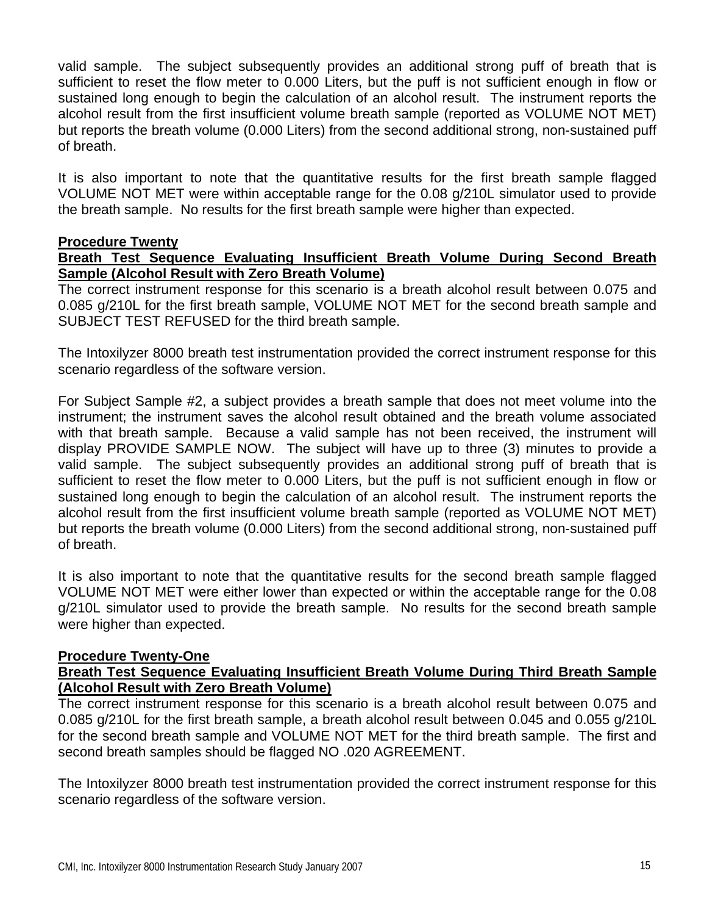valid sample. The subject subsequently provides an additional strong puff of breath that is sufficient to reset the flow meter to 0.000 Liters, but the puff is not sufficient enough in flow or sustained long enough to begin the calculation of an alcohol result. The instrument reports the alcohol result from the first insufficient volume breath sample (reported as VOLUME NOT MET) but reports the breath volume (0.000 Liters) from the second additional strong, non-sustained puff of breath.

It is also important to note that the quantitative results for the first breath sample flagged VOLUME NOT MET were within acceptable range for the 0.08 g/210L simulator used to provide the breath sample. No results for the first breath sample were higher than expected.

**Procedure Twenty**

**Breath Test Sequence Evaluating Insufficient Breath Volume During Second Breath Sample (Alcohol Result with Zero Breath Volume)**

The correct instrument response for this scenario is a breath alcohol result between 0.075 and 0.085 g/210L for the first breath sample, VOLUME NOT MET for the second breath sample and SUBJECT TEST REFUSED for the third breath sample.

The Intoxilyzer 8000 breath test instrumentation provided the correct instrument response for this scenario regardless of the software version.

For Subject Sample #2, a subject provides a breath sample that does not meet volume into the instrument; the instrument saves the alcohol result obtained and the breath volume associated with that breath sample. Because a valid sample has not been received, the instrument will display PROVIDE SAMPLE NOW. The subject will have up to three (3) minutes to provide a valid sample. The subject subsequently provides an additional strong puff of breath that is sufficient to reset the flow meter to 0.000 Liters, but the puff is not sufficient enough in flow or sustained long enough to begin the calculation of an alcohol result. The instrument reports the alcohol result from the first insufficient volume breath sample (reported as VOLUME NOT MET) but reports the breath volume (0.000 Liters) from the second additional strong, non-sustained puff of breath.

It is also important to note that the quantitative results for the second breath sample flagged VOLUME NOT MET were either lower than expected or within the acceptable range for the 0.08 g/210L simulator used to provide the breath sample. No results for the second breath sample were higher than expected.

**Procedure Twenty-One**

**Breath Test Sequence Evaluating Insufficient Breath Volume During Third Breath Sample (Alcohol Result with Zero Breath Volume)**

The correct instrument response for this scenario is a breath alcohol result between 0.075 and 0.085 g/210L for the first breath sample, a breath alcohol result between 0.045 and 0.055 g/210L for the second breath sample and VOLUME NOT MET for the third breath sample. The first and second breath samples should be flagged NO .020 AGREEMENT.

The Intoxilyzer 8000 breath test instrumentation provided the correct instrument response for this scenario regardless of the software version.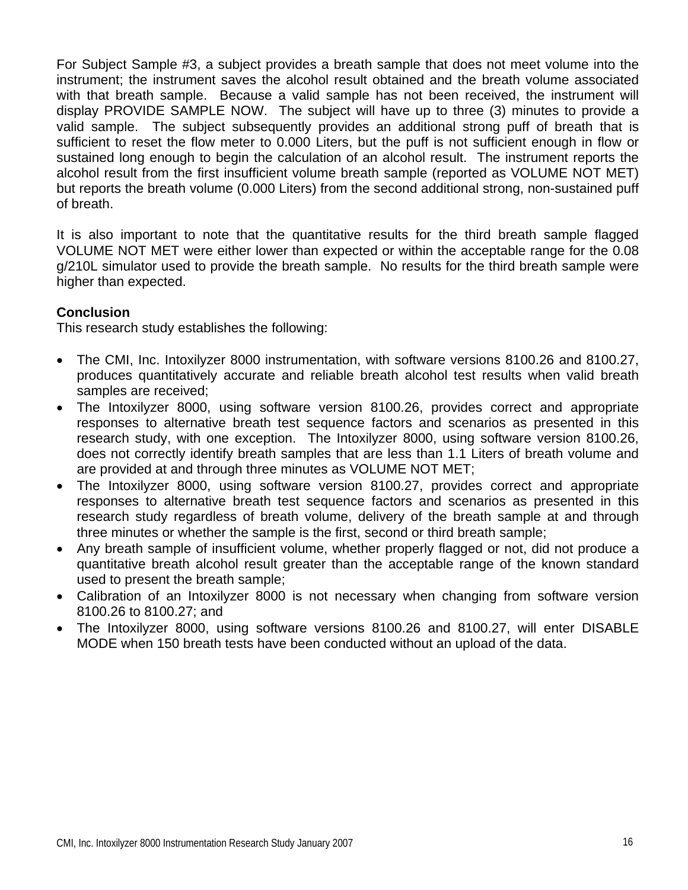For Subject Sample #3, a subject provides a breath sample that does not meet volume into the instrument; the instrument saves the alcohol result obtained and the breath volume associated with that breath sample. Because a valid sample has not been received, the instrument will display PROVIDE SAMPLE NOW. The subject will have up to three (3) minutes to provide a valid sample. The subject subsequently provides an additional strong puff of breath that is sufficient to reset the flow meter to 0.000 Liters, but the puff is not sufficient enough in flow or sustained long enough to begin the calculation of an alcohol result. The instrument reports the alcohol result from the first insufficient volume breath sample (reported as VOLUME NOT MET) but reports the breath volume (0.000 Liters) from the second additional strong, non-sustained puff of breath.

It is also important to note that the quantitative results for the third breath sample flagged VOLUME NOT MET were either lower than expected or within the acceptable range for the 0.08 g/210L simulator used to provide the breath sample. No results for the third breath sample were higher than expected.

**Conclusion**

This research study establishes the following:

- The CMI, Inc. Intoxilyzer 8000 instrumentation, with software versions 8100.26 and 8100.27, produces quantitatively accurate and reliable breath alcohol test results when valid breath samples are received;
- The Intoxilyzer 8000, using software version 8100.26, provides correct and appropriate responses to alternative breath test sequence factors and scenarios as presented in this research study, with one exception. The Intoxilyzer 8000, using software version 8100.26, does not correctly identify breath samples that are less than 1.1 Liters of breath volume and are provided at and through three minutes as VOLUME NOT MET;
- The Intoxilyzer 8000, using software version 8100.27, provides correct and appropriate responses to alternative breath test sequence factors and scenarios as presented in this research study regardless of breath volume, delivery of the breath sample at and through three minutes or whether the sample is the first, second or third breath sample;
- Any breath sample of insufficient volume, whether properly flagged or not, did not produce a quantitative breath alcohol result greater than the acceptable range of the known standard used to present the breath sample;
- Calibration of an Intoxilyzer 8000 is not necessary when changing from software version 8100.26 to 8100.27; and
- The Intoxilyzer 8000, using software versions 8100.26 and 8100.27, will enter DISABLE MODE when 150 breath tests have been conducted without an upload of the data.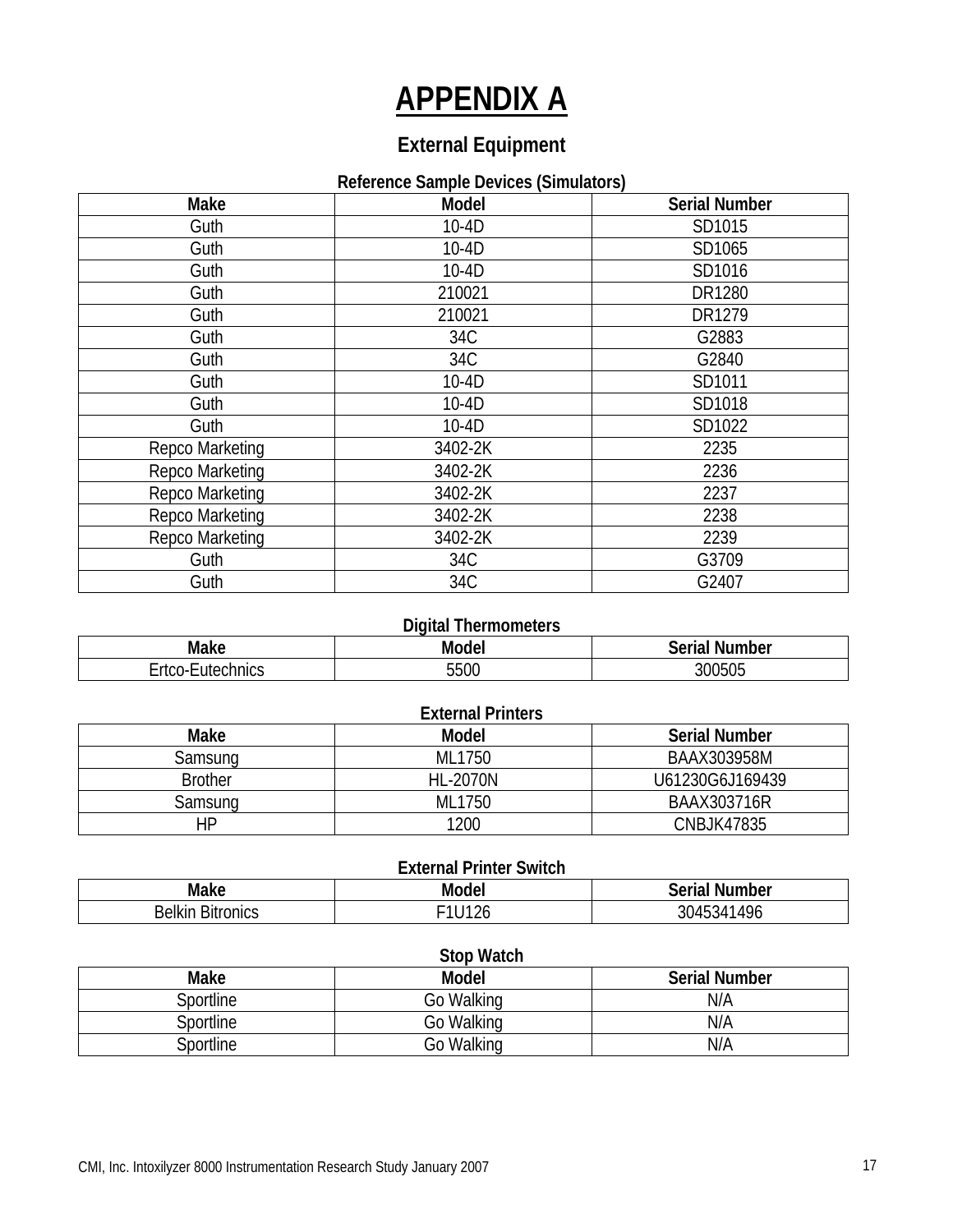# APPENDIX A

## External Equipment

**Reference Sample Devices (Simulators)**

| Make | Model | Serial Number |
|---|---|---|
| Guth | 10-4D | SD1015 |
| Guth | 10-4D | SD1065 |
| Guth | 10-4D | SD1016 |
| Guth | 210021 | DR1280 |
| Guth | 210021 | DR1279 |
| Guth | 34C | G2883 |
| Guth | 34C | G2840 |
| Guth | 10-4D | SD1011 |
| Guth | 10-4D | SD1018 |
| Guth | 10-4D | SD1022 |
| Repco Marketing | 3402-2K | 2235 |
| Repco Marketing | 3402-2K | 2236 |
| Repco Marketing | 3402-2K | 2237 |
| Repco Marketing | 3402-2K | 2238 |
| Repco Marketing | 3402-2K | 2239 |
| Guth | 34C | G3709 |
| Guth | 34C | G2407 |

**Digital Thermometers**

| Make | Model | Serial Number |
|---|---|---|
| Ertco-Eutechnics | 5500 | 300505 |

**External Printers**

| Make | Model | Serial Number |
|---|---|---|
| Samsung | ML1750 | BAAX303958M |
| Brother | HL-2070N | U61230G6J169439 |
| Samsung | ML1750 | BAAX303716R |
| HP | 1200 | CNBJK47835 |

**External Printer Switch**

| Make | Model | Serial Number |
|---|---|---|
| Belkin Bitronics | F1U126 | 3045341496 |

**Stop Watch**

| Make | Model | Serial Number |
|---|---|---|
| Sportline | Go Walking | N/A |
| Sportline | Go Walking | N/A |
| Sportline | Go Walking | N/A |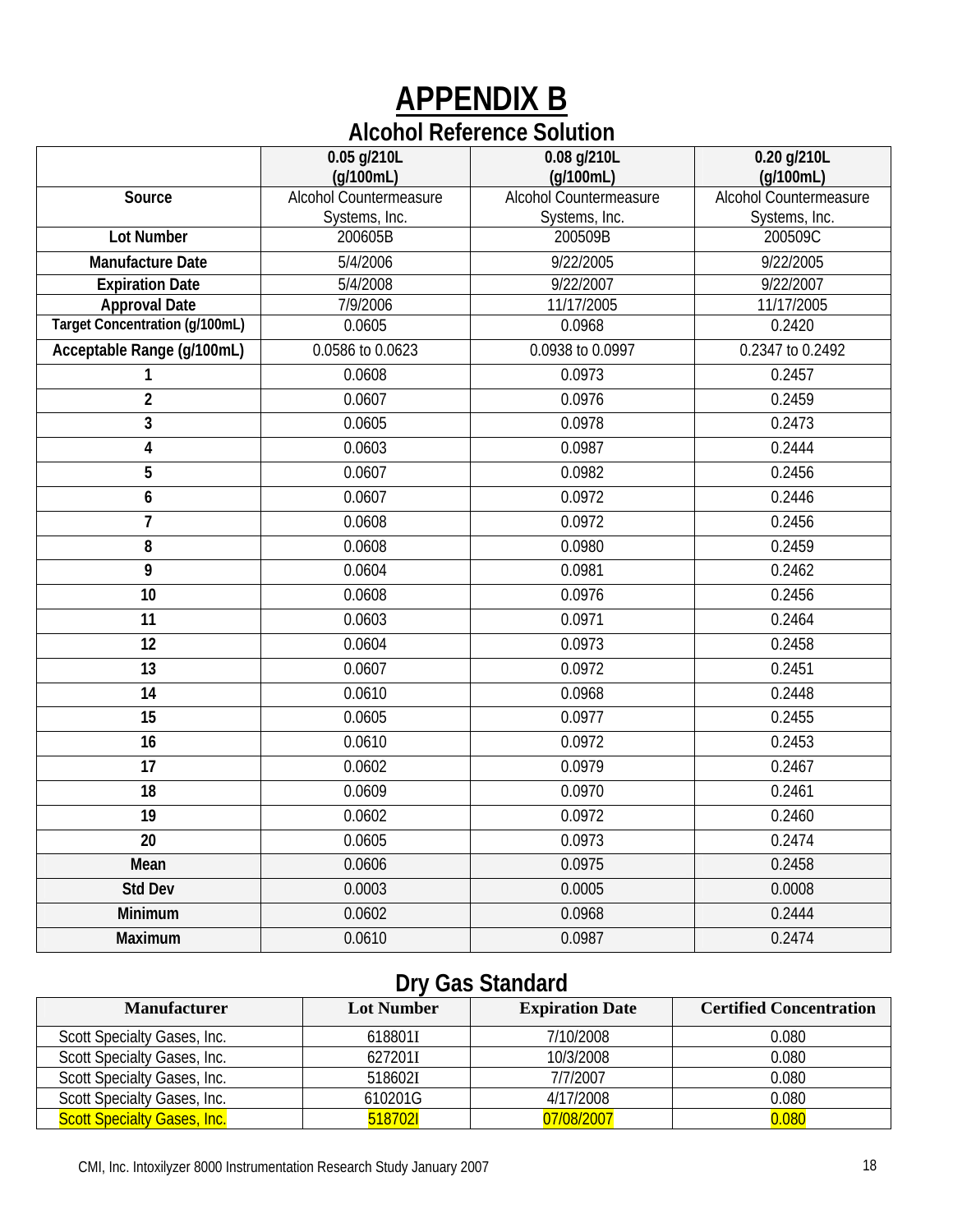# APPENDIX B

## Alcohol Reference Solution

| | 0.05 g/210L (g/100mL) | 0.08 g/210L (g/100mL) | 0.20 g/210L (g/100mL) |
|---|---|---|---|
| **Source** | Alcohol Countermeasure Systems, Inc. | Alcohol Countermeasure Systems, Inc. | Alcohol Countermeasure Systems, Inc. |
| **Lot Number** | 200605B | 200509B | 200509C |
| **Manufacture Date** | 5/4/2006 | 9/22/2005 | 9/22/2005 |
| **Expiration Date** | 5/4/2008 | 9/22/2007 | 9/22/2007 |
| **Approval Date** | 7/9/2006 | 11/17/2005 | 11/17/2005 |
| **Target Concentration (g/100mL)** | 0.0605 | 0.0968 | 0.2420 |
| **Acceptable Range (g/100mL)** | 0.0586 to 0.0623 | 0.0938 to 0.0997 | 0.2347 to 0.2492 |
| **1** | 0.0608 | 0.0973 | 0.2457 |
| **2** | 0.0607 | 0.0976 | 0.2459 |
| **3** | 0.0605 | 0.0978 | 0.2473 |
| **4** | 0.0603 | 0.0987 | 0.2444 |
| **5** | 0.0607 | 0.0982 | 0.2456 |
| **6** | 0.0607 | 0.0972 | 0.2446 |
| **7** | 0.0608 | 0.0972 | 0.2456 |
| **8** | 0.0608 | 0.0980 | 0.2459 |
| **9** | 0.0604 | 0.0981 | 0.2462 |
| **10** | 0.0608 | 0.0976 | 0.2456 |
| **11** | 0.0603 | 0.0971 | 0.2464 |
| **12** | 0.0604 | 0.0973 | 0.2458 |
| **13** | 0.0607 | 0.0972 | 0.2451 |
| **14** | 0.0610 | 0.0968 | 0.2448 |
| **15** | 0.0605 | 0.0977 | 0.2455 |
| **16** | 0.0610 | 0.0972 | 0.2453 |
| **17** | 0.0602 | 0.0979 | 0.2467 |
| **18** | 0.0609 | 0.0970 | 0.2461 |
| **19** | 0.0602 | 0.0972 | 0.2460 |
| **20** | 0.0605 | 0.0973 | 0.2474 |
| **Mean** | 0.0606 | 0.0975 | 0.2458 |
| **Std Dev** | 0.0003 | 0.0005 | 0.0008 |
| **Minimum** | 0.0602 | 0.0968 | 0.2444 |
| **Maximum** | 0.0610 | 0.0987 | 0.2474 |

## Dry Gas Standard

| Manufacturer | Lot Number | Expiration Date | Certified Concentration |
|---|---|---|---|
| Scott Specialty Gases, Inc. | 618801I | 7/10/2008 | 0.080 |
| Scott Specialty Gases, Inc. | 627201I | 10/3/2008 | 0.080 |
| Scott Specialty Gases, Inc. | 518602I | 7/7/2007 | 0.080 |
| Scott Specialty Gases, Inc. | 610201G | 4/17/2008 | 0.080 |
| Scott Specialty Gases, Inc. | 518702I | 07/08/2007 | 0.080 |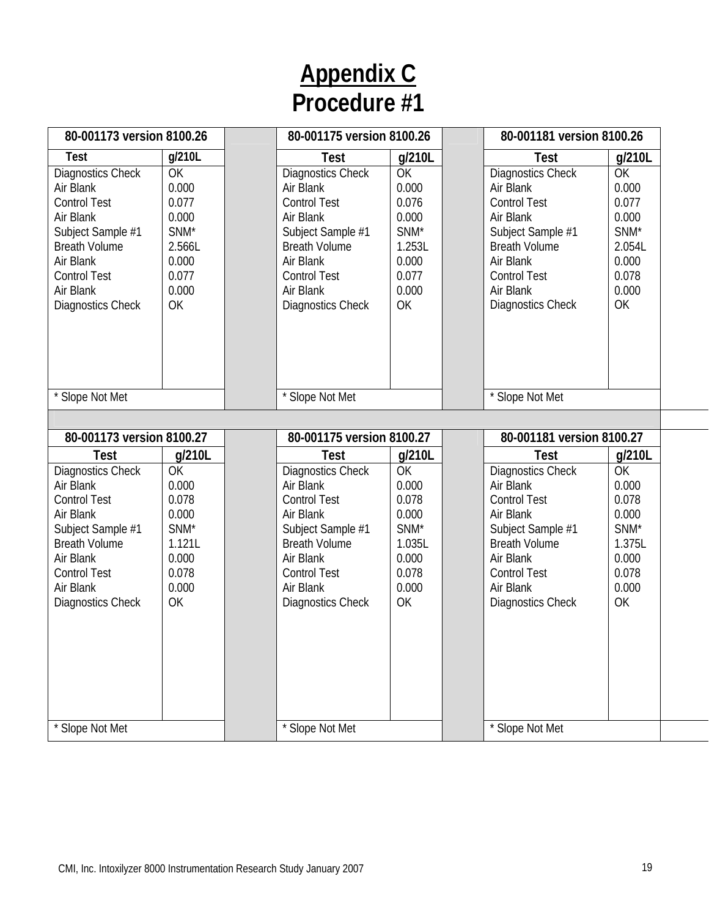# Appendix C
# Procedure #1

| 80-001173 version 8100.26 | |
|---|---|
| **Test** | **g/210L** |
| Diagnostics Check | OK |
| Air Blank | 0.000 |
| Control Test | 0.077 |
| Air Blank | 0.000 |
| Subject Sample #1 | SNM* |
| Breath Volume | 2.566L |
| Air Blank | 0.000 |
| Control Test | 0.077 |
| Air Blank | 0.000 |
| Diagnostics Check | OK |
| * Slope Not Met | |

| 80-001175 version 8100.26 | |
|---|---|
| **Test** | **g/210L** |
| Diagnostics Check | OK |
| Air Blank | 0.000 |
| Control Test | 0.076 |
| Air Blank | 0.000 |
| Subject Sample #1 | SNM* |
| Breath Volume | 1.253L |
| Air Blank | 0.000 |
| Control Test | 0.077 |
| Air Blank | 0.000 |
| Diagnostics Check | OK |
| * Slope Not Met | |

| 80-001181 version 8100.26 | |
|---|---|
| **Test** | **g/210L** |
| Diagnostics Check | OK |
| Air Blank | 0.000 |
| Control Test | 0.077 |
| Air Blank | 0.000 |
| Subject Sample #1 | SNM* |
| Breath Volume | 2.054L |
| Air Blank | 0.000 |
| Control Test | 0.078 |
| Air Blank | 0.000 |
| Diagnostics Check | OK |
| * Slope Not Met | |

| 80-001173 version 8100.27 | |
|---|---|
| **Test** | **g/210L** |
| Diagnostics Check | OK |
| Air Blank | 0.000 |
| Control Test | 0.078 |
| Air Blank | 0.000 |
| Subject Sample #1 | SNM* |
| Breath Volume | 1.121L |
| Air Blank | 0.000 |
| Control Test | 0.078 |
| Air Blank | 0.000 |
| Diagnostics Check | OK |
| * Slope Not Met | |

| 80-001175 version 8100.27 | |
|---|---|
| **Test** | **g/210L** |
| Diagnostics Check | OK |
| Air Blank | 0.000 |
| Control Test | 0.078 |
| Air Blank | 0.000 |
| Subject Sample #1 | SNM* |
| Breath Volume | 1.035L |
| Air Blank | 0.000 |
| Control Test | 0.078 |
| Air Blank | 0.000 |
| Diagnostics Check | OK |
| * Slope Not Met | |

| 80-001181 version 8100.27 | |
|---|---|
| **Test** | **g/210L** |
| Diagnostics Check | OK |
| Air Blank | 0.000 |
| Control Test | 0.078 |
| Air Blank | 0.000 |
| Subject Sample #1 | SNM* |
| Breath Volume | 1.375L |
| Air Blank | 0.000 |
| Control Test | 0.078 |
| Air Blank | 0.000 |
| Diagnostics Check | OK |
| * Slope Not Met | |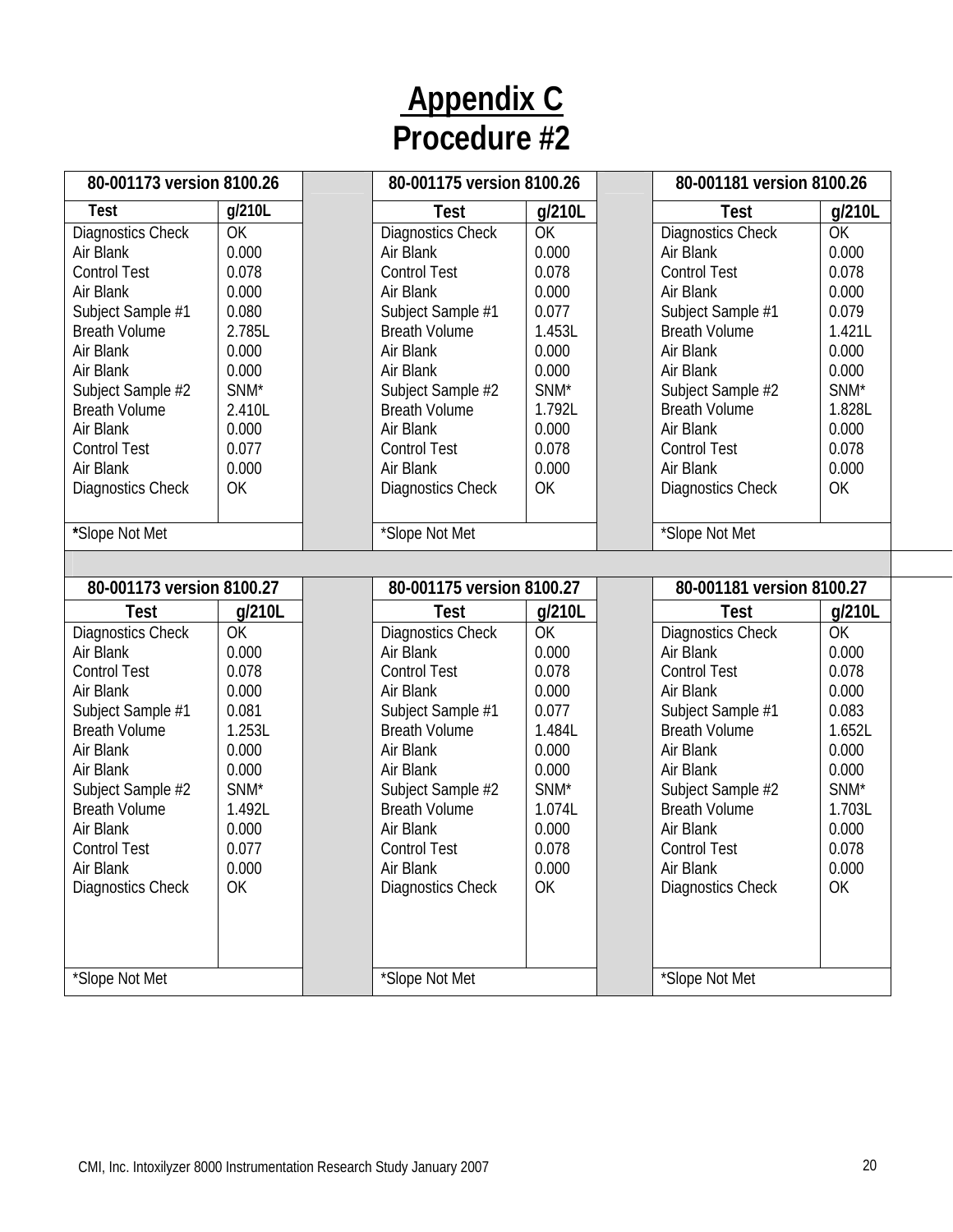# Appendix C
## Procedure #2

| 80-001173 version 8100.26 | |
|---|---|
| **Test** | **g/210L** |
| Diagnostics Check | OK |
| Air Blank | 0.000 |
| Control Test | 0.078 |
| Air Blank | 0.000 |
| Subject Sample #1 | 0.080 |
| Breath Volume | 2.785L |
| Air Blank | 0.000 |
| Air Blank | 0.000 |
| Subject Sample #2 | SNM* |
| Breath Volume | 2.410L |
| Air Blank | 0.000 |
| Control Test | 0.077 |
| Air Blank | 0.000 |
| Diagnostics Check | OK |
| ***Slope Not Met** | |

| 80-001175 version 8100.26 | |
|---|---|
| **Test** | **g/210L** |
| Diagnostics Check | OK |
| Air Blank | 0.000 |
| Control Test | 0.078 |
| Air Blank | 0.000 |
| Subject Sample #1 | 0.077 |
| Breath Volume | 1.453L |
| Air Blank | 0.000 |
| Air Blank | 0.000 |
| Subject Sample #2 | SNM* |
| Breath Volume | 1.792L |
| Air Blank | 0.000 |
| Control Test | 0.078 |
| Air Blank | 0.000 |
| Diagnostics Check | OK |
| *Slope Not Met | |

| 80-001181 version 8100.26 | |
|---|---|
| **Test** | **g/210L** |
| Diagnostics Check | OK |
| Air Blank | 0.000 |
| Control Test | 0.078 |
| Air Blank | 0.000 |
| Subject Sample #1 | 0.079 |
| Breath Volume | 1.421L |
| Air Blank | 0.000 |
| Air Blank | 0.000 |
| Subject Sample #2 | SNM* |
| Breath Volume | 1.828L |
| Air Blank | 0.000 |
| Control Test | 0.078 |
| Air Blank | 0.000 |
| Diagnostics Check | OK |
| *Slope Not Met | |

| 80-001173 version 8100.27 | |
|---|---|
| **Test** | **g/210L** |
| Diagnostics Check | OK |
| Air Blank | 0.000 |
| Control Test | 0.078 |
| Air Blank | 0.000 |
| Subject Sample #1 | 0.081 |
| Breath Volume | 1.253L |
| Air Blank | 0.000 |
| Air Blank | 0.000 |
| Subject Sample #2 | SNM* |
| Breath Volume | 1.492L |
| Air Blank | 0.000 |
| Control Test | 0.077 |
| Air Blank | 0.000 |
| Diagnostics Check | OK |
| *Slope Not Met | |

| 80-001175 version 8100.27 | |
|---|---|
| **Test** | **g/210L** |
| Diagnostics Check | OK |
| Air Blank | 0.000 |
| Control Test | 0.078 |
| Air Blank | 0.000 |
| Subject Sample #1 | 0.077 |
| Breath Volume | 1.484L |
| Air Blank | 0.000 |
| Air Blank | 0.000 |
| Subject Sample #2 | SNM* |
| Breath Volume | 1.074L |
| Air Blank | 0.000 |
| Control Test | 0.078 |
| Air Blank | 0.000 |
| Diagnostics Check | OK |
| *Slope Not Met | |

| 80-001181 version 8100.27 | |
|---|---|
| **Test** | **g/210L** |
| Diagnostics Check | OK |
| Air Blank | 0.000 |
| Control Test | 0.078 |
| Air Blank | 0.000 |
| Subject Sample #1 | 0.083 |
| Breath Volume | 1.652L |
| Air Blank | 0.000 |
| Air Blank | 0.000 |
| Subject Sample #2 | SNM* |
| Breath Volume | 1.703L |
| Air Blank | 0.000 |
| Control Test | 0.078 |
| Air Blank | 0.000 |
| Diagnostics Check | OK |
| *Slope Not Met | |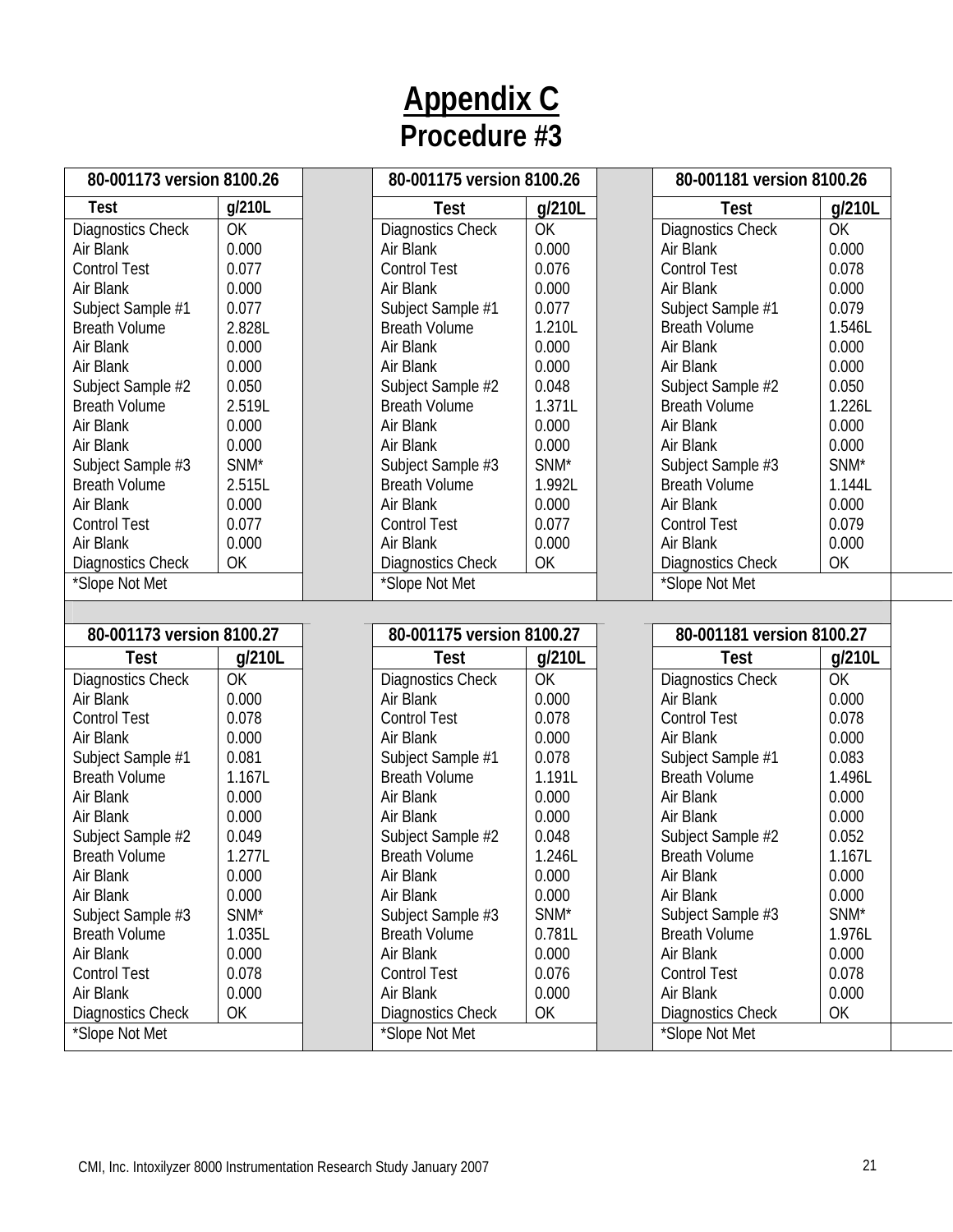# Appendix C

## Procedure #3

| 80-001173 version 8100.26 | |
|---|---|
| **Test** | **g/210L** |
| Diagnostics Check | OK |
| Air Blank | 0.000 |
| Control Test | 0.077 |
| Air Blank | 0.000 |
| Subject Sample #1 | 0.077 |
| Breath Volume | 2.828L |
| Air Blank | 0.000 |
| Air Blank | 0.000 |
| Subject Sample #2 | 0.050 |
| Breath Volume | 2.519L |
| Air Blank | 0.000 |
| Air Blank | 0.000 |
| Subject Sample #3 | SNM* |
| Breath Volume | 2.515L |
| Air Blank | 0.000 |
| Control Test | 0.077 |
| Air Blank | 0.000 |
| Diagnostics Check | OK |
| *Slope Not Met | |

| 80-001175 version 8100.26 | |
|---|---|
| **Test** | **g/210L** |
| Diagnostics Check | OK |
| Air Blank | 0.000 |
| Control Test | 0.076 |
| Air Blank | 0.000 |
| Subject Sample #1 | 0.077 |
| Breath Volume | 1.210L |
| Air Blank | 0.000 |
| Air Blank | 0.000 |
| Subject Sample #2 | 0.048 |
| Breath Volume | 1.371L |
| Air Blank | 0.000 |
| Air Blank | 0.000 |
| Subject Sample #3 | SNM* |
| Breath Volume | 1.992L |
| Air Blank | 0.000 |
| Control Test | 0.077 |
| Air Blank | 0.000 |
| Diagnostics Check | OK |
| *Slope Not Met | |

| 80-001181 version 8100.26 | |
|---|---|
| **Test** | **g/210L** |
| Diagnostics Check | OK |
| Air Blank | 0.000 |
| Control Test | 0.078 |
| Air Blank | 0.000 |
| Subject Sample #1 | 0.079 |
| Breath Volume | 1.546L |
| Air Blank | 0.000 |
| Air Blank | 0.000 |
| Subject Sample #2 | 0.050 |
| Breath Volume | 1.226L |
| Air Blank | 0.000 |
| Air Blank | 0.000 |
| Subject Sample #3 | SNM* |
| Breath Volume | 1.144L |
| Air Blank | 0.000 |
| Control Test | 0.079 |
| Air Blank | 0.000 |
| Diagnostics Check | OK |
| *Slope Not Met | |

| 80-001173 version 8100.27 | |
|---|---|
| **Test** | **g/210L** |
| Diagnostics Check | OK |
| Air Blank | 0.000 |
| Control Test | 0.078 |
| Air Blank | 0.000 |
| Subject Sample #1 | 0.081 |
| Breath Volume | 1.167L |
| Air Blank | 0.000 |
| Air Blank | 0.000 |
| Subject Sample #2 | 0.049 |
| Breath Volume | 1.277L |
| Air Blank | 0.000 |
| Air Blank | 0.000 |
| Subject Sample #3 | SNM* |
| Breath Volume | 1.035L |
| Air Blank | 0.000 |
| Control Test | 0.078 |
| Air Blank | 0.000 |
| Diagnostics Check | OK |
| *Slope Not Met | |

| 80-001175 version 8100.27 | |
|---|---|
| **Test** | **g/210L** |
| Diagnostics Check | OK |
| Air Blank | 0.000 |
| Control Test | 0.078 |
| Air Blank | 0.000 |
| Subject Sample #1 | 0.078 |
| Breath Volume | 1.191L |
| Air Blank | 0.000 |
| Air Blank | 0.000 |
| Subject Sample #2 | 0.048 |
| Breath Volume | 1.246L |
| Air Blank | 0.000 |
| Air Blank | 0.000 |
| Subject Sample #3 | SNM* |
| Breath Volume | 0.781L |
| Air Blank | 0.000 |
| Control Test | 0.076 |
| Air Blank | 0.000 |
| Diagnostics Check | OK |
| *Slope Not Met | |

| 80-001181 version 8100.27 | |
|---|---|
| **Test** | **g/210L** |
| Diagnostics Check | OK |
| Air Blank | 0.000 |
| Control Test | 0.078 |
| Air Blank | 0.000 |
| Subject Sample #1 | 0.083 |
| Breath Volume | 1.496L |
| Air Blank | 0.000 |
| Air Blank | 0.000 |
| Subject Sample #2 | 0.052 |
| Breath Volume | 1.167L |
| Air Blank | 0.000 |
| Air Blank | 0.000 |
| Subject Sample #3 | SNM* |
| Breath Volume | 1.976L |
| Air Blank | 0.000 |
| Control Test | 0.078 |
| Air Blank | 0.000 |
| Diagnostics Check | OK |
| *Slope Not Met | |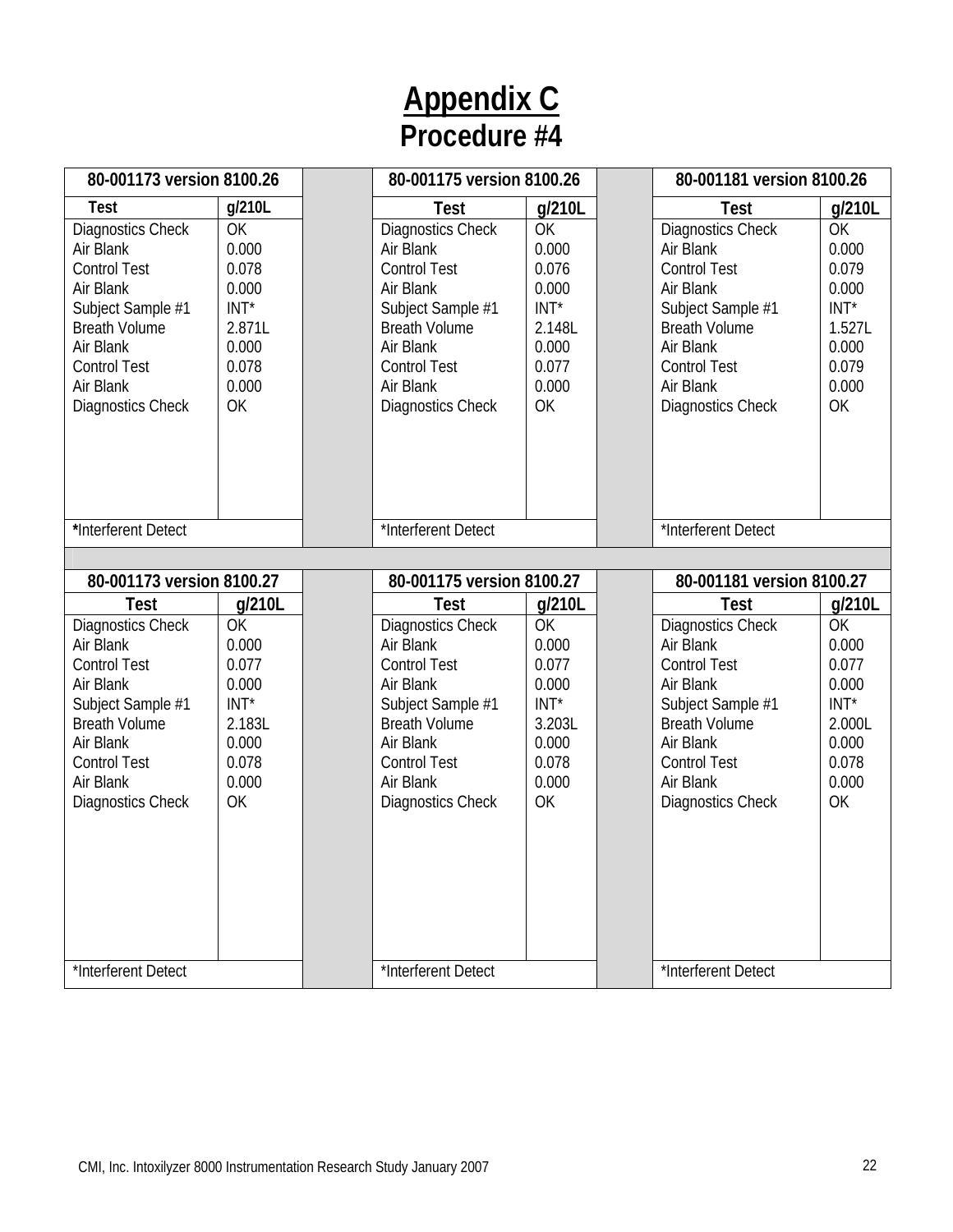# Appendix C

## Procedure #4

| 80-001173 version 8100.26 | |
|---|---|
| **Test** | **g/210L** |
| Diagnostics Check | OK |
| Air Blank | 0.000 |
| Control Test | 0.078 |
| Air Blank | 0.000 |
| Subject Sample #1 | INT* |
| Breath Volume | 2.871L |
| Air Blank | 0.000 |
| Control Test | 0.078 |
| Air Blank | 0.000 |
| Diagnostics Check | OK |
| ***Interferent Detect** | |

| 80-001175 version 8100.26 | |
|---|---|
| **Test** | **g/210L** |
| Diagnostics Check | OK |
| Air Blank | 0.000 |
| Control Test | 0.076 |
| Air Blank | 0.000 |
| Subject Sample #1 | INT* |
| Breath Volume | 2.148L |
| Air Blank | 0.000 |
| Control Test | 0.077 |
| Air Blank | 0.000 |
| Diagnostics Check | OK |
| *Interferent Detect | |

| 80-001181 version 8100.26 | |
|---|---|
| **Test** | **g/210L** |
| Diagnostics Check | OK |
| Air Blank | 0.000 |
| Control Test | 0.079 |
| Air Blank | 0.000 |
| Subject Sample #1 | INT* |
| Breath Volume | 1.527L |
| Air Blank | 0.000 |
| Control Test | 0.079 |
| Air Blank | 0.000 |
| Diagnostics Check | OK |
| *Interferent Detect | |

| 80-001173 version 8100.27 | |
|---|---|
| **Test** | **g/210L** |
| Diagnostics Check | OK |
| Air Blank | 0.000 |
| Control Test | 0.077 |
| Air Blank | 0.000 |
| Subject Sample #1 | INT* |
| Breath Volume | 2.183L |
| Air Blank | 0.000 |
| Control Test | 0.078 |
| Air Blank | 0.000 |
| Diagnostics Check | OK |
| *Interferent Detect | |

| 80-001175 version 8100.27 | |
|---|---|
| **Test** | **g/210L** |
| Diagnostics Check | OK |
| Air Blank | 0.000 |
| Control Test | 0.077 |
| Air Blank | 0.000 |
| Subject Sample #1 | INT* |
| Breath Volume | 3.203L |
| Air Blank | 0.000 |
| Control Test | 0.078 |
| Air Blank | 0.000 |
| Diagnostics Check | OK |
| *Interferent Detect | |

| 80-001181 version 8100.27 | |
|---|---|
| **Test** | **g/210L** |
| Diagnostics Check | OK |
| Air Blank | 0.000 |
| Control Test | 0.077 |
| Air Blank | 0.000 |
| Subject Sample #1 | INT* |
| Breath Volume | 2.000L |
| Air Blank | 0.000 |
| Control Test | 0.078 |
| Air Blank | 0.000 |
| Diagnostics Check | OK |
| *Interferent Detect | |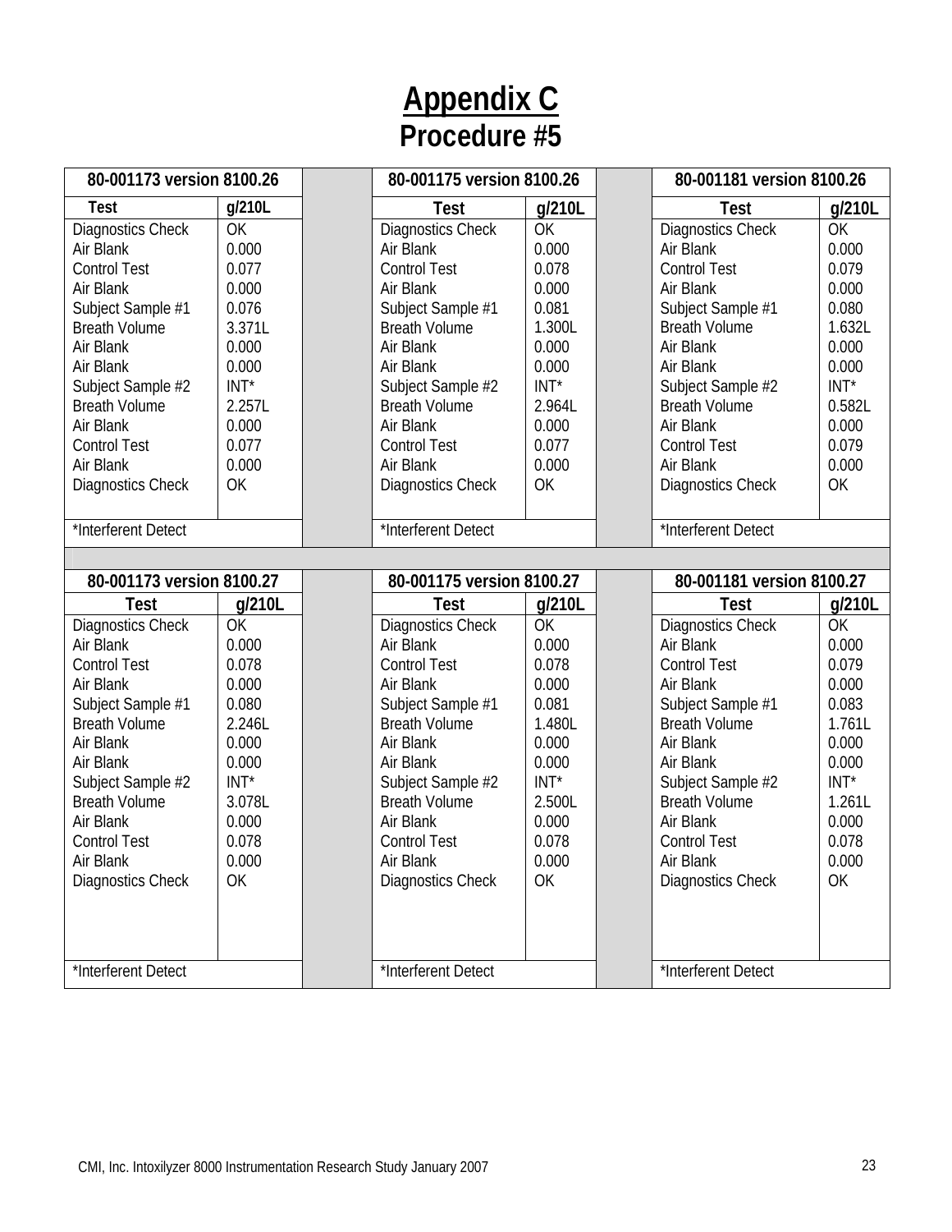# Appendix C
## Procedure #5

| 80-001173 version 8100.26 | | 80-001175 version 8100.26 | | 80-001181 version 8100.26 | |
|---|---|---|---|---|---|
| **Test** | **g/210L** | **Test** | **g/210L** | **Test** | **g/210L** |
| Diagnostics Check | OK | Diagnostics Check | OK | Diagnostics Check | OK |
| Air Blank | 0.000 | Air Blank | 0.000 | Air Blank | 0.000 |
| Control Test | 0.077 | Control Test | 0.078 | Control Test | 0.079 |
| Air Blank | 0.000 | Air Blank | 0.000 | Air Blank | 0.000 |
| Subject Sample #1 | 0.076 | Subject Sample #1 | 0.081 | Subject Sample #1 | 0.080 |
| Breath Volume | 3.371L | Breath Volume | 1.300L | Breath Volume | 1.632L |
| Air Blank | 0.000 | Air Blank | 0.000 | Air Blank | 0.000 |
| Air Blank | 0.000 | Air Blank | 0.000 | Air Blank | 0.000 |
| Subject Sample #2 | INT* | Subject Sample #2 | INT* | Subject Sample #2 | INT* |
| Breath Volume | 2.257L | Breath Volume | 2.964L | Breath Volume | 0.582L |
| Air Blank | 0.000 | Air Blank | 0.000 | Air Blank | 0.000 |
| Control Test | 0.077 | Control Test | 0.077 | Control Test | 0.079 |
| Air Blank | 0.000 | Air Blank | 0.000 | Air Blank | 0.000 |
| Diagnostics Check | OK | Diagnostics Check | OK | Diagnostics Check | OK |
| *Interferent Detect | | *Interferent Detect | | *Interferent Detect | |

| 80-001173 version 8100.27 | | 80-001175 version 8100.27 | | 80-001181 version 8100.27 | |
|---|---|---|---|---|---|
| **Test** | **g/210L** | **Test** | **g/210L** | **Test** | **g/210L** |
| Diagnostics Check | OK | Diagnostics Check | OK | Diagnostics Check | OK |
| Air Blank | 0.000 | Air Blank | 0.000 | Air Blank | 0.000 |
| Control Test | 0.078 | Control Test | 0.078 | Control Test | 0.079 |
| Air Blank | 0.000 | Air Blank | 0.000 | Air Blank | 0.000 |
| Subject Sample #1 | 0.080 | Subject Sample #1 | 0.081 | Subject Sample #1 | 0.083 |
| Breath Volume | 2.246L | Breath Volume | 1.480L | Breath Volume | 1.761L |
| Air Blank | 0.000 | Air Blank | 0.000 | Air Blank | 0.000 |
| Air Blank | 0.000 | Air Blank | 0.000 | Air Blank | 0.000 |
| Subject Sample #2 | INT* | Subject Sample #2 | INT* | Subject Sample #2 | INT* |
| Breath Volume | 3.078L | Breath Volume | 2.500L | Breath Volume | 1.261L |
| Air Blank | 0.000 | Air Blank | 0.000 | Air Blank | 0.000 |
| Control Test | 0.078 | Control Test | 0.078 | Control Test | 0.078 |
| Air Blank | 0.000 | Air Blank | 0.000 | Air Blank | 0.000 |
| Diagnostics Check | OK | Diagnostics Check | OK | Diagnostics Check | OK |
| *Interferent Detect | | *Interferent Detect | | *Interferent Detect | |

CMI, Inc. Intoxilyzer 8000 Instrumentation Research Study January 2007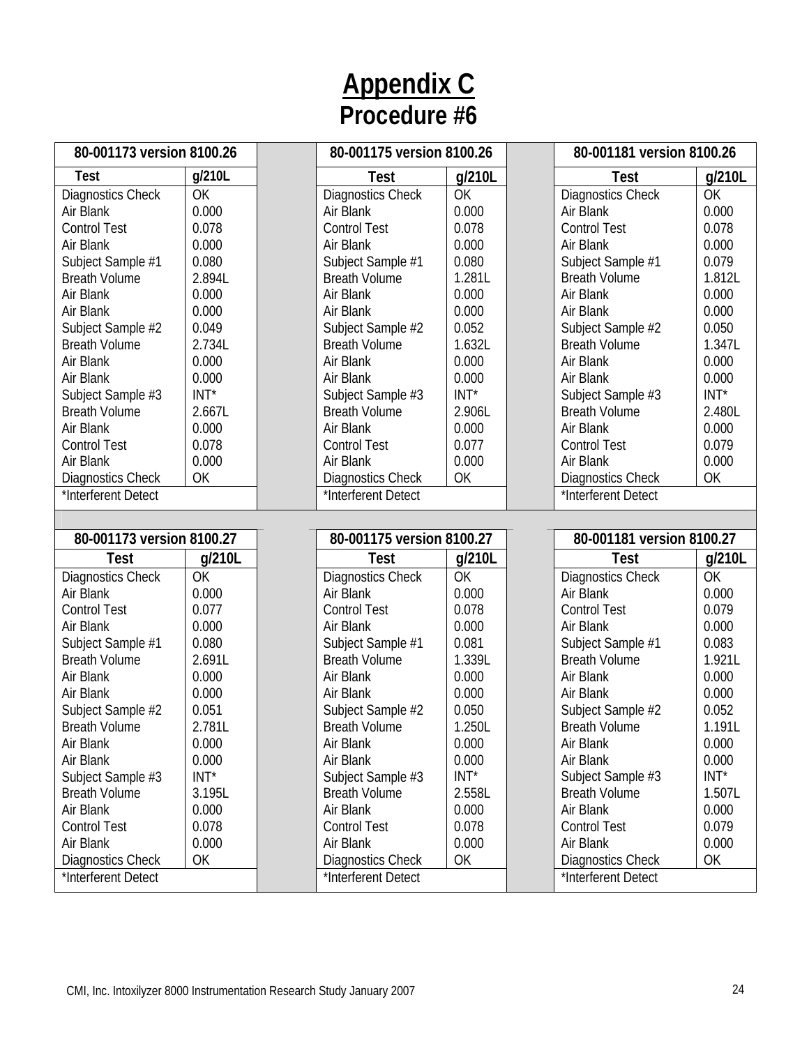# Appendix C

## Procedure #6

| 80-001173 version 8100.26 | |
|---|---|
| **Test** | **g/210L** |
| Diagnostics Check | OK |
| Air Blank | 0.000 |
| Control Test | 0.078 |
| Air Blank | 0.000 |
| Subject Sample #1 | 0.080 |
| Breath Volume | 2.894L |
| Air Blank | 0.000 |
| Air Blank | 0.000 |
| Subject Sample #2 | 0.049 |
| Breath Volume | 2.734L |
| Air Blank | 0.000 |
| Air Blank | 0.000 |
| Subject Sample #3 | INT* |
| Breath Volume | 2.667L |
| Air Blank | 0.000 |
| Control Test | 0.078 |
| Air Blank | 0.000 |
| Diagnostics Check | OK |
| *Interferent Detect | |

| 80-001175 version 8100.26 | |
|---|---|
| **Test** | **g/210L** |
| Diagnostics Check | OK |
| Air Blank | 0.000 |
| Control Test | 0.078 |
| Air Blank | 0.000 |
| Subject Sample #1 | 0.080 |
| Breath Volume | 1.281L |
| Air Blank | 0.000 |
| Air Blank | 0.000 |
| Subject Sample #2 | 0.052 |
| Breath Volume | 1.632L |
| Air Blank | 0.000 |
| Air Blank | 0.000 |
| Subject Sample #3 | INT* |
| Breath Volume | 2.906L |
| Air Blank | 0.000 |
| Control Test | 0.077 |
| Air Blank | 0.000 |
| Diagnostics Check | OK |
| *Interferent Detect | |

| 80-001181 version 8100.26 | |
|---|---|
| **Test** | **g/210L** |
| Diagnostics Check | OK |
| Air Blank | 0.000 |
| Control Test | 0.078 |
| Air Blank | 0.000 |
| Subject Sample #1 | 0.079 |
| Breath Volume | 1.812L |
| Air Blank | 0.000 |
| Air Blank | 0.000 |
| Subject Sample #2 | 0.050 |
| Breath Volume | 1.347L |
| Air Blank | 0.000 |
| Air Blank | 0.000 |
| Subject Sample #3 | INT* |
| Breath Volume | 2.480L |
| Air Blank | 0.000 |
| Control Test | 0.079 |
| Air Blank | 0.000 |
| Diagnostics Check | OK |
| *Interferent Detect | |

| 80-001173 version 8100.27 | |
|---|---|
| **Test** | **g/210L** |
| Diagnostics Check | OK |
| Air Blank | 0.000 |
| Control Test | 0.077 |
| Air Blank | 0.000 |
| Subject Sample #1 | 0.080 |
| Breath Volume | 2.691L |
| Air Blank | 0.000 |
| Air Blank | 0.000 |
| Subject Sample #2 | 0.051 |
| Breath Volume | 2.781L |
| Air Blank | 0.000 |
| Air Blank | 0.000 |
| Subject Sample #3 | INT* |
| Breath Volume | 3.195L |
| Air Blank | 0.000 |
| Control Test | 0.078 |
| Air Blank | 0.000 |
| Diagnostics Check | OK |
| *Interferent Detect | |

| 80-001175 version 8100.27 | |
|---|---|
| **Test** | **g/210L** |
| Diagnostics Check | OK |
| Air Blank | 0.000 |
| Control Test | 0.078 |
| Air Blank | 0.000 |
| Subject Sample #1 | 0.081 |
| Breath Volume | 1.339L |
| Air Blank | 0.000 |
| Air Blank | 0.000 |
| Subject Sample #2 | 0.050 |
| Breath Volume | 1.250L |
| Air Blank | 0.000 |
| Air Blank | 0.000 |
| Subject Sample #3 | INT* |
| Breath Volume | 2.558L |
| Air Blank | 0.000 |
| Control Test | 0.078 |
| Air Blank | 0.000 |
| Diagnostics Check | OK |
| *Interferent Detect | |

| 80-001181 version 8100.27 | |
|---|---|
| **Test** | **g/210L** |
| Diagnostics Check | OK |
| Air Blank | 0.000 |
| Control Test | 0.079 |
| Air Blank | 0.000 |
| Subject Sample #1 | 0.083 |
| Breath Volume | 1.921L |
| Air Blank | 0.000 |
| Air Blank | 0.000 |
| Subject Sample #2 | 0.052 |
| Breath Volume | 1.191L |
| Air Blank | 0.000 |
| Air Blank | 0.000 |
| Subject Sample #3 | INT* |
| Breath Volume | 1.507L |
| Air Blank | 0.000 |
| Control Test | 0.079 |
| Air Blank | 0.000 |
| Diagnostics Check | OK |
| *Interferent Detect | |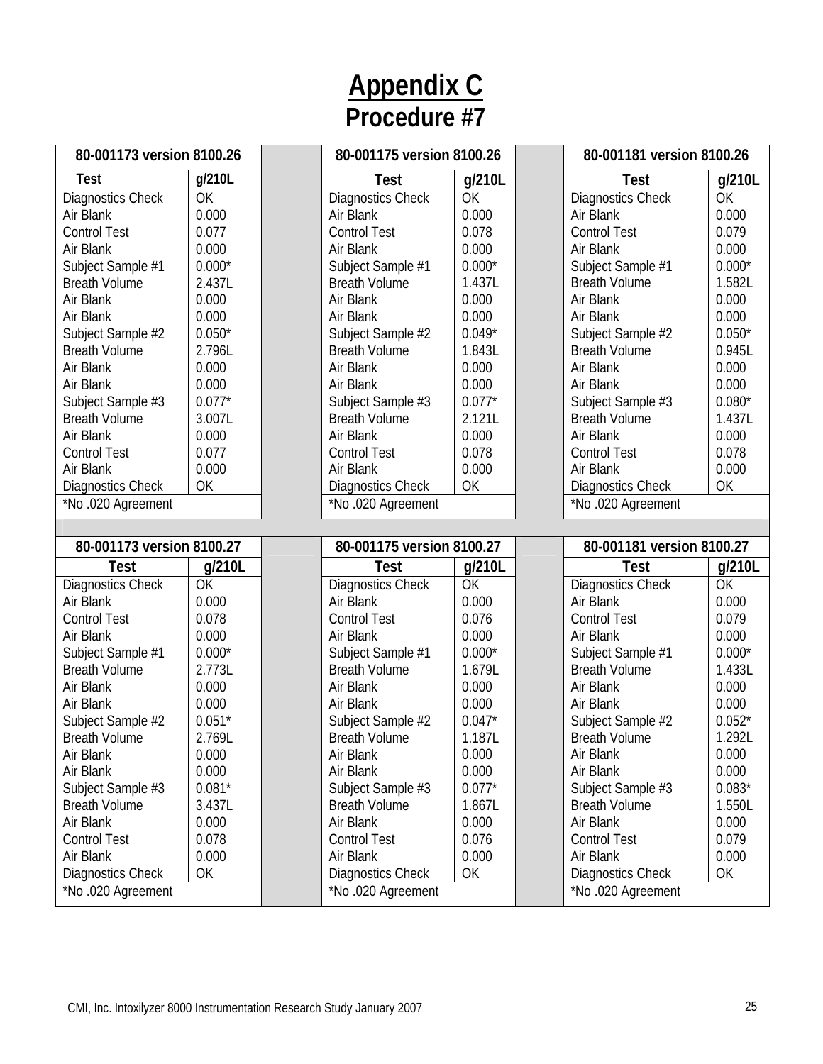# Appendix C
## Procedure #7

| 80-001173 version 8100.26 | |
|---|---|
| Test | g/210L |
| Diagnostics Check | OK |
| Air Blank | 0.000 |
| Control Test | 0.077 |
| Air Blank | 0.000 |
| Subject Sample #1 | 0.000* |
| Breath Volume | 2.437L |
| Air Blank | 0.000 |
| Air Blank | 0.000 |
| Subject Sample #2 | 0.050* |
| Breath Volume | 2.796L |
| Air Blank | 0.000 |
| Air Blank | 0.000 |
| Subject Sample #3 | 0.077* |
| Breath Volume | 3.007L |
| Air Blank | 0.000 |
| Control Test | 0.077 |
| Air Blank | 0.000 |
| Diagnostics Check | OK |
| *No .020 Agreement | |

| 80-001175 version 8100.26 | |
|---|---|
| Test | g/210L |
| Diagnostics Check | OK |
| Air Blank | 0.000 |
| Control Test | 0.078 |
| Air Blank | 0.000 |
| Subject Sample #1 | 0.000* |
| Breath Volume | 1.437L |
| Air Blank | 0.000 |
| Air Blank | 0.000 |
| Subject Sample #2 | 0.049* |
| Breath Volume | 1.843L |
| Air Blank | 0.000 |
| Air Blank | 0.000 |
| Subject Sample #3 | 0.077* |
| Breath Volume | 2.121L |
| Air Blank | 0.000 |
| Control Test | 0.078 |
| Air Blank | 0.000 |
| Diagnostics Check | OK |
| *No .020 Agreement | |

| 80-001181 version 8100.26 | |
|---|---|
| Test | g/210L |
| Diagnostics Check | OK |
| Air Blank | 0.000 |
| Control Test | 0.079 |
| Air Blank | 0.000 |
| Subject Sample #1 | 0.000* |
| Breath Volume | 1.582L |
| Air Blank | 0.000 |
| Air Blank | 0.000 |
| Subject Sample #2 | 0.050* |
| Breath Volume | 0.945L |
| Air Blank | 0.000 |
| Air Blank | 0.000 |
| Subject Sample #3 | 0.080* |
| Breath Volume | 1.437L |
| Air Blank | 0.000 |
| Control Test | 0.078 |
| Air Blank | 0.000 |
| Diagnostics Check | OK |
| *No .020 Agreement | |

| 80-001173 version 8100.27 | |
|---|---|
| Test | g/210L |
| Diagnostics Check | OK |
| Air Blank | 0.000 |
| Control Test | 0.078 |
| Air Blank | 0.000 |
| Subject Sample #1 | 0.000* |
| Breath Volume | 2.773L |
| Air Blank | 0.000 |
| Air Blank | 0.000 |
| Subject Sample #2 | 0.051* |
| Breath Volume | 2.769L |
| Air Blank | 0.000 |
| Air Blank | 0.000 |
| Subject Sample #3 | 0.081* |
| Breath Volume | 3.437L |
| Air Blank | 0.000 |
| Control Test | 0.078 |
| Air Blank | 0.000 |
| Diagnostics Check | OK |
| *No .020 Agreement | |

| 80-001175 version 8100.27 | |
|---|---|
| Test | g/210L |
| Diagnostics Check | OK |
| Air Blank | 0.000 |
| Control Test | 0.076 |
| Air Blank | 0.000 |
| Subject Sample #1 | 0.000* |
| Breath Volume | 1.679L |
| Air Blank | 0.000 |
| Air Blank | 0.000 |
| Subject Sample #2 | 0.047* |
| Breath Volume | 1.187L |
| Air Blank | 0.000 |
| Air Blank | 0.000 |
| Subject Sample #3 | 0.077* |
| Breath Volume | 1.867L |
| Air Blank | 0.000 |
| Control Test | 0.076 |
| Air Blank | 0.000 |
| Diagnostics Check | OK |
| *No .020 Agreement | |

| 80-001181 version 8100.27 | |
|---|---|
| Test | g/210L |
| Diagnostics Check | OK |
| Air Blank | 0.000 |
| Control Test | 0.079 |
| Air Blank | 0.000 |
| Subject Sample #1 | 0.000* |
| Breath Volume | 1.433L |
| Air Blank | 0.000 |
| Air Blank | 0.000 |
| Subject Sample #2 | 0.052* |
| Breath Volume | 1.292L |
| Air Blank | 0.000 |
| Air Blank | 0.000 |
| Subject Sample #3 | 0.083* |
| Breath Volume | 1.550L |
| Air Blank | 0.000 |
| Control Test | 0.079 |
| Air Blank | 0.000 |
| Diagnostics Check | OK |
| *No .020 Agreement | |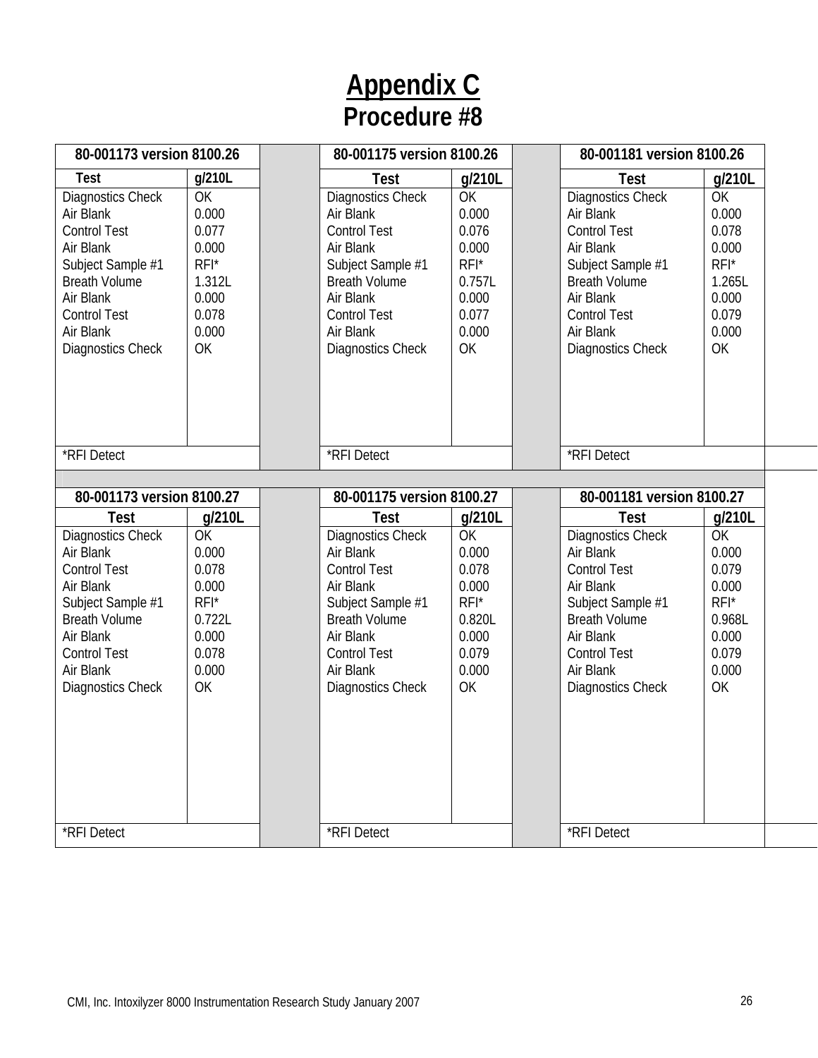# Appendix C

## Procedure #8

| 80-001173 version 8100.26 | |
|---|---|
| **Test** | **g/210L** |
| Diagnostics Check | OK |
| Air Blank | 0.000 |
| Control Test | 0.077 |
| Air Blank | 0.000 |
| Subject Sample #1 | RFI* |
| Breath Volume | 1.312L |
| Air Blank | 0.000 |
| Control Test | 0.078 |
| Air Blank | 0.000 |
| Diagnostics Check | OK |
| *RFI Detect | |

| 80-001175 version 8100.26 | |
|---|---|
| **Test** | **g/210L** |
| Diagnostics Check | OK |
| Air Blank | 0.000 |
| Control Test | 0.076 |
| Air Blank | 0.000 |
| Subject Sample #1 | RFI* |
| Breath Volume | 0.757L |
| Air Blank | 0.000 |
| Control Test | 0.077 |
| Air Blank | 0.000 |
| Diagnostics Check | OK |
| *RFI Detect | |

| 80-001181 version 8100.26 | |
|---|---|
| **Test** | **g/210L** |
| Diagnostics Check | OK |
| Air Blank | 0.000 |
| Control Test | 0.078 |
| Air Blank | 0.000 |
| Subject Sample #1 | RFI* |
| Breath Volume | 1.265L |
| Air Blank | 0.000 |
| Control Test | 0.079 |
| Air Blank | 0.000 |
| Diagnostics Check | OK |
| *RFI Detect | |

| 80-001173 version 8100.27 | |
|---|---|
| **Test** | **g/210L** |
| Diagnostics Check | OK |
| Air Blank | 0.000 |
| Control Test | 0.078 |
| Air Blank | 0.000 |
| Subject Sample #1 | RFI* |
| Breath Volume | 0.722L |
| Air Blank | 0.000 |
| Control Test | 0.078 |
| Air Blank | 0.000 |
| Diagnostics Check | OK |
| *RFI Detect | |

| 80-001175 version 8100.27 | |
|---|---|
| **Test** | **g/210L** |
| Diagnostics Check | OK |
| Air Blank | 0.000 |
| Control Test | 0.078 |
| Air Blank | 0.000 |
| Subject Sample #1 | RFI* |
| Breath Volume | 0.820L |
| Air Blank | 0.000 |
| Control Test | 0.079 |
| Air Blank | 0.000 |
| Diagnostics Check | OK |
| *RFI Detect | |

| 80-001181 version 8100.27 | |
|---|---|
| **Test** | **g/210L** |
| Diagnostics Check | OK |
| Air Blank | 0.000 |
| Control Test | 0.079 |
| Air Blank | 0.000 |
| Subject Sample #1 | RFI* |
| Breath Volume | 0.968L |
| Air Blank | 0.000 |
| Control Test | 0.079 |
| Air Blank | 0.000 |
| Diagnostics Check | OK |
| *RFI Detect | |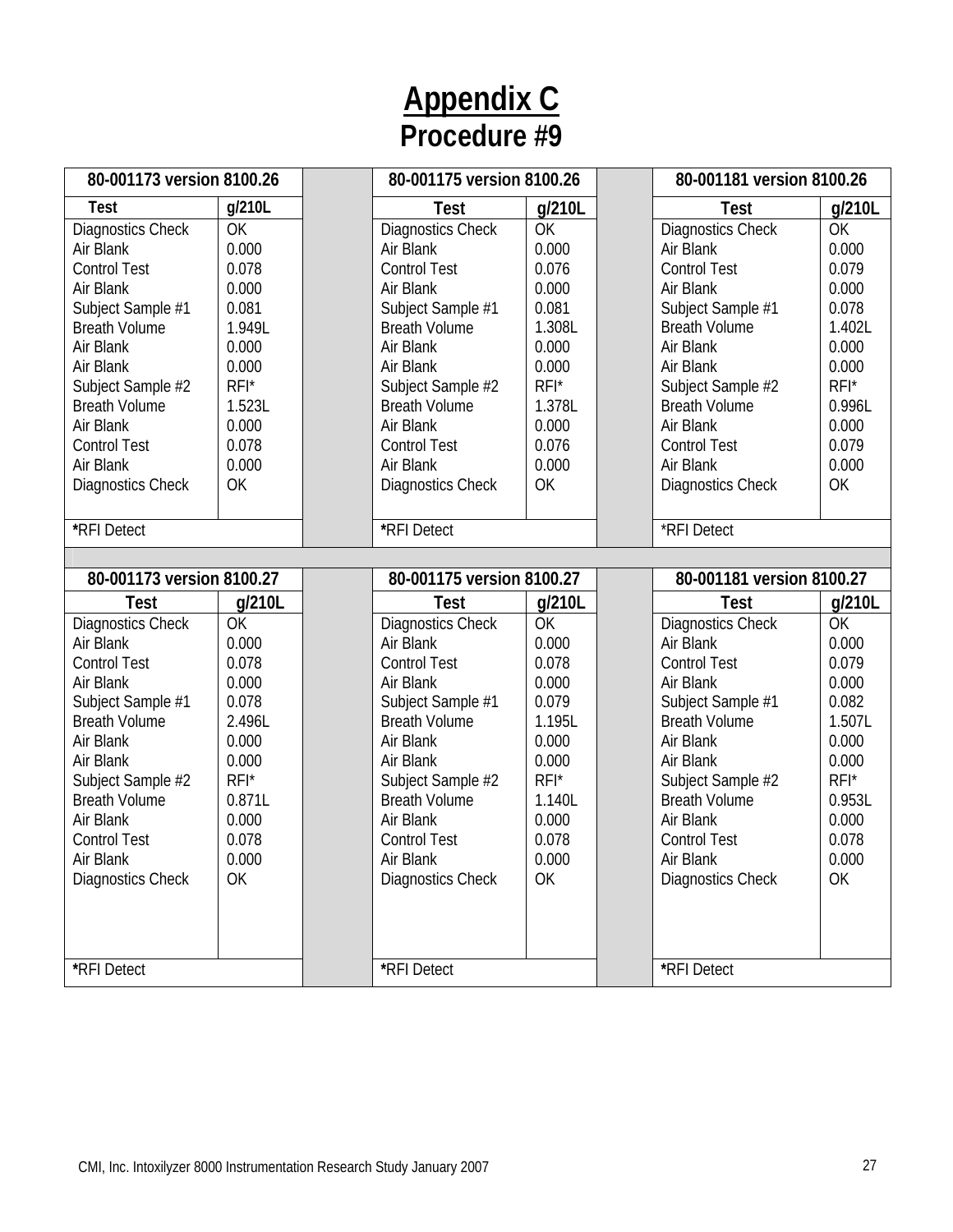# Appendix C

## Procedure #9

| 80-001173 version 8100.26 | |
|---|---|
| **Test** | **g/210L** |
| Diagnostics Check | OK |
| Air Blank | 0.000 |
| Control Test | 0.078 |
| Air Blank | 0.000 |
| Subject Sample #1 | 0.081 |
| Breath Volume | 1.949L |
| Air Blank | 0.000 |
| Air Blank | 0.000 |
| Subject Sample #2 | RFI* |
| Breath Volume | 1.523L |
| Air Blank | 0.000 |
| Control Test | 0.078 |
| Air Blank | 0.000 |
| Diagnostics Check | OK |
| ***RFI Detect** | |

| 80-001175 version 8100.26 | |
|---|---|
| **Test** | **g/210L** |
| Diagnostics Check | OK |
| Air Blank | 0.000 |
| Control Test | 0.076 |
| Air Blank | 0.000 |
| Subject Sample #1 | 0.081 |
| Breath Volume | 1.308L |
| Air Blank | 0.000 |
| Air Blank | 0.000 |
| Subject Sample #2 | RFI* |
| Breath Volume | 1.378L |
| Air Blank | 0.000 |
| Control Test | 0.076 |
| Air Blank | 0.000 |
| Diagnostics Check | OK |
| ***RFI Detect** | |

| 80-001181 version 8100.26 | |
|---|---|
| **Test** | **g/210L** |
| Diagnostics Check | OK |
| Air Blank | 0.000 |
| Control Test | 0.079 |
| Air Blank | 0.000 |
| Subject Sample #1 | 0.078 |
| Breath Volume | 1.402L |
| Air Blank | 0.000 |
| Air Blank | 0.000 |
| Subject Sample #2 | RFI* |
| Breath Volume | 0.996L |
| Air Blank | 0.000 |
| Control Test | 0.079 |
| Air Blank | 0.000 |
| Diagnostics Check | OK |
| *RFI Detect | |

| 80-001173 version 8100.27 | |
|---|---|
| **Test** | **g/210L** |
| Diagnostics Check | OK |
| Air Blank | 0.000 |
| Control Test | 0.078 |
| Air Blank | 0.000 |
| Subject Sample #1 | 0.078 |
| Breath Volume | 2.496L |
| Air Blank | 0.000 |
| Air Blank | 0.000 |
| Subject Sample #2 | RFI* |
| Breath Volume | 0.871L |
| Air Blank | 0.000 |
| Control Test | 0.078 |
| Air Blank | 0.000 |
| Diagnostics Check | OK |
| ***RFI Detect** | |

| 80-001175 version 8100.27 | |
|---|---|
| **Test** | **g/210L** |
| Diagnostics Check | OK |
| Air Blank | 0.000 |
| Control Test | 0.078 |
| Air Blank | 0.000 |
| Subject Sample #1 | 0.079 |
| Breath Volume | 1.195L |
| Air Blank | 0.000 |
| Air Blank | 0.000 |
| Subject Sample #2 | RFI* |
| Breath Volume | 1.140L |
| Air Blank | 0.000 |
| Control Test | 0.078 |
| Air Blank | 0.000 |
| Diagnostics Check | OK |
| ***RFI Detect** | |

| 80-001181 version 8100.27 | |
|---|---|
| **Test** | **g/210L** |
| Diagnostics Check | OK |
| Air Blank | 0.000 |
| Control Test | 0.079 |
| Air Blank | 0.000 |
| Subject Sample #1 | 0.082 |
| Breath Volume | 1.507L |
| Air Blank | 0.000 |
| Air Blank | 0.000 |
| Subject Sample #2 | RFI* |
| Breath Volume | 0.953L |
| Air Blank | 0.000 |
| Control Test | 0.078 |
| Air Blank | 0.000 |
| Diagnostics Check | OK |
| ***RFI Detect** | |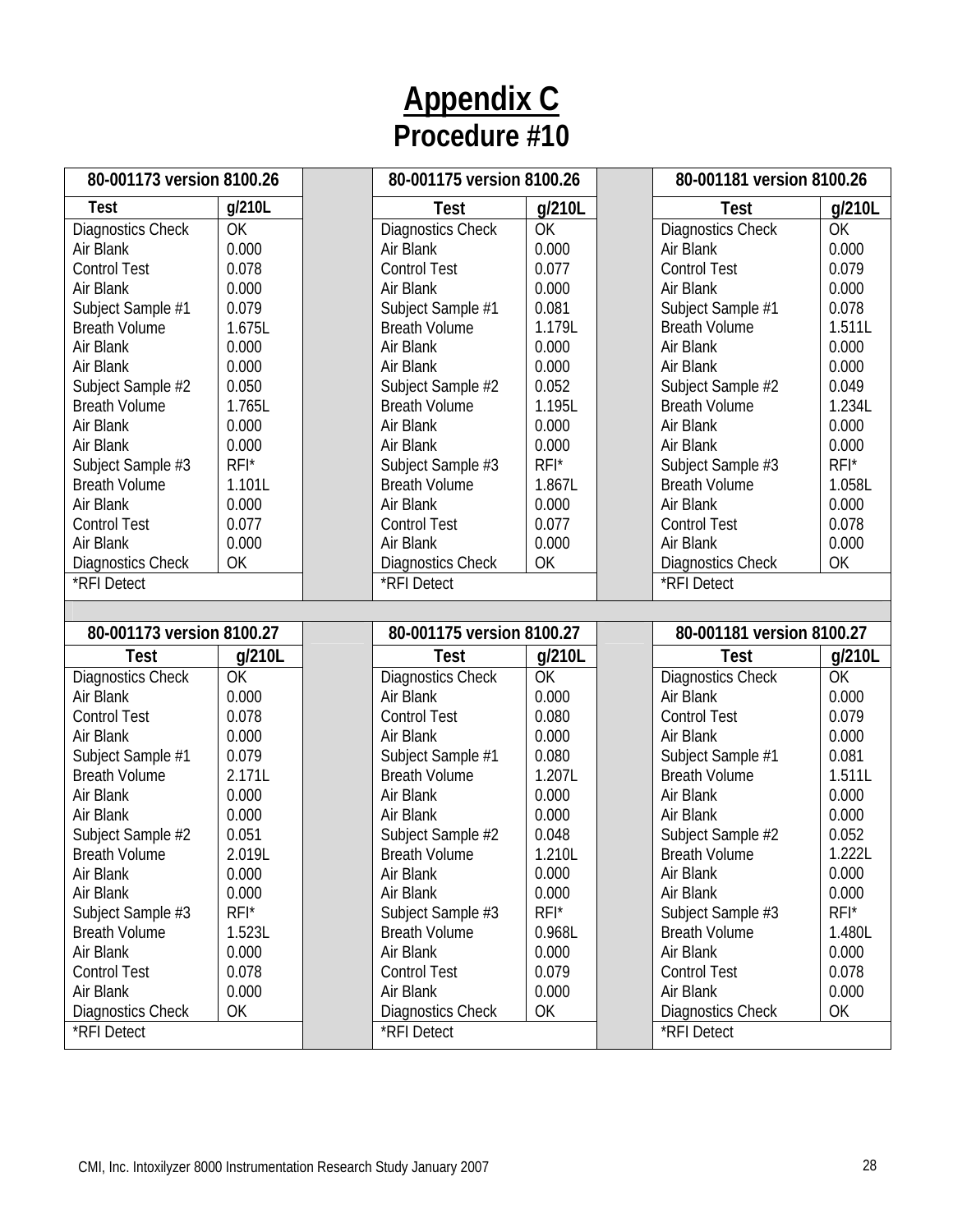# Appendix C
## Procedure #10

| 80-001173 version 8100.26 | | 80-001175 version 8100.26 | | 80-001181 version 8100.26 | |
|---|---|---|---|---|---|
| Test | g/210L | Test | g/210L | Test | g/210L |
| Diagnostics Check | OK | Diagnostics Check | OK | Diagnostics Check | OK |
| Air Blank | 0.000 | Air Blank | 0.000 | Air Blank | 0.000 |
| Control Test | 0.078 | Control Test | 0.077 | Control Test | 0.079 |
| Air Blank | 0.000 | Air Blank | 0.000 | Air Blank | 0.000 |
| Subject Sample #1 | 0.079 | Subject Sample #1 | 0.081 | Subject Sample #1 | 0.078 |
| Breath Volume | 1.675L | Breath Volume | 1.179L | Breath Volume | 1.511L |
| Air Blank | 0.000 | Air Blank | 0.000 | Air Blank | 0.000 |
| Air Blank | 0.000 | Air Blank | 0.000 | Air Blank | 0.000 |
| Subject Sample #2 | 0.050 | Subject Sample #2 | 0.052 | Subject Sample #2 | 0.049 |
| Breath Volume | 1.765L | Breath Volume | 1.195L | Breath Volume | 1.234L |
| Air Blank | 0.000 | Air Blank | 0.000 | Air Blank | 0.000 |
| Air Blank | 0.000 | Air Blank | 0.000 | Air Blank | 0.000 |
| Subject Sample #3 | RFI* | Subject Sample #3 | RFI* | Subject Sample #3 | RFI* |
| Breath Volume | 1.101L | Breath Volume | 1.867L | Breath Volume | 1.058L |
| Air Blank | 0.000 | Air Blank | 0.000 | Air Blank | 0.000 |
| Control Test | 0.077 | Control Test | 0.077 | Control Test | 0.078 |
| Air Blank | 0.000 | Air Blank | 0.000 | Air Blank | 0.000 |
| Diagnostics Check | OK | Diagnostics Check | OK | Diagnostics Check | OK |
| *RFI Detect | | *RFI Detect | | *RFI Detect | |

| 80-001173 version 8100.27 | | 80-001175 version 8100.27 | | 80-001181 version 8100.27 | |
|---|---|---|---|---|---|
| Test | g/210L | Test | g/210L | Test | g/210L |
| Diagnostics Check | OK | Diagnostics Check | OK | Diagnostics Check | OK |
| Air Blank | 0.000 | Air Blank | 0.000 | Air Blank | 0.000 |
| Control Test | 0.078 | Control Test | 0.080 | Control Test | 0.079 |
| Air Blank | 0.000 | Air Blank | 0.000 | Air Blank | 0.000 |
| Subject Sample #1 | 0.079 | Subject Sample #1 | 0.080 | Subject Sample #1 | 0.081 |
| Breath Volume | 2.171L | Breath Volume | 1.207L | Breath Volume | 1.511L |
| Air Blank | 0.000 | Air Blank | 0.000 | Air Blank | 0.000 |
| Air Blank | 0.000 | Air Blank | 0.000 | Air Blank | 0.000 |
| Subject Sample #2 | 0.051 | Subject Sample #2 | 0.048 | Subject Sample #2 | 0.052 |
| Breath Volume | 2.019L | Breath Volume | 1.210L | Breath Volume | 1.222L |
| Air Blank | 0.000 | Air Blank | 0.000 | Air Blank | 0.000 |
| Air Blank | 0.000 | Air Blank | 0.000 | Air Blank | 0.000 |
| Subject Sample #3 | RFI* | Subject Sample #3 | RFI* | Subject Sample #3 | RFI* |
| Breath Volume | 1.523L | Breath Volume | 0.968L | Breath Volume | 1.480L |
| Air Blank | 0.000 | Air Blank | 0.000 | Air Blank | 0.000 |
| Control Test | 0.078 | Control Test | 0.079 | Control Test | 0.078 |
| Air Blank | 0.000 | Air Blank | 0.000 | Air Blank | 0.000 |
| Diagnostics Check | OK | Diagnostics Check | OK | Diagnostics Check | OK |
| *RFI Detect | | *RFI Detect | | *RFI Detect | |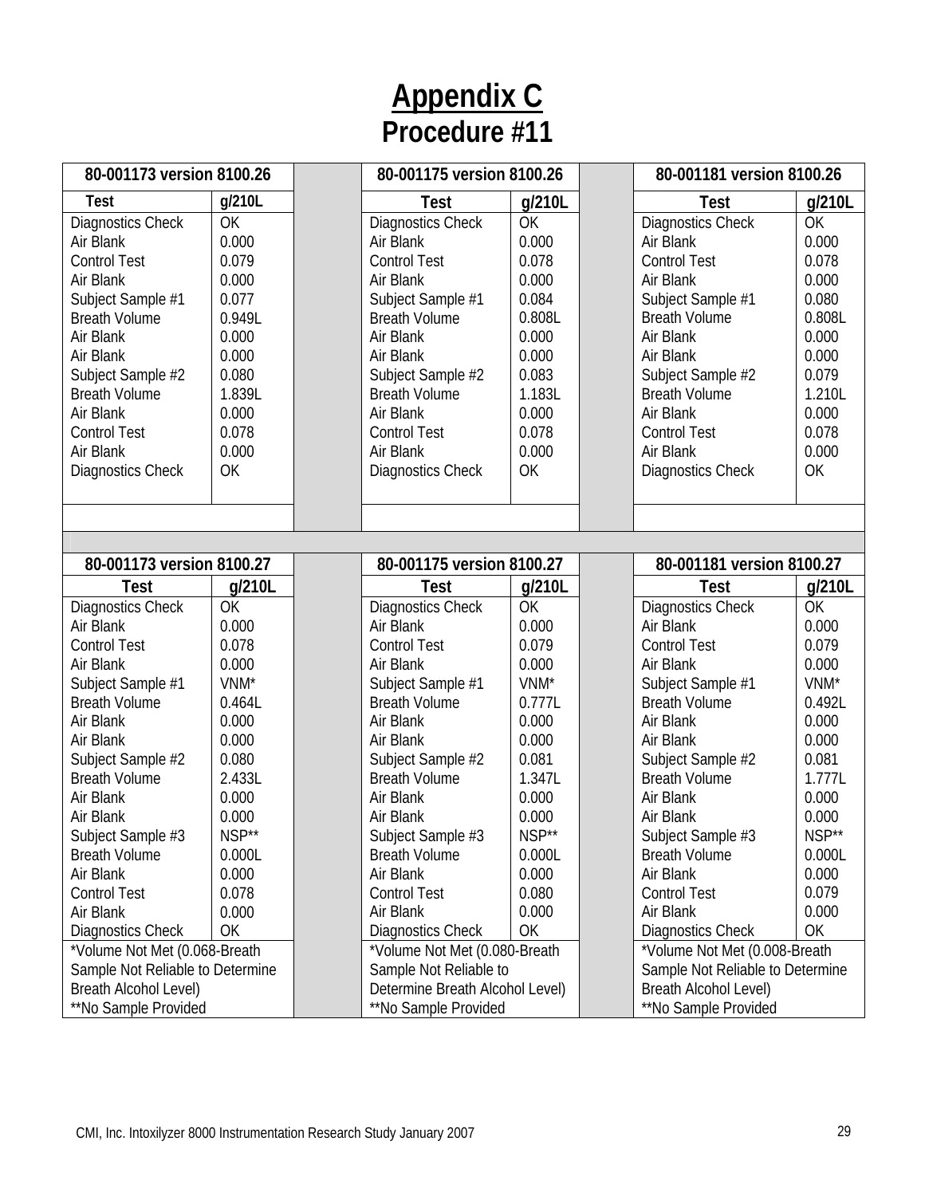# Appendix C

## Procedure #11

| 80-001173 version 8100.26 | | 80-001175 version 8100.26 | | 80-001181 version 8100.26 | |
|---|---|---|---|---|---|
| **Test** | **g/210L** | **Test** | **g/210L** | **Test** | **g/210L** |
| Diagnostics Check | OK | Diagnostics Check | OK | Diagnostics Check | OK |
| Air Blank | 0.000 | Air Blank | 0.000 | Air Blank | 0.000 |
| Control Test | 0.079 | Control Test | 0.078 | Control Test | 0.078 |
| Air Blank | 0.000 | Air Blank | 0.000 | Air Blank | 0.000 |
| Subject Sample #1 | 0.077 | Subject Sample #1 | 0.084 | Subject Sample #1 | 0.080 |
| Breath Volume | 0.949L | Breath Volume | 0.808L | Breath Volume | 0.808L |
| Air Blank | 0.000 | Air Blank | 0.000 | Air Blank | 0.000 |
| Air Blank | 0.000 | Air Blank | 0.000 | Air Blank | 0.000 |
| Subject Sample #2 | 0.080 | Subject Sample #2 | 0.083 | Subject Sample #2 | 0.079 |
| Breath Volume | 1.839L | Breath Volume | 1.183L | Breath Volume | 1.210L |
| Air Blank | 0.000 | Air Blank | 0.000 | Air Blank | 0.000 |
| Control Test | 0.078 | Control Test | 0.078 | Control Test | 0.078 |
| Air Blank | 0.000 | Air Blank | 0.000 | Air Blank | 0.000 |
| Diagnostics Check | OK | Diagnostics Check | OK | Diagnostics Check | OK |

| 80-001173 version 8100.27 | | 80-001175 version 8100.27 | | 80-001181 version 8100.27 | |
|---|---|---|---|---|---|
| **Test** | **g/210L** | **Test** | **g/210L** | **Test** | **g/210L** |
| Diagnostics Check | OK | Diagnostics Check | OK | Diagnostics Check | OK |
| Air Blank | 0.000 | Air Blank | 0.000 | Air Blank | 0.000 |
| Control Test | 0.078 | Control Test | 0.079 | Control Test | 0.079 |
| Air Blank | 0.000 | Air Blank | 0.000 | Air Blank | 0.000 |
| Subject Sample #1 | VNM* | Subject Sample #1 | VNM* | Subject Sample #1 | VNM* |
| Breath Volume | 0.464L | Breath Volume | 0.777L | Breath Volume | 0.492L |
| Air Blank | 0.000 | Air Blank | 0.000 | Air Blank | 0.000 |
| Air Blank | 0.000 | Air Blank | 0.000 | Air Blank | 0.000 |
| Subject Sample #2 | 0.080 | Subject Sample #2 | 0.081 | Subject Sample #2 | 0.081 |
| Breath Volume | 2.433L | Breath Volume | 1.347L | Breath Volume | 1.777L |
| Air Blank | 0.000 | Air Blank | 0.000 | Air Blank | 0.000 |
| Air Blank | 0.000 | Air Blank | 0.000 | Air Blank | 0.000 |
| Subject Sample #3 | NSP** | Subject Sample #3 | NSP** | Subject Sample #3 | NSP** |
| Breath Volume | 0.000L | Breath Volume | 0.000L | Breath Volume | 0.000L |
| Air Blank | 0.000 | Air Blank | 0.000 | Air Blank | 0.000 |
| Control Test | 0.078 | Control Test | 0.080 | Control Test | 0.079 |
| Air Blank | 0.000 | Air Blank | 0.000 | Air Blank | 0.000 |
| Diagnostics Check | OK | Diagnostics Check | OK | Diagnostics Check | OK |
| *Volume Not Met (0.068-Breath Sample Not Reliable to Determine Breath Alcohol Level) **No Sample Provided | | *Volume Not Met (0.080-Breath Sample Not Reliable to Determine Breath Alcohol Level) **No Sample Provided | | *Volume Not Met (0.008-Breath Sample Not Reliable to Determine Breath Alcohol Level) **No Sample Provided | |

CMI, Inc. Intoxilyzer 8000 Instrumentation Research Study January 2007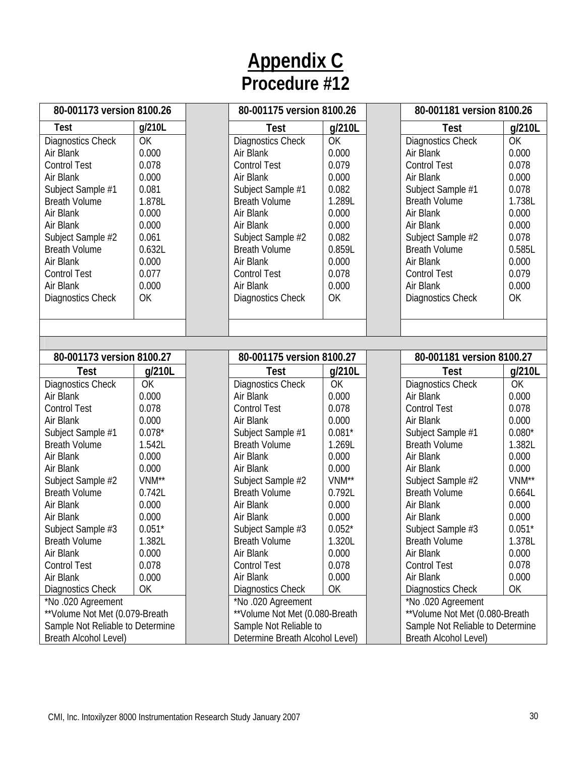# Appendix C

## Procedure #12

| 80-001173 version 8100.26 | | 80-001175 version 8100.26 | | 80-001181 version 8100.26 | |
|---|---|---|---|---|---|
| **Test** | **g/210L** | **Test** | **g/210L** | **Test** | **g/210L** |
| Diagnostics Check | OK | Diagnostics Check | OK | Diagnostics Check | OK |
| Air Blank | 0.000 | Air Blank | 0.000 | Air Blank | 0.000 |
| Control Test | 0.078 | Control Test | 0.079 | Control Test | 0.078 |
| Air Blank | 0.000 | Air Blank | 0.000 | Air Blank | 0.000 |
| Subject Sample #1 | 0.081 | Subject Sample #1 | 0.082 | Subject Sample #1 | 0.078 |
| Breath Volume | 1.878L | Breath Volume | 1.289L | Breath Volume | 1.738L |
| Air Blank | 0.000 | Air Blank | 0.000 | Air Blank | 0.000 |
| Air Blank | 0.000 | Air Blank | 0.000 | Air Blank | 0.000 |
| Subject Sample #2 | 0.061 | Subject Sample #2 | 0.082 | Subject Sample #2 | 0.078 |
| Breath Volume | 0.632L | Breath Volume | 0.859L | Breath Volume | 0.585L |
| Air Blank | 0.000 | Air Blank | 0.000 | Air Blank | 0.000 |
| Control Test | 0.077 | Control Test | 0.078 | Control Test | 0.079 |
| Air Blank | 0.000 | Air Blank | 0.000 | Air Blank | 0.000 |
| Diagnostics Check | OK | Diagnostics Check | OK | Diagnostics Check | OK |

| 80-001173 version 8100.27 | | 80-001175 version 8100.27 | | 80-001181 version 8100.27 | |
|---|---|---|---|---|---|
| **Test** | **g/210L** | **Test** | **g/210L** | **Test** | **g/210L** |
| Diagnostics Check | OK | Diagnostics Check | OK | Diagnostics Check | OK |
| Air Blank | 0.000 | Air Blank | 0.000 | Air Blank | 0.000 |
| Control Test | 0.078 | Control Test | 0.078 | Control Test | 0.078 |
| Air Blank | 0.000 | Air Blank | 0.000 | Air Blank | 0.000 |
| Subject Sample #1 | 0.078* | Subject Sample #1 | 0.081* | Subject Sample #1 | 0.080* |
| Breath Volume | 1.542L | Breath Volume | 1.269L | Breath Volume | 1.382L |
| Air Blank | 0.000 | Air Blank | 0.000 | Air Blank | 0.000 |
| Air Blank | 0.000 | Air Blank | 0.000 | Air Blank | 0.000 |
| Subject Sample #2 | VNM** | Subject Sample #2 | VNM** | Subject Sample #2 | VNM** |
| Breath Volume | 0.742L | Breath Volume | 0.792L | Breath Volume | 0.664L |
| Air Blank | 0.000 | Air Blank | 0.000 | Air Blank | 0.000 |
| Air Blank | 0.000 | Air Blank | 0.000 | Air Blank | 0.000 |
| Subject Sample #3 | 0.051* | Subject Sample #3 | 0.052* | Subject Sample #3 | 0.051* |
| Breath Volume | 1.382L | Breath Volume | 1.320L | Breath Volume | 1.378L |
| Air Blank | 0.000 | Air Blank | 0.000 | Air Blank | 0.000 |
| Control Test | 0.078 | Control Test | 0.078 | Control Test | 0.078 |
| Air Blank | 0.000 | Air Blank | 0.000 | Air Blank | 0.000 |
| Diagnostics Check | OK | Diagnostics Check | OK | Diagnostics Check | OK |
| *No .020 Agreement **Volume Not Met (0.079-Breath Sample Not Reliable to Determine Breath Alcohol Level) | | *No .020 Agreement **Volume Not Met (0.080-Breath Sample Not Reliable to Determine Breath Alcohol Level) | | *No .020 Agreement **Volume Not Met (0.080-Breath Sample Not Reliable to Determine Breath Alcohol Level) | |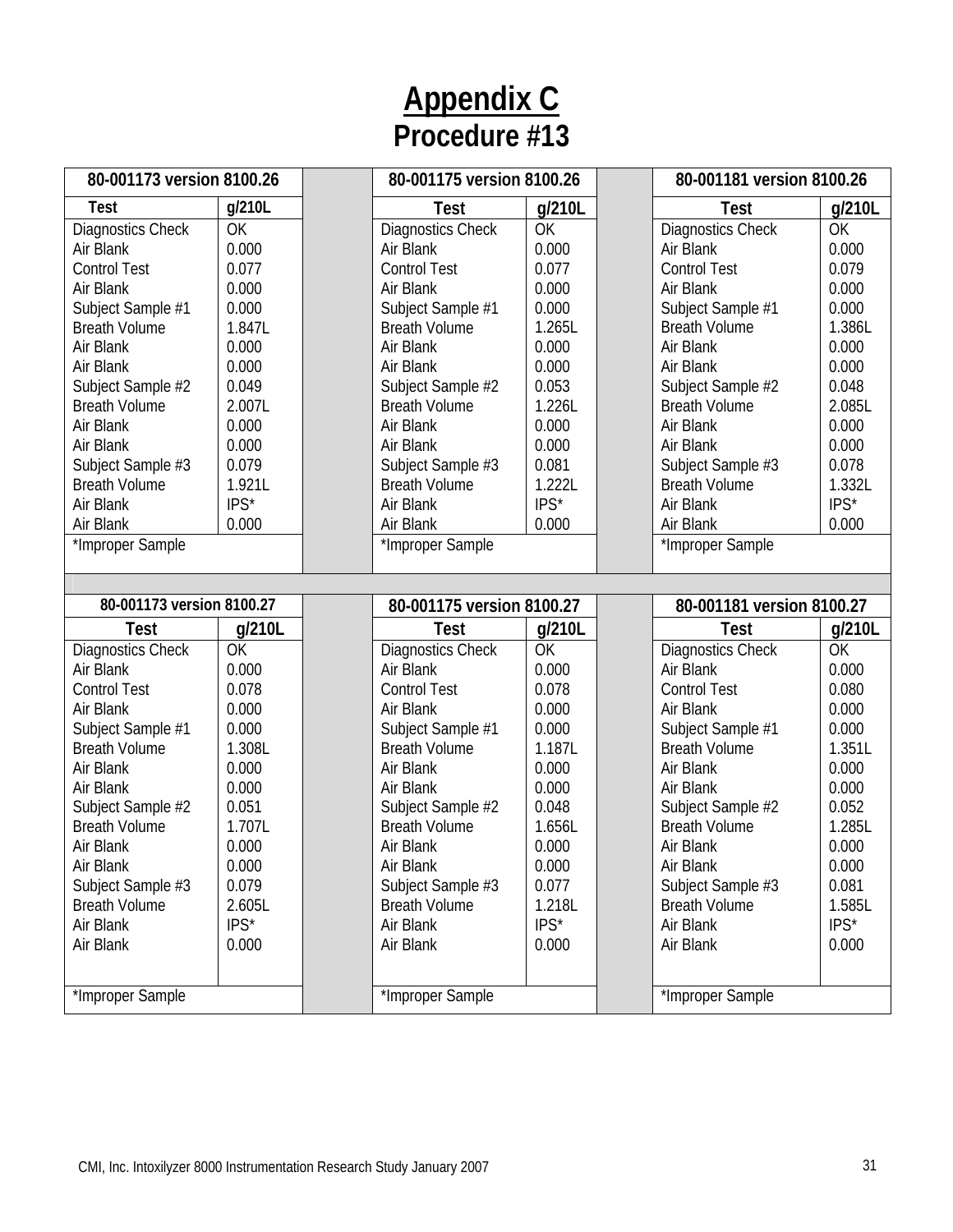# Appendix C

## Procedure #13

| 80-001173 version 8100.26 | |
|---|---|
| Test | g/210L |
| Diagnostics Check | OK |
| Air Blank | 0.000 |
| Control Test | 0.077 |
| Air Blank | 0.000 |
| Subject Sample #1 | 0.000 |
| Breath Volume | 1.847L |
| Air Blank | 0.000 |
| Air Blank | 0.000 |
| Subject Sample #2 | 0.049 |
| Breath Volume | 2.007L |
| Air Blank | 0.000 |
| Air Blank | 0.000 |
| Subject Sample #3 | 0.079 |
| Breath Volume | 1.921L |
| Air Blank | IPS* |
| Air Blank | 0.000 |
| *Improper Sample | |

| 80-001175 version 8100.26 | |
|---|---|
| Test | g/210L |
| Diagnostics Check | OK |
| Air Blank | 0.000 |
| Control Test | 0.077 |
| Air Blank | 0.000 |
| Subject Sample #1 | 0.000 |
| Breath Volume | 1.265L |
| Air Blank | 0.000 |
| Air Blank | 0.000 |
| Subject Sample #2 | 0.053 |
| Breath Volume | 1.226L |
| Air Blank | 0.000 |
| Air Blank | 0.000 |
| Subject Sample #3 | 0.081 |
| Breath Volume | 1.222L |
| Air Blank | IPS* |
| Air Blank | 0.000 |
| *Improper Sample | |

| 80-001181 version 8100.26 | |
|---|---|
| Test | g/210L |
| Diagnostics Check | OK |
| Air Blank | 0.000 |
| Control Test | 0.079 |
| Air Blank | 0.000 |
| Subject Sample #1 | 0.000 |
| Breath Volume | 1.386L |
| Air Blank | 0.000 |
| Air Blank | 0.000 |
| Subject Sample #2 | 0.048 |
| Breath Volume | 2.085L |
| Air Blank | 0.000 |
| Air Blank | 0.000 |
| Subject Sample #3 | 0.078 |
| Breath Volume | 1.332L |
| Air Blank | IPS* |
| Air Blank | 0.000 |
| *Improper Sample | |

| 80-001173 version 8100.27 | |
|---|---|
| Test | g/210L |
| Diagnostics Check | OK |
| Air Blank | 0.000 |
| Control Test | 0.078 |
| Air Blank | 0.000 |
| Subject Sample #1 | 0.000 |
| Breath Volume | 1.308L |
| Air Blank | 0.000 |
| Air Blank | 0.000 |
| Subject Sample #2 | 0.051 |
| Breath Volume | 1.707L |
| Air Blank | 0.000 |
| Air Blank | 0.000 |
| Subject Sample #3 | 0.079 |
| Breath Volume | 2.605L |
| Air Blank | IPS* |
| Air Blank | 0.000 |
| *Improper Sample | |

| 80-001175 version 8100.27 | |
|---|---|
| Test | g/210L |
| Diagnostics Check | OK |
| Air Blank | 0.000 |
| Control Test | 0.078 |
| Air Blank | 0.000 |
| Subject Sample #1 | 0.000 |
| Breath Volume | 1.187L |
| Air Blank | 0.000 |
| Air Blank | 0.000 |
| Subject Sample #2 | 0.048 |
| Breath Volume | 1.656L |
| Air Blank | 0.000 |
| Air Blank | 0.000 |
| Subject Sample #3 | 0.077 |
| Breath Volume | 1.218L |
| Air Blank | IPS* |
| Air Blank | 0.000 |
| *Improper Sample | |

| 80-001181 version 8100.27 | |
|---|---|
| Test | g/210L |
| Diagnostics Check | OK |
| Air Blank | 0.000 |
| Control Test | 0.080 |
| Air Blank | 0.000 |
| Subject Sample #1 | 0.000 |
| Breath Volume | 1.351L |
| Air Blank | 0.000 |
| Air Blank | 0.000 |
| Subject Sample #2 | 0.052 |
| Breath Volume | 1.285L |
| Air Blank | 0.000 |
| Air Blank | 0.000 |
| Subject Sample #3 | 0.081 |
| Breath Volume | 1.585L |
| Air Blank | IPS* |
| Air Blank | 0.000 |
| *Improper Sample | |

CMI, Inc. Intoxilyzer 8000 Instrumentation Research Study January 2007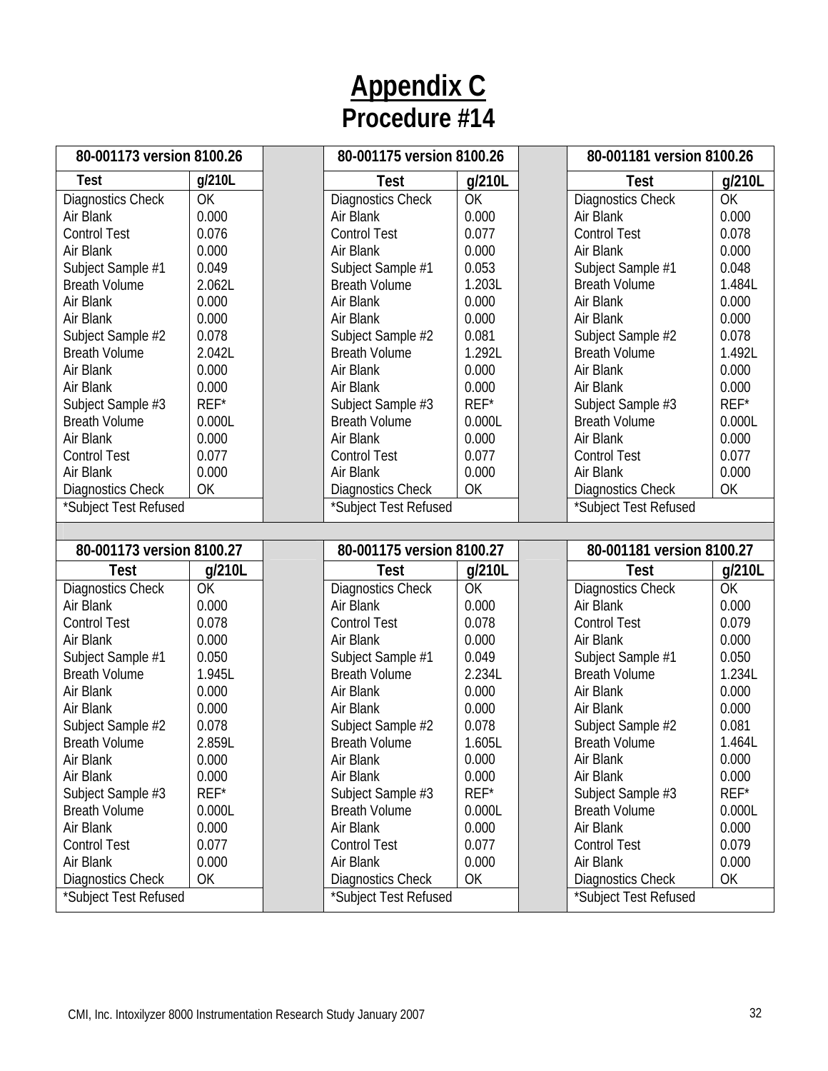# Appendix C
## Procedure #14

| 80-001173 version 8100.26 | |
|---|---|
| **Test** | **g/210L** |
| Diagnostics Check | OK |
| Air Blank | 0.000 |
| Control Test | 0.076 |
| Air Blank | 0.000 |
| Subject Sample #1 | 0.049 |
| Breath Volume | 2.062L |
| Air Blank | 0.000 |
| Air Blank | 0.000 |
| Subject Sample #2 | 0.078 |
| Breath Volume | 2.042L |
| Air Blank | 0.000 |
| Air Blank | 0.000 |
| Subject Sample #3 | REF* |
| Breath Volume | 0.000L |
| Air Blank | 0.000 |
| Control Test | 0.077 |
| Air Blank | 0.000 |
| Diagnostics Check | OK |
| *Subject Test Refused | |

| 80-001175 version 8100.26 | |
|---|---|
| **Test** | **g/210L** |
| Diagnostics Check | OK |
| Air Blank | 0.000 |
| Control Test | 0.077 |
| Air Blank | 0.000 |
| Subject Sample #1 | 0.053 |
| Breath Volume | 1.203L |
| Air Blank | 0.000 |
| Air Blank | 0.000 |
| Subject Sample #2 | 0.081 |
| Breath Volume | 1.292L |
| Air Blank | 0.000 |
| Air Blank | 0.000 |
| Subject Sample #3 | REF* |
| Breath Volume | 0.000L |
| Air Blank | 0.000 |
| Control Test | 0.077 |
| Air Blank | 0.000 |
| Diagnostics Check | OK |
| *Subject Test Refused | |

| 80-001181 version 8100.26 | |
|---|---|
| **Test** | **g/210L** |
| Diagnostics Check | OK |
| Air Blank | 0.000 |
| Control Test | 0.078 |
| Air Blank | 0.000 |
| Subject Sample #1 | 0.048 |
| Breath Volume | 1.484L |
| Air Blank | 0.000 |
| Air Blank | 0.000 |
| Subject Sample #2 | 0.078 |
| Breath Volume | 1.492L |
| Air Blank | 0.000 |
| Air Blank | 0.000 |
| Subject Sample #3 | REF* |
| Breath Volume | 0.000L |
| Air Blank | 0.000 |
| Control Test | 0.077 |
| Air Blank | 0.000 |
| Diagnostics Check | OK |
| *Subject Test Refused | |

| 80-001173 version 8100.27 | |
|---|---|
| **Test** | **g/210L** |
| Diagnostics Check | OK |
| Air Blank | 0.000 |
| Control Test | 0.078 |
| Air Blank | 0.000 |
| Subject Sample #1 | 0.050 |
| Breath Volume | 1.945L |
| Air Blank | 0.000 |
| Air Blank | 0.000 |
| Subject Sample #2 | 0.078 |
| Breath Volume | 2.859L |
| Air Blank | 0.000 |
| Air Blank | 0.000 |
| Subject Sample #3 | REF* |
| Breath Volume | 0.000L |
| Air Blank | 0.000 |
| Control Test | 0.077 |
| Air Blank | 0.000 |
| Diagnostics Check | OK |
| *Subject Test Refused | |

| 80-001175 version 8100.27 | |
|---|---|
| **Test** | **g/210L** |
| Diagnostics Check | OK |
| Air Blank | 0.000 |
| Control Test | 0.078 |
| Air Blank | 0.000 |
| Subject Sample #1 | 0.049 |
| Breath Volume | 2.234L |
| Air Blank | 0.000 |
| Air Blank | 0.000 |
| Subject Sample #2 | 0.078 |
| Breath Volume | 1.605L |
| Air Blank | 0.000 |
| Air Blank | 0.000 |
| Subject Sample #3 | REF* |
| Breath Volume | 0.000L |
| Air Blank | 0.000 |
| Control Test | 0.077 |
| Air Blank | 0.000 |
| Diagnostics Check | OK |
| *Subject Test Refused | |

| 80-001181 version 8100.27 | |
|---|---|
| **Test** | **g/210L** |
| Diagnostics Check | OK |
| Air Blank | 0.000 |
| Control Test | 0.079 |
| Air Blank | 0.000 |
| Subject Sample #1 | 0.050 |
| Breath Volume | 1.234L |
| Air Blank | 0.000 |
| Air Blank | 0.000 |
| Subject Sample #2 | 0.081 |
| Breath Volume | 1.464L |
| Air Blank | 0.000 |
| Air Blank | 0.000 |
| Subject Sample #3 | REF* |
| Breath Volume | 0.000L |
| Air Blank | 0.000 |
| Control Test | 0.079 |
| Air Blank | 0.000 |
| Diagnostics Check | OK |
| *Subject Test Refused | |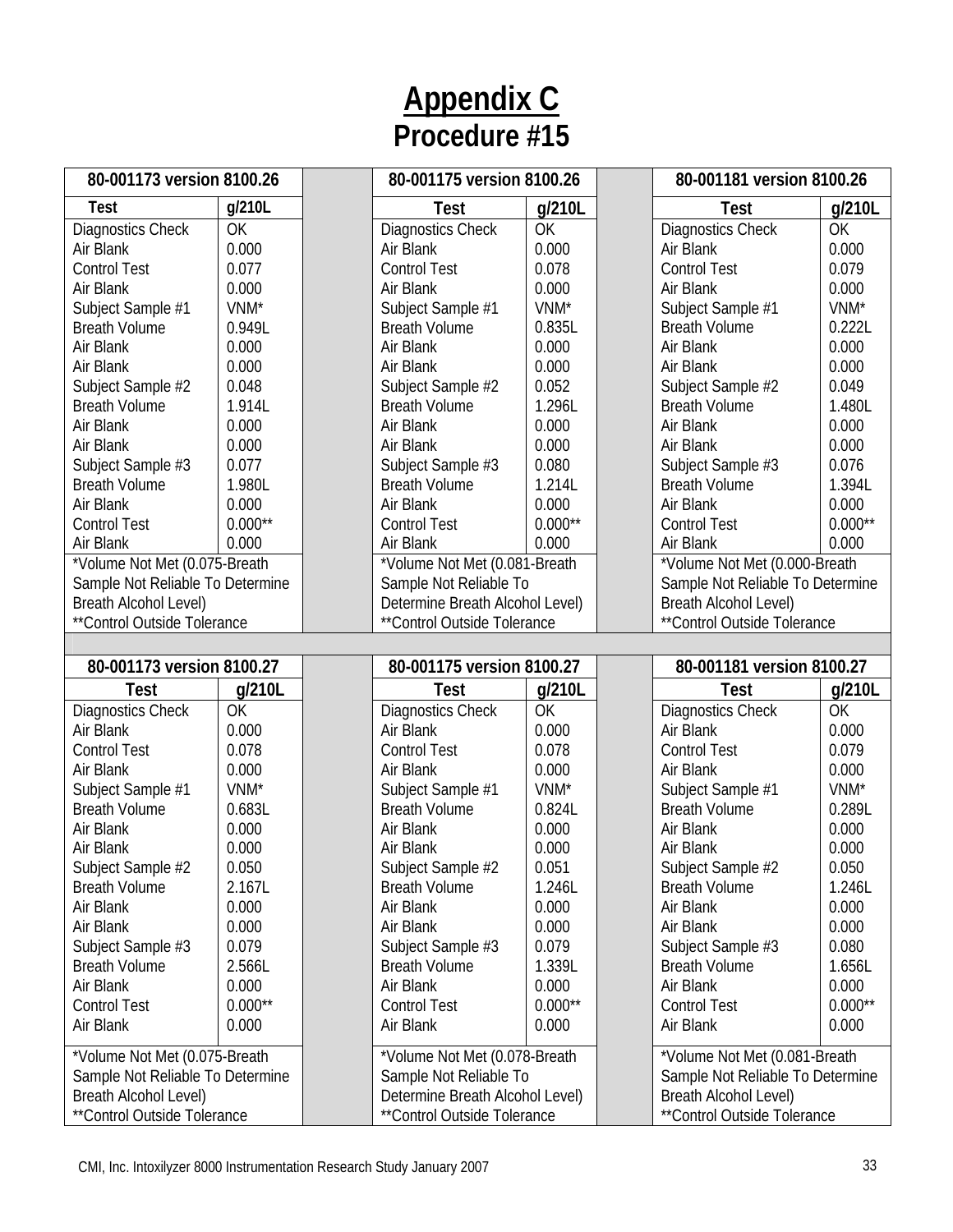# Appendix C

## Procedure #15

| 80-001173 version 8100.26 | | 80-001175 version 8100.26 | | 80-001181 version 8100.26 | |
|---|---|---|---|---|---|
| **Test** | **g/210L** | **Test** | **g/210L** | **Test** | **g/210L** |
| Diagnostics Check | OK | Diagnostics Check | OK | Diagnostics Check | OK |
| Air Blank | 0.000 | Air Blank | 0.000 | Air Blank | 0.000 |
| Control Test | 0.077 | Control Test | 0.078 | Control Test | 0.079 |
| Air Blank | 0.000 | Air Blank | 0.000 | Air Blank | 0.000 |
| Subject Sample #1 | VNM* | Subject Sample #1 | VNM* | Subject Sample #1 | VNM* |
| Breath Volume | 0.949L | Breath Volume | 0.835L | Breath Volume | 0.222L |
| Air Blank | 0.000 | Air Blank | 0.000 | Air Blank | 0.000 |
| Air Blank | 0.000 | Air Blank | 0.000 | Air Blank | 0.000 |
| Subject Sample #2 | 0.048 | Subject Sample #2 | 0.052 | Subject Sample #2 | 0.049 |
| Breath Volume | 1.914L | Breath Volume | 1.296L | Breath Volume | 1.480L |
| Air Blank | 0.000 | Air Blank | 0.000 | Air Blank | 0.000 |
| Air Blank | 0.000 | Air Blank | 0.000 | Air Blank | 0.000 |
| Subject Sample #3 | 0.077 | Subject Sample #3 | 0.080 | Subject Sample #3 | 0.076 |
| Breath Volume | 1.980L | Breath Volume | 1.214L | Breath Volume | 1.394L |
| Air Blank | 0.000 | Air Blank | 0.000 | Air Blank | 0.000 |
| Control Test | 0.000** | Control Test | 0.000** | Control Test | 0.000** |
| Air Blank | 0.000 | Air Blank | 0.000 | Air Blank | 0.000 |
| *Volume Not Met (0.075-Breath Sample Not Reliable To Determine Breath Alcohol Level) **Control Outside Tolerance | | *Volume Not Met (0.081-Breath Sample Not Reliable To Determine Breath Alcohol Level) **Control Outside Tolerance | | *Volume Not Met (0.000-Breath Sample Not Reliable To Determine Breath Alcohol Level) **Control Outside Tolerance | |

| 80-001173 version 8100.27 | | 80-001175 version 8100.27 | | 80-001181 version 8100.27 | |
|---|---|---|---|---|---|
| **Test** | **g/210L** | **Test** | **g/210L** | **Test** | **g/210L** |
| Diagnostics Check | OK | Diagnostics Check | OK | Diagnostics Check | OK |
| Air Blank | 0.000 | Air Blank | 0.000 | Air Blank | 0.000 |
| Control Test | 0.078 | Control Test | 0.078 | Control Test | 0.079 |
| Air Blank | 0.000 | Air Blank | 0.000 | Air Blank | 0.000 |
| Subject Sample #1 | VNM* | Subject Sample #1 | VNM* | Subject Sample #1 | VNM* |
| Breath Volume | 0.683L | Breath Volume | 0.824L | Breath Volume | 0.289L |
| Air Blank | 0.000 | Air Blank | 0.000 | Air Blank | 0.000 |
| Air Blank | 0.000 | Air Blank | 0.000 | Air Blank | 0.000 |
| Subject Sample #2 | 0.050 | Subject Sample #2 | 0.051 | Subject Sample #2 | 0.050 |
| Breath Volume | 2.167L | Breath Volume | 1.246L | Breath Volume | 1.246L |
| Air Blank | 0.000 | Air Blank | 0.000 | Air Blank | 0.000 |
| Air Blank | 0.000 | Air Blank | 0.000 | Air Blank | 0.000 |
| Subject Sample #3 | 0.079 | Subject Sample #3 | 0.079 | Subject Sample #3 | 0.080 |
| Breath Volume | 2.566L | Breath Volume | 1.339L | Breath Volume | 1.656L |
| Air Blank | 0.000 | Air Blank | 0.000 | Air Blank | 0.000 |
| Control Test | 0.000** | Control Test | 0.000** | Control Test | 0.000** |
| Air Blank | 0.000 | Air Blank | 0.000 | Air Blank | 0.000 |
| *Volume Not Met (0.075-Breath Sample Not Reliable To Determine Breath Alcohol Level) **Control Outside Tolerance | | *Volume Not Met (0.078-Breath Sample Not Reliable To Determine Breath Alcohol Level) **Control Outside Tolerance | | *Volume Not Met (0.081-Breath Sample Not Reliable To Determine Breath Alcohol Level) **Control Outside Tolerance | |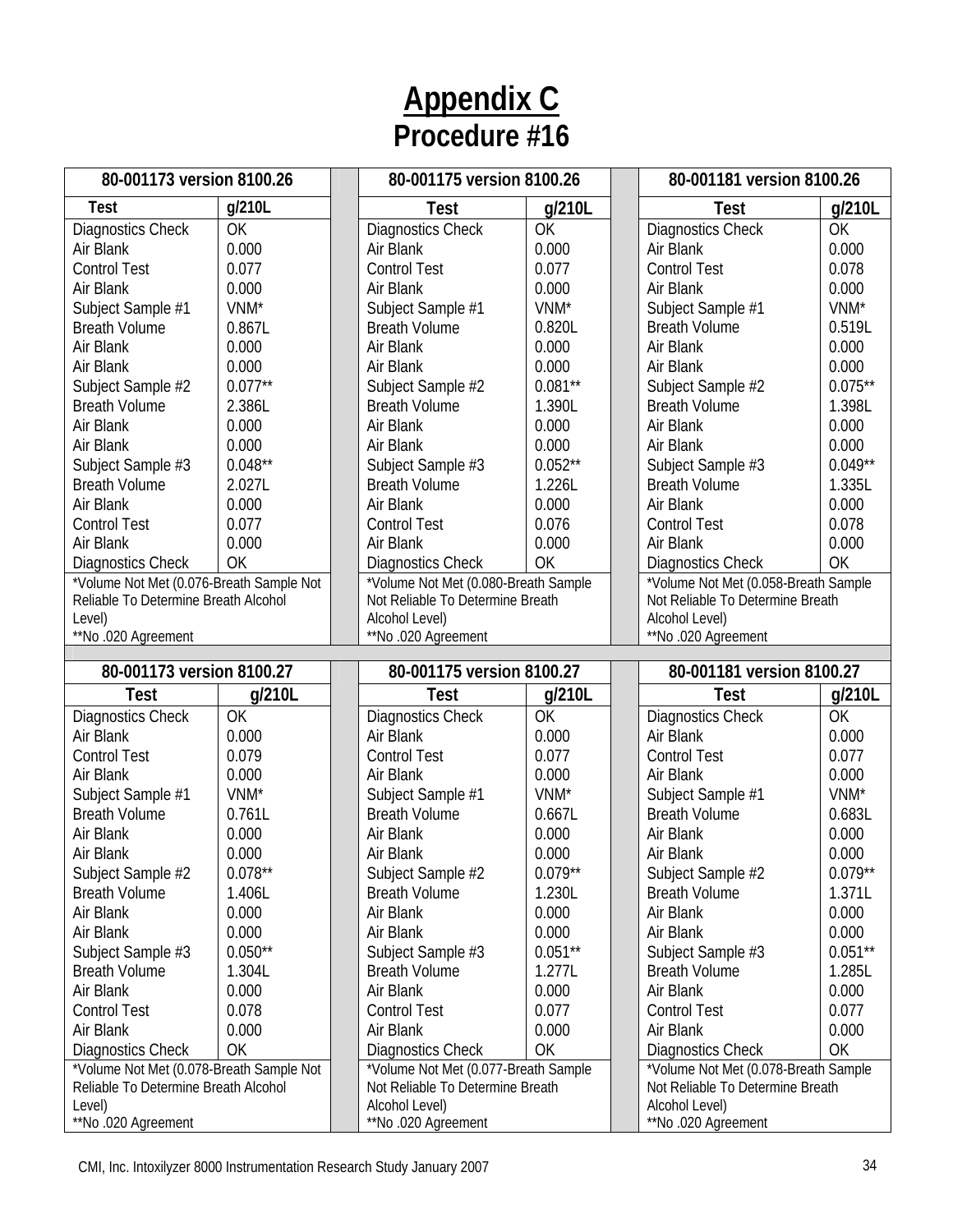# Appendix C
## Procedure #16

| 80-001173 version 8100.26 | |
|---|---|
| **Test** | **g/210L** |
| Diagnostics Check | OK |
| Air Blank | 0.000 |
| Control Test | 0.077 |
| Air Blank | 0.000 |
| Subject Sample #1 | VNM* |
| Breath Volume | 0.867L |
| Air Blank | 0.000 |
| Air Blank | 0.000 |
| Subject Sample #2 | 0.077** |
| Breath Volume | 2.386L |
| Air Blank | 0.000 |
| Air Blank | 0.000 |
| Subject Sample #3 | 0.048** |
| Breath Volume | 2.027L |
| Air Blank | 0.000 |
| Control Test | 0.077 |
| Air Blank | 0.000 |
| Diagnostics Check | OK |

*Volume Not Met (0.076-Breath Sample Not Reliable To Determine Breath Alcohol Level)
**No .020 Agreement

| 80-001175 version 8100.26 | |
|---|---|
| **Test** | **g/210L** |
| Diagnostics Check | OK |
| Air Blank | 0.000 |
| Control Test | 0.077 |
| Air Blank | 0.000 |
| Subject Sample #1 | VNM* |
| Breath Volume | 0.820L |
| Air Blank | 0.000 |
| Air Blank | 0.000 |
| Subject Sample #2 | 0.081** |
| Breath Volume | 1.390L |
| Air Blank | 0.000 |
| Air Blank | 0.000 |
| Subject Sample #3 | 0.052** |
| Breath Volume | 1.226L |
| Air Blank | 0.000 |
| Control Test | 0.076 |
| Air Blank | 0.000 |
| Diagnostics Check | OK |

*Volume Not Met (0.080-Breath Sample Not Reliable To Determine Breath Alcohol Level)
**No .020 Agreement

| 80-001181 version 8100.26 | |
|---|---|
| **Test** | **g/210L** |
| Diagnostics Check | OK |
| Air Blank | 0.000 |
| Control Test | 0.078 |
| Air Blank | 0.000 |
| Subject Sample #1 | VNM* |
| Breath Volume | 0.519L |
| Air Blank | 0.000 |
| Air Blank | 0.000 |
| Subject Sample #2 | 0.075** |
| Breath Volume | 1.398L |
| Air Blank | 0.000 |
| Air Blank | 0.000 |
| Subject Sample #3 | 0.049** |
| Breath Volume | 1.335L |
| Air Blank | 0.000 |
| Control Test | 0.078 |
| Air Blank | 0.000 |
| Diagnostics Check | OK |

*Volume Not Met (0.058-Breath Sample Not Reliable To Determine Breath Alcohol Level)
**No .020 Agreement

| 80-001173 version 8100.27 | |
|---|---|
| **Test** | **g/210L** |
| Diagnostics Check | OK |
| Air Blank | 0.000 |
| Control Test | 0.079 |
| Air Blank | 0.000 |
| Subject Sample #1 | VNM* |
| Breath Volume | 0.761L |
| Air Blank | 0.000 |
| Air Blank | 0.000 |
| Subject Sample #2 | 0.078** |
| Breath Volume | 1.406L |
| Air Blank | 0.000 |
| Air Blank | 0.000 |
| Subject Sample #3 | 0.050** |
| Breath Volume | 1.304L |
| Air Blank | 0.000 |
| Control Test | 0.078 |
| Air Blank | 0.000 |
| Diagnostics Check | OK |

*Volume Not Met (0.078-Breath Sample Not Reliable To Determine Breath Alcohol Level)
**No .020 Agreement

| 80-001175 version 8100.27 | |
|---|---|
| **Test** | **g/210L** |
| Diagnostics Check | OK |
| Air Blank | 0.000 |
| Control Test | 0.077 |
| Air Blank | 0.000 |
| Subject Sample #1 | VNM* |
| Breath Volume | 0.667L |
| Air Blank | 0.000 |
| Air Blank | 0.000 |
| Subject Sample #2 | 0.079** |
| Breath Volume | 1.230L |
| Air Blank | 0.000 |
| Air Blank | 0.000 |
| Subject Sample #3 | 0.051** |
| Breath Volume | 1.277L |
| Air Blank | 0.000 |
| Control Test | 0.077 |
| Air Blank | 0.000 |
| Diagnostics Check | OK |

*Volume Not Met (0.077-Breath Sample Not Reliable To Determine Breath Alcohol Level)
**No .020 Agreement

| 80-001181 version 8100.27 | |
|---|---|
| **Test** | **g/210L** |
| Diagnostics Check | OK |
| Air Blank | 0.000 |
| Control Test | 0.077 |
| Air Blank | 0.000 |
| Subject Sample #1 | VNM* |
| Breath Volume | 0.683L |
| Air Blank | 0.000 |
| Air Blank | 0.000 |
| Subject Sample #2 | 0.079** |
| Breath Volume | 1.371L |
| Air Blank | 0.000 |
| Air Blank | 0.000 |
| Subject Sample #3 | 0.051** |
| Breath Volume | 1.285L |
| Air Blank | 0.000 |
| Control Test | 0.077 |
| Air Blank | 0.000 |
| Diagnostics Check | OK |

*Volume Not Met (0.078-Breath Sample Not Reliable To Determine Breath Alcohol Level)
**No .020 Agreement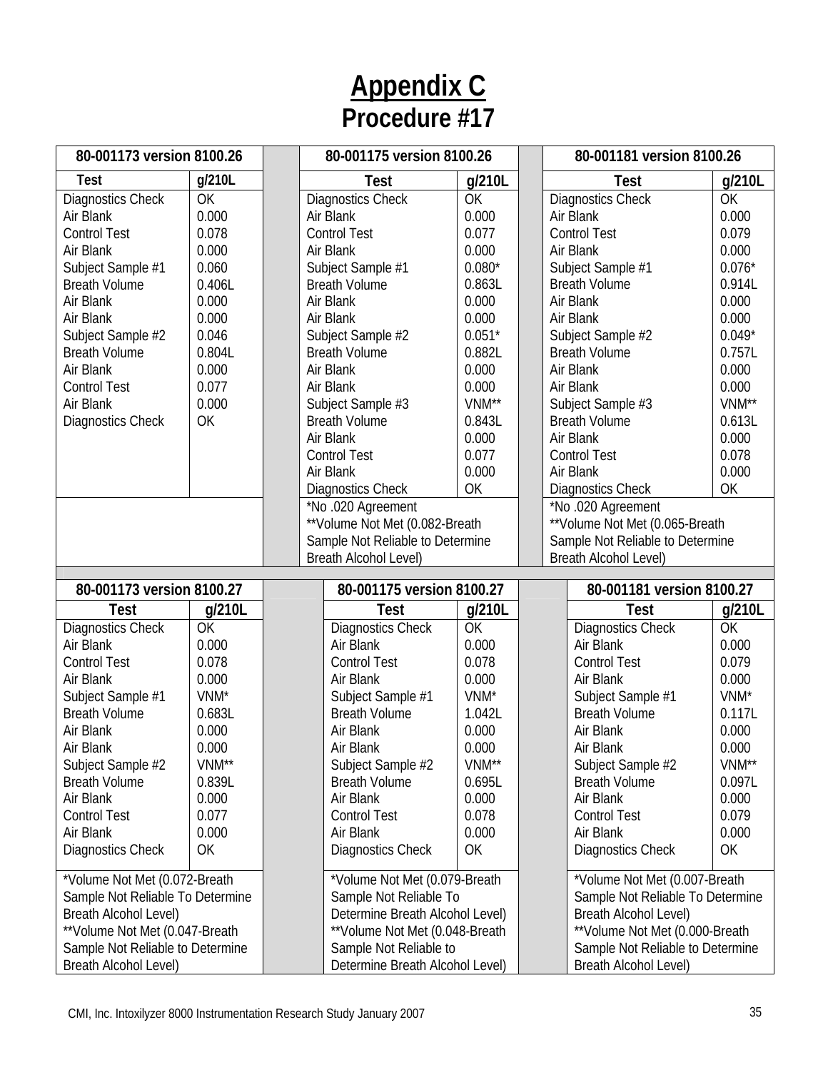# Appendix C
## Procedure #17

| 80-001173 version 8100.26 | |
|---|---|
| **Test** | **g/210L** |
| Diagnostics Check | OK |
| Air Blank | 0.000 |
| Control Test | 0.078 |
| Air Blank | 0.000 |
| Subject Sample #1 | 0.060 |
| Breath Volume | 0.406L |
| Air Blank | 0.000 |
| Air Blank | 0.000 |
| Subject Sample #2 | 0.046 |
| Breath Volume | 0.804L |
| Air Blank | 0.000 |
| Control Test | 0.077 |
| Air Blank | 0.000 |
| Diagnostics Check | OK |

| 80-001175 version 8100.26 | |
|---|---|
| **Test** | **g/210L** |
| Diagnostics Check | OK |
| Air Blank | 0.000 |
| Control Test | 0.077 |
| Air Blank | 0.000 |
| Subject Sample #1 | 0.080* |
| Breath Volume | 0.863L |
| Air Blank | 0.000 |
| Air Blank | 0.000 |
| Subject Sample #2 | 0.051* |
| Breath Volume | 0.882L |
| Air Blank | 0.000 |
| Air Blank | 0.000 |
| Subject Sample #3 | VNM** |
| Breath Volume | 0.843L |
| Air Blank | 0.000 |
| Control Test | 0.077 |
| Air Blank | 0.000 |
| Diagnostics Check | OK |
| *No .020 Agreement<br>**Volume Not Met (0.082-Breath Sample Not Reliable to Determine Breath Alcohol Level) | |

| 80-001181 version 8100.26 | |
|---|---|
| **Test** | **g/210L** |
| Diagnostics Check | OK |
| Air Blank | 0.000 |
| Control Test | 0.079 |
| Air Blank | 0.000 |
| Subject Sample #1 | 0.076* |
| Breath Volume | 0.914L |
| Air Blank | 0.000 |
| Air Blank | 0.000 |
| Subject Sample #2 | 0.049* |
| Breath Volume | 0.757L |
| Air Blank | 0.000 |
| Air Blank | 0.000 |
| Subject Sample #3 | VNM** |
| Breath Volume | 0.613L |
| Air Blank | 0.000 |
| Control Test | 0.078 |
| Air Blank | 0.000 |
| Diagnostics Check | OK |
| *No .020 Agreement<br>**Volume Not Met (0.065-Breath Sample Not Reliable to Determine Breath Alcohol Level) | |

| 80-001173 version 8100.27 | |
|---|---|
| **Test** | **g/210L** |
| Diagnostics Check | OK |
| Air Blank | 0.000 |
| Control Test | 0.078 |
| Air Blank | 0.000 |
| Subject Sample #1 | VNM* |
| Breath Volume | 0.683L |
| Air Blank | 0.000 |
| Air Blank | 0.000 |
| Subject Sample #2 | VNM** |
| Breath Volume | 0.839L |
| Air Blank | 0.000 |
| Control Test | 0.077 |
| Air Blank | 0.000 |
| Diagnostics Check | OK |
| *Volume Not Met (0.072-Breath Sample Not Reliable To Determine Breath Alcohol Level)<br>**Volume Not Met (0.047-Breath Sample Not Reliable to Determine Breath Alcohol Level) | |

| 80-001175 version 8100.27 | |
|---|---|
| **Test** | **g/210L** |
| Diagnostics Check | OK |
| Air Blank | 0.000 |
| Control Test | 0.078 |
| Air Blank | 0.000 |
| Subject Sample #1 | VNM* |
| Breath Volume | 1.042L |
| Air Blank | 0.000 |
| Air Blank | 0.000 |
| Subject Sample #2 | VNM** |
| Breath Volume | 0.695L |
| Air Blank | 0.000 |
| Control Test | 0.078 |
| Air Blank | 0.000 |
| Diagnostics Check | OK |
| *Volume Not Met (0.079-Breath Sample Not Reliable To Determine Breath Alcohol Level)<br>**Volume Not Met (0.048-Breath Sample Not Reliable to Determine Breath Alcohol Level) | |

| 80-001181 version 8100.27 | |
|---|---|
| **Test** | **g/210L** |
| Diagnostics Check | OK |
| Air Blank | 0.000 |
| Control Test | 0.079 |
| Air Blank | 0.000 |
| Subject Sample #1 | VNM* |
| Breath Volume | 0.117L |
| Air Blank | 0.000 |
| Air Blank | 0.000 |
| Subject Sample #2 | VNM** |
| Breath Volume | 0.097L |
| Air Blank | 0.000 |
| Control Test | 0.079 |
| Air Blank | 0.000 |
| Diagnostics Check | OK |
| *Volume Not Met (0.007-Breath Sample Not Reliable To Determine Breath Alcohol Level)<br>**Volume Not Met (0.000-Breath Sample Not Reliable to Determine Breath Alcohol Level) | |

CMI, Inc. Intoxilyzer 8000 Instrumentation Research Study January 2007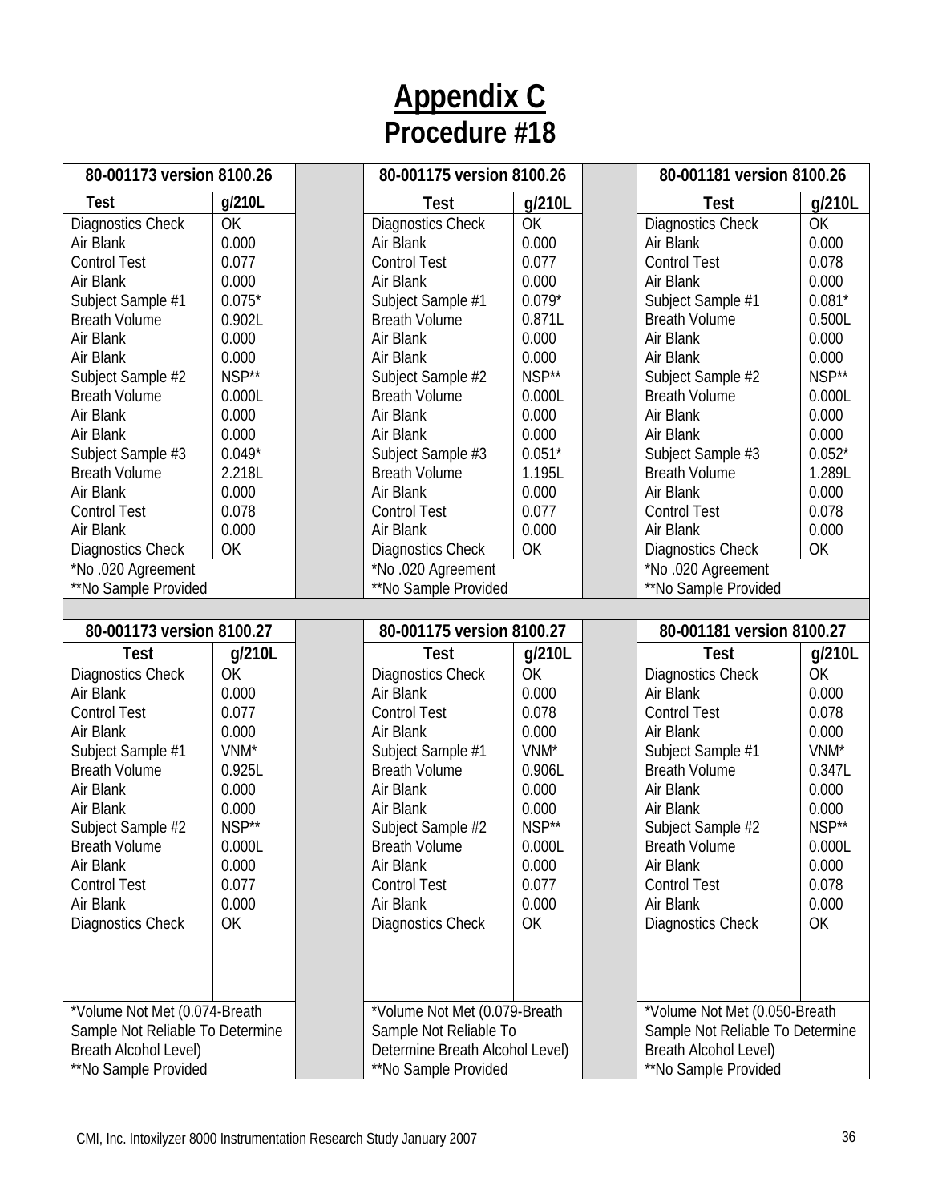# Appendix C

## Procedure #18

| 80-001173 version 8100.26 | |
|---|---|
| Test | g/210L |
| Diagnostics Check | OK |
| Air Blank | 0.000 |
| Control Test | 0.077 |
| Air Blank | 0.000 |
| Subject Sample #1 | 0.075* |
| Breath Volume | 0.902L |
| Air Blank | 0.000 |
| Air Blank | 0.000 |
| Subject Sample #2 | NSP** |
| Breath Volume | 0.000L |
| Air Blank | 0.000 |
| Air Blank | 0.000 |
| Subject Sample #3 | 0.049* |
| Breath Volume | 2.218L |
| Air Blank | 0.000 |
| Control Test | 0.078 |
| Air Blank | 0.000 |
| Diagnostics Check | OK |

*No .020 Agreement
**No Sample Provided

| 80-001175 version 8100.26 | |
|---|---|
| Test | g/210L |
| Diagnostics Check | OK |
| Air Blank | 0.000 |
| Control Test | 0.077 |
| Air Blank | 0.000 |
| Subject Sample #1 | 0.079* |
| Breath Volume | 0.871L |
| Air Blank | 0.000 |
| Air Blank | 0.000 |
| Subject Sample #2 | NSP** |
| Breath Volume | 0.000L |
| Air Blank | 0.000 |
| Air Blank | 0.000 |
| Subject Sample #3 | 0.051* |
| Breath Volume | 1.195L |
| Air Blank | 0.000 |
| Control Test | 0.077 |
| Air Blank | 0.000 |
| Diagnostics Check | OK |

*No .020 Agreement
**No Sample Provided

| 80-001181 version 8100.26 | |
|---|---|
| Test | g/210L |
| Diagnostics Check | OK |
| Air Blank | 0.000 |
| Control Test | 0.078 |
| Air Blank | 0.000 |
| Subject Sample #1 | 0.081* |
| Breath Volume | 0.500L |
| Air Blank | 0.000 |
| Air Blank | 0.000 |
| Subject Sample #2 | NSP** |
| Breath Volume | 0.000L |
| Air Blank | 0.000 |
| Air Blank | 0.000 |
| Subject Sample #3 | 0.052* |
| Breath Volume | 1.289L |
| Air Blank | 0.000 |
| Control Test | 0.078 |
| Air Blank | 0.000 |
| Diagnostics Check | OK |

*No .020 Agreement
**No Sample Provided

| 80-001173 version 8100.27 | |
|---|---|
| Test | g/210L |
| Diagnostics Check | OK |
| Air Blank | 0.000 |
| Control Test | 0.077 |
| Air Blank | 0.000 |
| Subject Sample #1 | VNM* |
| Breath Volume | 0.925L |
| Air Blank | 0.000 |
| Air Blank | 0.000 |
| Subject Sample #2 | NSP** |
| Breath Volume | 0.000L |
| Air Blank | 0.000 |
| Control Test | 0.077 |
| Air Blank | 0.000 |
| Diagnostics Check | OK |

*Volume Not Met (0.074-Breath Sample Not Reliable To Determine Breath Alcohol Level)
**No Sample Provided

| 80-001175 version 8100.27 | |
|---|---|
| Test | g/210L |
| Diagnostics Check | OK |
| Air Blank | 0.000 |
| Control Test | 0.078 |
| Air Blank | 0.000 |
| Subject Sample #1 | VNM* |
| Breath Volume | 0.906L |
| Air Blank | 0.000 |
| Air Blank | 0.000 |
| Subject Sample #2 | NSP** |
| Breath Volume | 0.000L |
| Air Blank | 0.000 |
| Control Test | 0.077 |
| Air Blank | 0.000 |
| Diagnostics Check | OK |

*Volume Not Met (0.079-Breath Sample Not Reliable To Determine Breath Alcohol Level)
**No Sample Provided

| 80-001181 version 8100.27 | |
|---|---|
| Test | g/210L |
| Diagnostics Check | OK |
| Air Blank | 0.000 |
| Control Test | 0.078 |
| Air Blank | 0.000 |
| Subject Sample #1 | VNM* |
| Breath Volume | 0.347L |
| Air Blank | 0.000 |
| Air Blank | 0.000 |
| Subject Sample #2 | NSP** |
| Breath Volume | 0.000L |
| Air Blank | 0.000 |
| Control Test | 0.078 |
| Air Blank | 0.000 |
| Diagnostics Check | OK |

*Volume Not Met (0.050-Breath Sample Not Reliable To Determine Breath Alcohol Level)
**No Sample Provided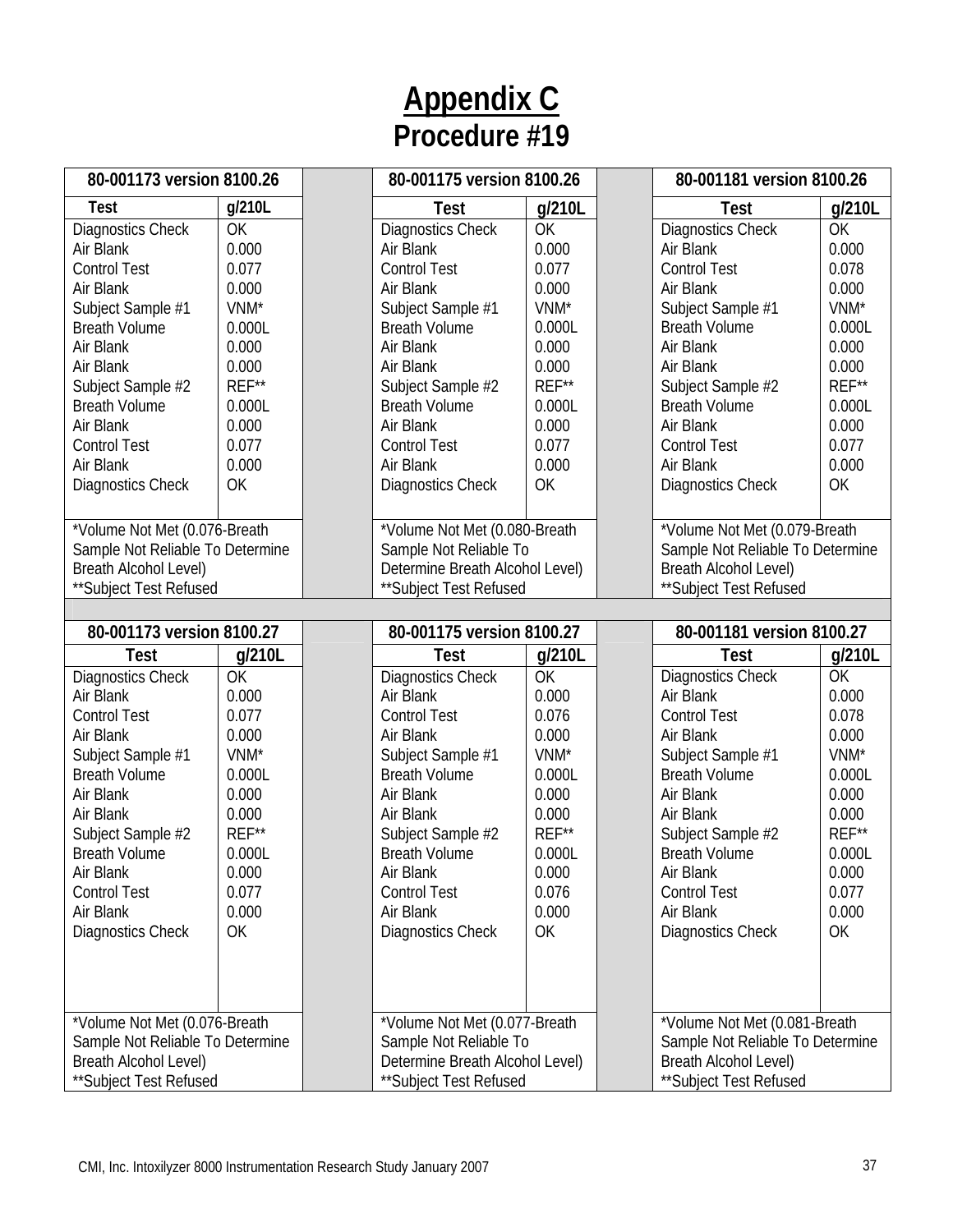# Appendix C

## Procedure #19

| 80-001173 version 8100.26 | | 80-001175 version 8100.26 | | 80-001181 version 8100.26 | |
|---|---|---|---|---|---|
| **Test** | **g/210L** | **Test** | **g/210L** | **Test** | **g/210L** |
| Diagnostics Check | OK | Diagnostics Check | OK | Diagnostics Check | OK |
| Air Blank | 0.000 | Air Blank | 0.000 | Air Blank | 0.000 |
| Control Test | 0.077 | Control Test | 0.077 | Control Test | 0.078 |
| Air Blank | 0.000 | Air Blank | 0.000 | Air Blank | 0.000 |
| Subject Sample #1 | VNM* | Subject Sample #1 | VNM* | Subject Sample #1 | VNM* |
| Breath Volume | 0.000L | Breath Volume | 0.000L | Breath Volume | 0.000L |
| Air Blank | 0.000 | Air Blank | 0.000 | Air Blank | 0.000 |
| Air Blank | 0.000 | Air Blank | 0.000 | Air Blank | 0.000 |
| Subject Sample #2 | REF** | Subject Sample #2 | REF** | Subject Sample #2 | REF** |
| Breath Volume | 0.000L | Breath Volume | 0.000L | Breath Volume | 0.000L |
| Air Blank | 0.000 | Air Blank | 0.000 | Air Blank | 0.000 |
| Control Test | 0.077 | Control Test | 0.077 | Control Test | 0.077 |
| Air Blank | 0.000 | Air Blank | 0.000 | Air Blank | 0.000 |
| Diagnostics Check | OK | Diagnostics Check | OK | Diagnostics Check | OK |
| *Volume Not Met (0.076-Breath Sample Not Reliable To Determine Breath Alcohol Level) **Subject Test Refused | | *Volume Not Met (0.080-Breath Sample Not Reliable To Determine Breath Alcohol Level) **Subject Test Refused | | *Volume Not Met (0.079-Breath Sample Not Reliable To Determine Breath Alcohol Level) **Subject Test Refused | |

| 80-001173 version 8100.27 | | 80-001175 version 8100.27 | | 80-001181 version 8100.27 | |
|---|---|---|---|---|---|
| **Test** | **g/210L** | **Test** | **g/210L** | **Test** | **g/210L** |
| Diagnostics Check | OK | Diagnostics Check | OK | Diagnostics Check | OK |
| Air Blank | 0.000 | Air Blank | 0.000 | Air Blank | 0.000 |
| Control Test | 0.077 | Control Test | 0.076 | Control Test | 0.078 |
| Air Blank | 0.000 | Air Blank | 0.000 | Air Blank | 0.000 |
| Subject Sample #1 | VNM* | Subject Sample #1 | VNM* | Subject Sample #1 | VNM* |
| Breath Volume | 0.000L | Breath Volume | 0.000L | Breath Volume | 0.000L |
| Air Blank | 0.000 | Air Blank | 0.000 | Air Blank | 0.000 |
| Air Blank | 0.000 | Air Blank | 0.000 | Air Blank | 0.000 |
| Subject Sample #2 | REF** | Subject Sample #2 | REF** | Subject Sample #2 | REF** |
| Breath Volume | 0.000L | Breath Volume | 0.000L | Breath Volume | 0.000L |
| Air Blank | 0.000 | Air Blank | 0.000 | Air Blank | 0.000 |
| Control Test | 0.077 | Control Test | 0.076 | Control Test | 0.077 |
| Air Blank | 0.000 | Air Blank | 0.000 | Air Blank | 0.000 |
| Diagnostics Check | OK | Diagnostics Check | OK | Diagnostics Check | OK |
| *Volume Not Met (0.076-Breath Sample Not Reliable To Determine Breath Alcohol Level) **Subject Test Refused | | *Volume Not Met (0.077-Breath Sample Not Reliable To Determine Breath Alcohol Level) **Subject Test Refused | | *Volume Not Met (0.081-Breath Sample Not Reliable To Determine Breath Alcohol Level) **Subject Test Refused | |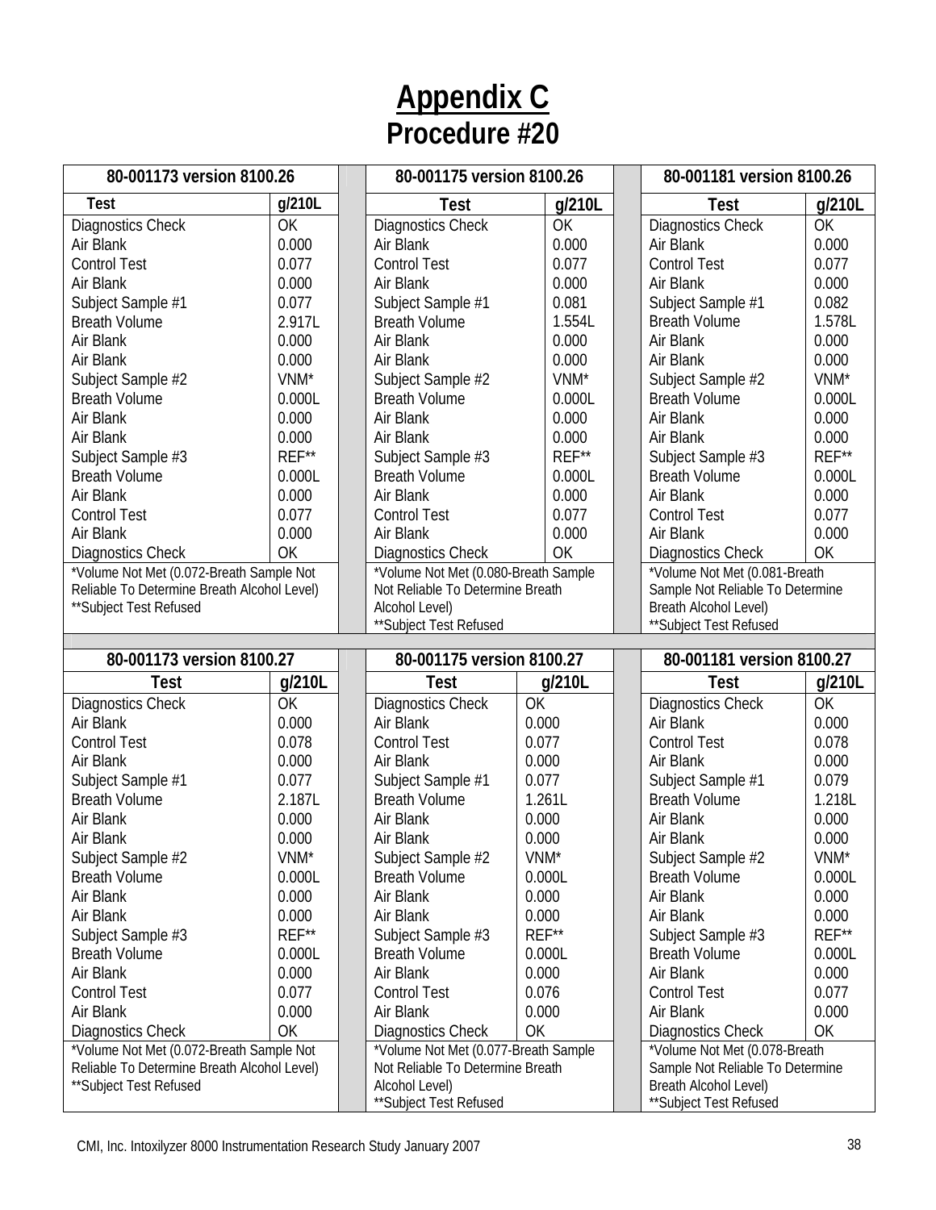# Appendix C

## Procedure #20

| 80-001173 version 8100.26 | |
|---|---|
| **Test** | **g/210L** |
| Diagnostics Check | OK |
| Air Blank | 0.000 |
| Control Test | 0.077 |
| Air Blank | 0.000 |
| Subject Sample #1 | 0.077 |
| Breath Volume | 2.917L |
| Air Blank | 0.000 |
| Air Blank | 0.000 |
| Subject Sample #2 | VNM* |
| Breath Volume | 0.000L |
| Air Blank | 0.000 |
| Air Blank | 0.000 |
| Subject Sample #3 | REF** |
| Breath Volume | 0.000L |
| Air Blank | 0.000 |
| Control Test | 0.077 |
| Air Blank | 0.000 |
| Diagnostics Check | OK |

*Volume Not Met (0.072-Breath Sample Not Reliable To Determine Breath Alcohol Level)
**Subject Test Refused

| 80-001175 version 8100.26 | |
|---|---|
| **Test** | **g/210L** |
| Diagnostics Check | OK |
| Air Blank | 0.000 |
| Control Test | 0.077 |
| Air Blank | 0.000 |
| Subject Sample #1 | 0.081 |
| Breath Volume | 1.554L |
| Air Blank | 0.000 |
| Air Blank | 0.000 |
| Subject Sample #2 | VNM* |
| Breath Volume | 0.000L |
| Air Blank | 0.000 |
| Air Blank | 0.000 |
| Subject Sample #3 | REF** |
| Breath Volume | 0.000L |
| Air Blank | 0.000 |
| Control Test | 0.077 |
| Air Blank | 0.000 |
| Diagnostics Check | OK |

*Volume Not Met (0.080-Breath Sample Not Reliable To Determine Breath Alcohol Level)
**Subject Test Refused

| 80-001181 version 8100.26 | |
|---|---|
| **Test** | **g/210L** |
| Diagnostics Check | OK |
| Air Blank | 0.000 |
| Control Test | 0.077 |
| Air Blank | 0.000 |
| Subject Sample #1 | 0.082 |
| Breath Volume | 1.578L |
| Air Blank | 0.000 |
| Air Blank | 0.000 |
| Subject Sample #2 | VNM* |
| Breath Volume | 0.000L |
| Air Blank | 0.000 |
| Air Blank | 0.000 |
| Subject Sample #3 | REF** |
| Breath Volume | 0.000L |
| Air Blank | 0.000 |
| Control Test | 0.077 |
| Air Blank | 0.000 |
| Diagnostics Check | OK |

*Volume Not Met (0.081-Breath Sample Not Reliable To Determine Breath Alcohol Level)
**Subject Test Refused

| 80-001173 version 8100.27 | |
|---|---|
| **Test** | **g/210L** |
| Diagnostics Check | OK |
| Air Blank | 0.000 |
| Control Test | 0.078 |
| Air Blank | 0.000 |
| Subject Sample #1 | 0.077 |
| Breath Volume | 2.187L |
| Air Blank | 0.000 |
| Air Blank | 0.000 |
| Subject Sample #2 | VNM* |
| Breath Volume | 0.000L |
| Air Blank | 0.000 |
| Air Blank | 0.000 |
| Subject Sample #3 | REF** |
| Breath Volume | 0.000L |
| Air Blank | 0.000 |
| Control Test | 0.077 |
| Air Blank | 0.000 |
| Diagnostics Check | OK |

*Volume Not Met (0.072-Breath Sample Not Reliable To Determine Breath Alcohol Level)
**Subject Test Refused

| 80-001175 version 8100.27 | |
|---|---|
| **Test** | **g/210L** |
| Diagnostics Check | OK |
| Air Blank | 0.000 |
| Control Test | 0.077 |
| Air Blank | 0.000 |
| Subject Sample #1 | 0.077 |
| Breath Volume | 1.261L |
| Air Blank | 0.000 |
| Air Blank | 0.000 |
| Subject Sample #2 | VNM* |
| Breath Volume | 0.000L |
| Air Blank | 0.000 |
| Air Blank | 0.000 |
| Subject Sample #3 | REF** |
| Breath Volume | 0.000L |
| Air Blank | 0.000 |
| Control Test | 0.076 |
| Air Blank | 0.000 |
| Diagnostics Check | OK |

*Volume Not Met (0.077-Breath Sample Not Reliable To Determine Breath Alcohol Level)
**Subject Test Refused

| 80-001181 version 8100.27 | |
|---|---|
| **Test** | **g/210L** |
| Diagnostics Check | OK |
| Air Blank | 0.000 |
| Control Test | 0.078 |
| Air Blank | 0.000 |
| Subject Sample #1 | 0.079 |
| Breath Volume | 1.218L |
| Air Blank | 0.000 |
| Air Blank | 0.000 |
| Subject Sample #2 | VNM* |
| Breath Volume | 0.000L |
| Air Blank | 0.000 |
| Air Blank | 0.000 |
| Subject Sample #3 | REF** |
| Breath Volume | 0.000L |
| Air Blank | 0.000 |
| Control Test | 0.077 |
| Air Blank | 0.000 |
| Diagnostics Check | OK |

*Volume Not Met (0.078-Breath Sample Not Reliable To Determine Breath Alcohol Level)
**Subject Test Refused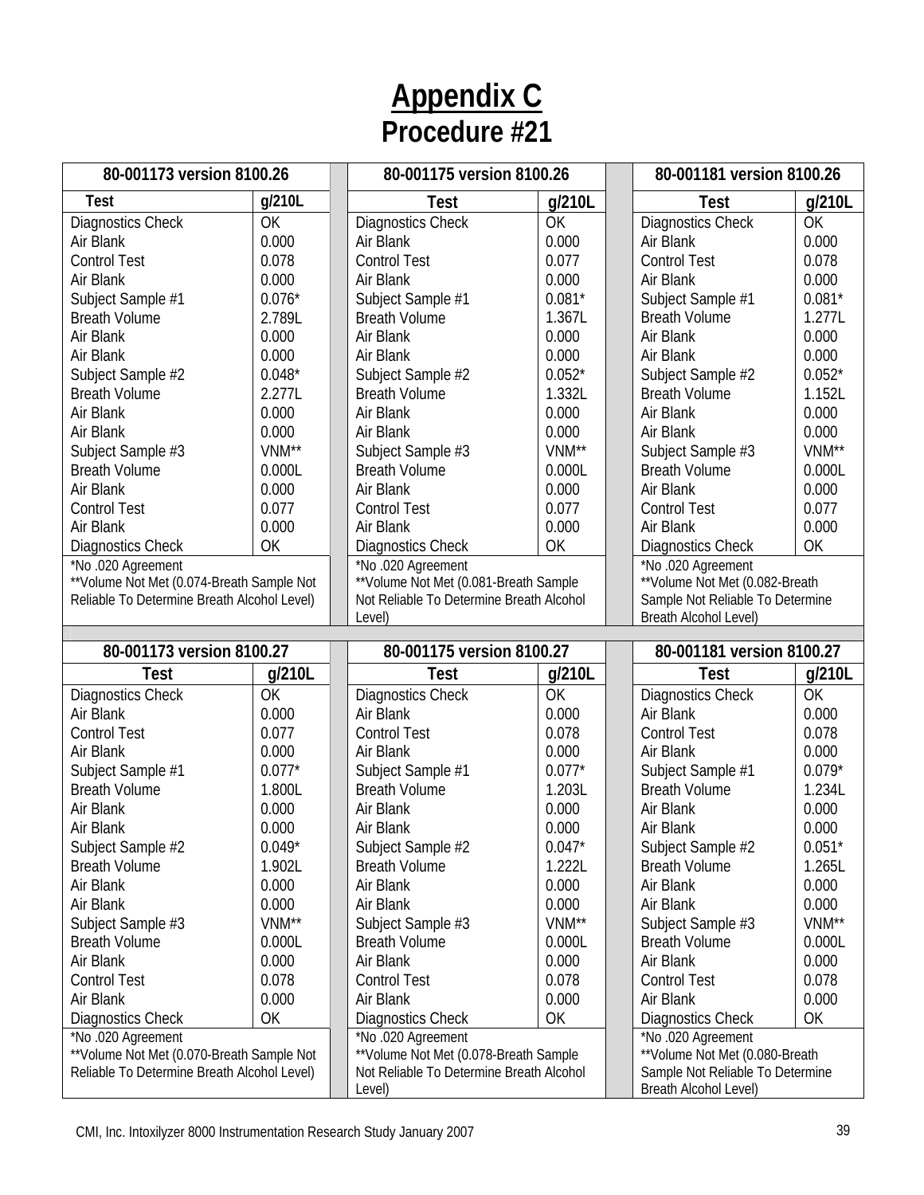# Appendix C
## Procedure #21

| 80-001173 version 8100.26 | |
|---|---|
| Test | g/210L |
| Diagnostics Check | OK |
| Air Blank | 0.000 |
| Control Test | 0.078 |
| Air Blank | 0.000 |
| Subject Sample #1 | 0.076* |
| Breath Volume | 2.789L |
| Air Blank | 0.000 |
| Air Blank | 0.000 |
| Subject Sample #2 | 0.048* |
| Breath Volume | 2.277L |
| Air Blank | 0.000 |
| Air Blank | 0.000 |
| Subject Sample #3 | VNM** |
| Breath Volume | 0.000L |
| Air Blank | 0.000 |
| Control Test | 0.077 |
| Air Blank | 0.000 |
| Diagnostics Check | OK |

*No .020 Agreement
**Volume Not Met (0.074-Breath Sample Not Reliable To Determine Breath Alcohol Level)

| 80-001175 version 8100.26 | |
|---|---|
| Test | g/210L |
| Diagnostics Check | OK |
| Air Blank | 0.000 |
| Control Test | 0.077 |
| Air Blank | 0.000 |
| Subject Sample #1 | 0.081* |
| Breath Volume | 1.367L |
| Air Blank | 0.000 |
| Air Blank | 0.000 |
| Subject Sample #2 | 0.052* |
| Breath Volume | 1.332L |
| Air Blank | 0.000 |
| Air Blank | 0.000 |
| Subject Sample #3 | VNM** |
| Breath Volume | 0.000L |
| Air Blank | 0.000 |
| Control Test | 0.077 |
| Air Blank | 0.000 |
| Diagnostics Check | OK |

*No .020 Agreement
**Volume Not Met (0.081-Breath Sample Not Reliable To Determine Breath Alcohol Level)

| 80-001181 version 8100.26 | |
|---|---|
| Test | g/210L |
| Diagnostics Check | OK |
| Air Blank | 0.000 |
| Control Test | 0.078 |
| Air Blank | 0.000 |
| Subject Sample #1 | 0.081* |
| Breath Volume | 1.277L |
| Air Blank | 0.000 |
| Air Blank | 0.000 |
| Subject Sample #2 | 0.052* |
| Breath Volume | 1.152L |
| Air Blank | 0.000 |
| Air Blank | 0.000 |
| Subject Sample #3 | VNM** |
| Breath Volume | 0.000L |
| Air Blank | 0.000 |
| Control Test | 0.077 |
| Air Blank | 0.000 |
| Diagnostics Check | OK |

*No .020 Agreement
**Volume Not Met (0.082-Breath Sample Not Reliable To Determine Breath Alcohol Level)

| 80-001173 version 8100.27 | |
|---|---|
| Test | g/210L |
| Diagnostics Check | OK |
| Air Blank | 0.000 |
| Control Test | 0.077 |
| Air Blank | 0.000 |
| Subject Sample #1 | 0.077* |
| Breath Volume | 1.800L |
| Air Blank | 0.000 |
| Air Blank | 0.000 |
| Subject Sample #2 | 0.049* |
| Breath Volume | 1.902L |
| Air Blank | 0.000 |
| Air Blank | 0.000 |
| Subject Sample #3 | VNM** |
| Breath Volume | 0.000L |
| Air Blank | 0.000 |
| Control Test | 0.078 |
| Air Blank | 0.000 |
| Diagnostics Check | OK |

*No .020 Agreement
**Volume Not Met (0.070-Breath Sample Not Reliable To Determine Breath Alcohol Level)

| 80-001175 version 8100.27 | |
|---|---|
| Test | g/210L |
| Diagnostics Check | OK |
| Air Blank | 0.000 |
| Control Test | 0.078 |
| Air Blank | 0.000 |
| Subject Sample #1 | 0.077* |
| Breath Volume | 1.203L |
| Air Blank | 0.000 |
| Air Blank | 0.000 |
| Subject Sample #2 | 0.047* |
| Breath Volume | 1.222L |
| Air Blank | 0.000 |
| Air Blank | 0.000 |
| Subject Sample #3 | VNM** |
| Breath Volume | 0.000L |
| Air Blank | 0.000 |
| Control Test | 0.078 |
| Air Blank | 0.000 |
| Diagnostics Check | OK |

*No .020 Agreement
**Volume Not Met (0.078-Breath Sample Not Reliable To Determine Breath Alcohol Level)

| 80-001181 version 8100.27 | |
|---|---|
| Test | g/210L |
| Diagnostics Check | OK |
| Air Blank | 0.000 |
| Control Test | 0.078 |
| Air Blank | 0.000 |
| Subject Sample #1 | 0.079* |
| Breath Volume | 1.234L |
| Air Blank | 0.000 |
| Air Blank | 0.000 |
| Subject Sample #2 | 0.051* |
| Breath Volume | 1.265L |
| Air Blank | 0.000 |
| Air Blank | 0.000 |
| Subject Sample #3 | VNM** |
| Breath Volume | 0.000L |
| Air Blank | 0.000 |
| Control Test | 0.078 |
| Air Blank | 0.000 |
| Diagnostics Check | OK |

*No .020 Agreement
**Volume Not Met (0.080-Breath Sample Not Reliable To Determine Breath Alcohol Level)